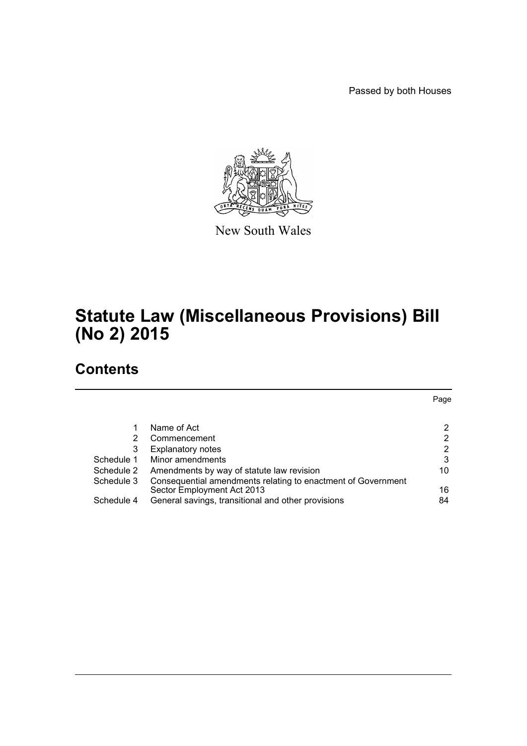Passed by both Houses

New South Wales

# Statute Law (Miscellaneous Provisions) Bill (No 2) 2015

## Contents

| | | Page |
|---|---|---|
| 1 | Name of Act | 2 |
| 2 | Commencement | 2 |
| 3 | Explanatory notes | 2 |
| Schedule 1 | Minor amendments | 3 |
| Schedule 2 | Amendments by way of statute law revision | 10 |
| Schedule 3 | Consequential amendments relating to enactment of Government Sector Employment Act 2013 | 16 |
| Schedule 4 | General savings, transitional and other provisions | 84 |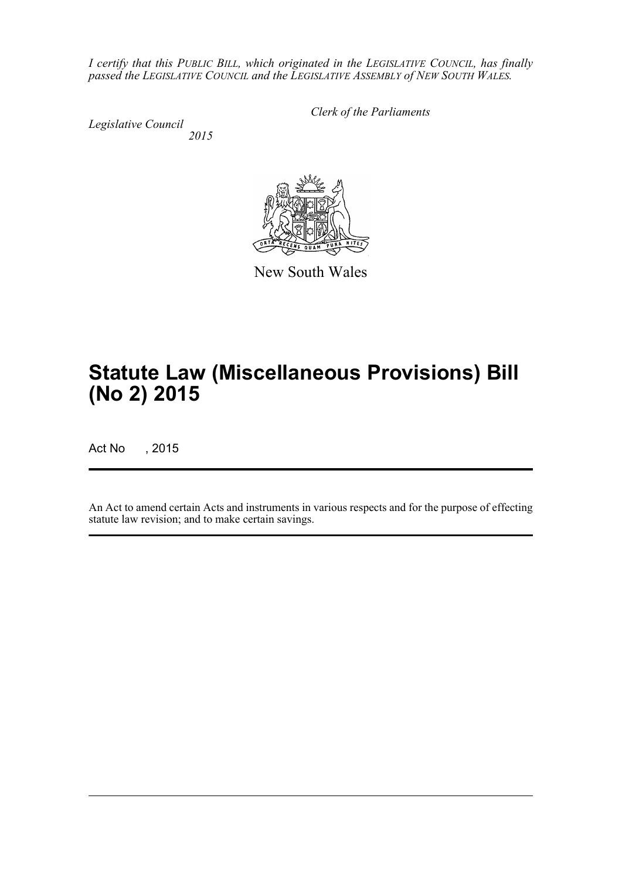*I certify that this PUBLIC BILL, which originated in the LEGISLATIVE COUNCIL, has finally passed the LEGISLATIVE COUNCIL and the LEGISLATIVE ASSEMBLY of NEW SOUTH WALES.*

*Clerk of the Parliaments*

*Legislative Council*
*2015*

New South Wales

# Statute Law (Miscellaneous Provisions) Bill (No 2) 2015

Act No , 2015

An Act to amend certain Acts and instruments in various respects and for the purpose of effecting statute law revision; and to make certain savings.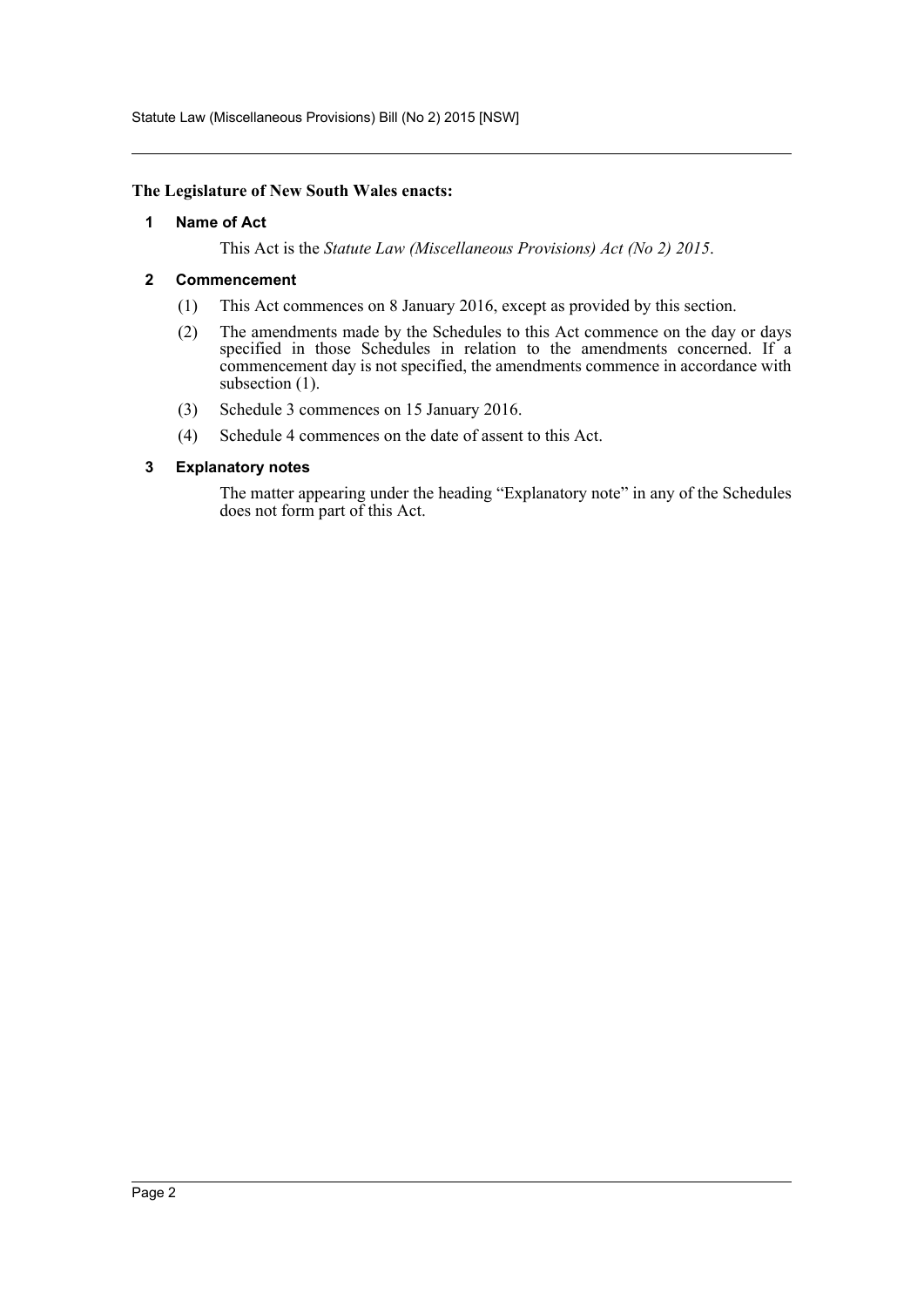**The Legislature of New South Wales enacts:**

## 1 Name of Act

This Act is the *Statute Law (Miscellaneous Provisions) Act (No 2) 2015*.

## 2 Commencement

(1) This Act commences on 8 January 2016, except as provided by this section.

(2) The amendments made by the Schedules to this Act commence on the day or days specified in those Schedules in relation to the amendments concerned. If a commencement day is not specified, the amendments commence in accordance with subsection (1).

(3) Schedule 3 commences on 15 January 2016.

(4) Schedule 4 commences on the date of assent to this Act.

## 3 Explanatory notes

The matter appearing under the heading "Explanatory note" in any of the Schedules does not form part of this Act.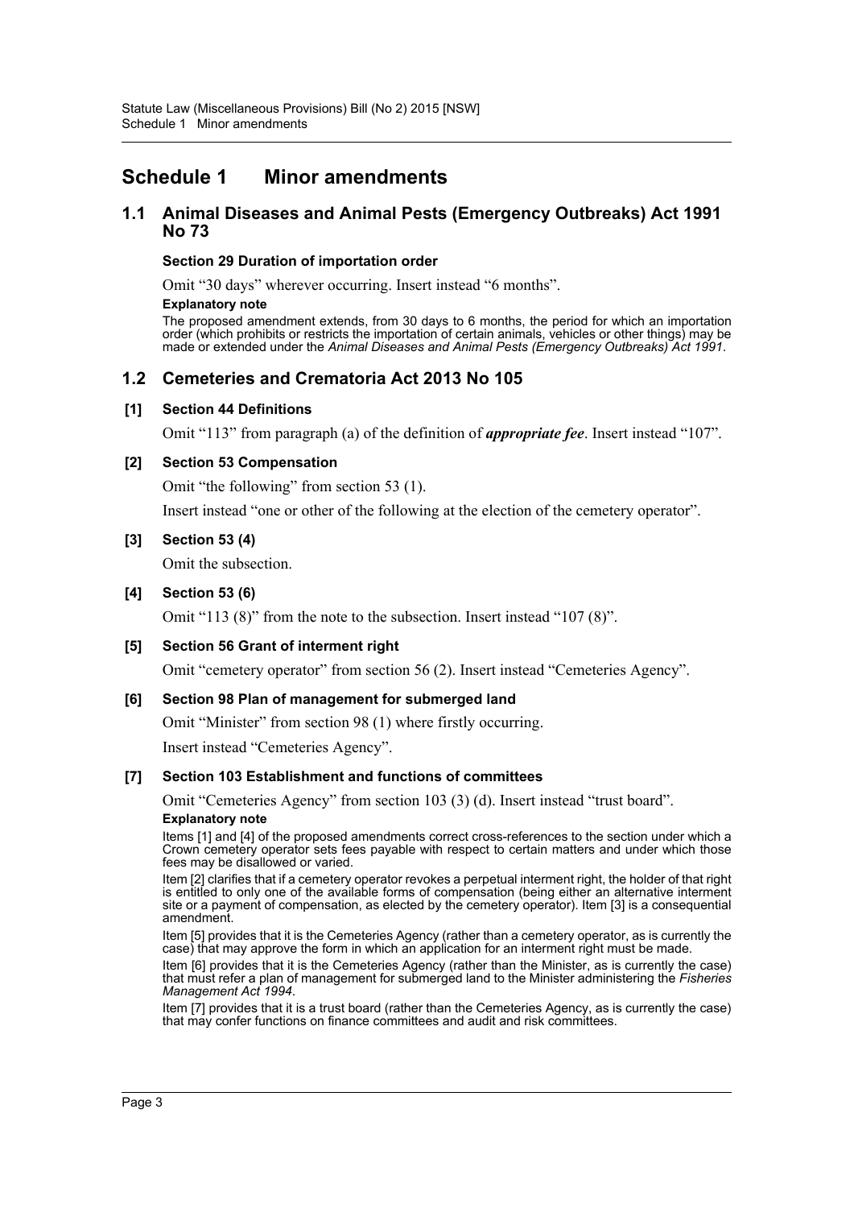# Schedule 1 Minor amendments

## 1.1 Animal Diseases and Animal Pests (Emergency Outbreaks) Act 1991 No 73

**Section 29 Duration of importation order**

Omit "30 days" wherever occurring. Insert instead "6 months".

**Explanatory note**

The proposed amendment extends, from 30 days to 6 months, the period for which an importation order (which prohibits or restricts the importation of certain animals, vehicles or other things) may be made or extended under the *Animal Diseases and Animal Pests (Emergency Outbreaks) Act 1991*.

## 1.2 Cemeteries and Crematoria Act 2013 No 105

**[1] Section 44 Definitions**

Omit "113" from paragraph (a) of the definition of ***appropriate fee***. Insert instead "107".

**[2] Section 53 Compensation**

Omit "the following" from section 53 (1).

Insert instead "one or other of the following at the election of the cemetery operator".

**[3] Section 53 (4)**

Omit the subsection.

**[4] Section 53 (6)**

Omit "113 (8)" from the note to the subsection. Insert instead "107 (8)".

**[5] Section 56 Grant of interment right**

Omit "cemetery operator" from section 56 (2). Insert instead "Cemeteries Agency".

**[6] Section 98 Plan of management for submerged land**

Omit "Minister" from section 98 (1) where firstly occurring.

Insert instead "Cemeteries Agency".

**[7] Section 103 Establishment and functions of committees**

Omit "Cemeteries Agency" from section 103 (3) (d). Insert instead "trust board".

**Explanatory note**

Items [1] and [4] of the proposed amendments correct cross-references to the section under which a Crown cemetery operator sets fees payable with respect to certain matters and under which those fees may be disallowed or varied.

Item [2] clarifies that if a cemetery operator revokes a perpetual interment right, the holder of that right is entitled to only one of the available forms of compensation (being either an alternative interment site or a payment of compensation, as elected by the cemetery operator). Item [3] is a consequential amendment.

Item [5] provides that it is the Cemeteries Agency (rather than a cemetery operator, as is currently the case) that may approve the form in which an application for an interment right must be made.

Item [6] provides that it is the Cemeteries Agency (rather than the Minister, as is currently the case) that must refer a plan of management for submerged land to the Minister administering the *Fisheries Management Act 1994*.

Item [7] provides that it is a trust board (rather than the Cemeteries Agency, as is currently the case) that may confer functions on finance committees and audit and risk committees.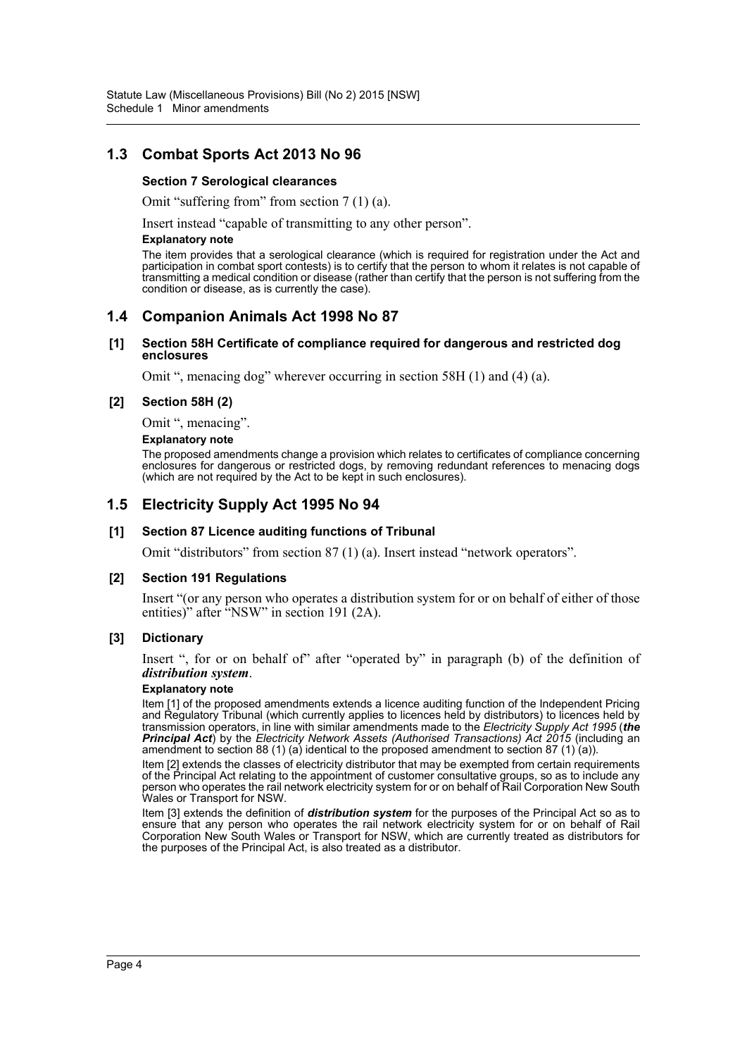## 1.3 Combat Sports Act 2013 No 96

**Section 7 Serological clearances**

Omit "suffering from" from section 7 (1) (a).

Insert instead "capable of transmitting to any other person".

**Explanatory note**

The item provides that a serological clearance (which is required for registration under the Act and participation in combat sport contests) is to certify that the person to whom it relates is not capable of transmitting a medical condition or disease (rather than certify that the person is not suffering from the condition or disease, as is currently the case).

## 1.4 Companion Animals Act 1998 No 87

**[1] Section 58H Certificate of compliance required for dangerous and restricted dog enclosures**

Omit ", menacing dog" wherever occurring in section 58H (1) and (4) (a).

**[2] Section 58H (2)**

Omit ", menacing".

**Explanatory note**

The proposed amendments change a provision which relates to certificates of compliance concerning enclosures for dangerous or restricted dogs, by removing redundant references to menacing dogs (which are not required by the Act to be kept in such enclosures).

## 1.5 Electricity Supply Act 1995 No 94

**[1] Section 87 Licence auditing functions of Tribunal**

Omit "distributors" from section 87 (1) (a). Insert instead "network operators".

**[2] Section 191 Regulations**

Insert "(or any person who operates a distribution system for or on behalf of either of those entities)" after "NSW" in section 191 (2A).

**[3] Dictionary**

Insert ", for or on behalf of" after "operated by" in paragraph (b) of the definition of ***distribution system***.

**Explanatory note**

Item [1] of the proposed amendments extends a licence auditing function of the Independent Pricing and Regulatory Tribunal (which currently applies to licences held by distributors) to licences held by transmission operators, in line with similar amendments made to the *Electricity Supply Act 1995* (***the Principal Act***) by the *Electricity Network Assets (Authorised Transactions) Act 2015* (including an amendment to section 88 (1) (a) identical to the proposed amendment to section 87 (1) (a)).

Item [2] extends the classes of electricity distributor that may be exempted from certain requirements of the Principal Act relating to the appointment of customer consultative groups, so as to include any person who operates the rail network electricity system for or on behalf of Rail Corporation New South Wales or Transport for NSW.

Item [3] extends the definition of ***distribution system*** for the purposes of the Principal Act so as to ensure that any person who operates the rail network electricity system for or on behalf of Rail Corporation New South Wales or Transport for NSW, which are currently treated as distributors for the purposes of the Principal Act, is also treated as a distributor.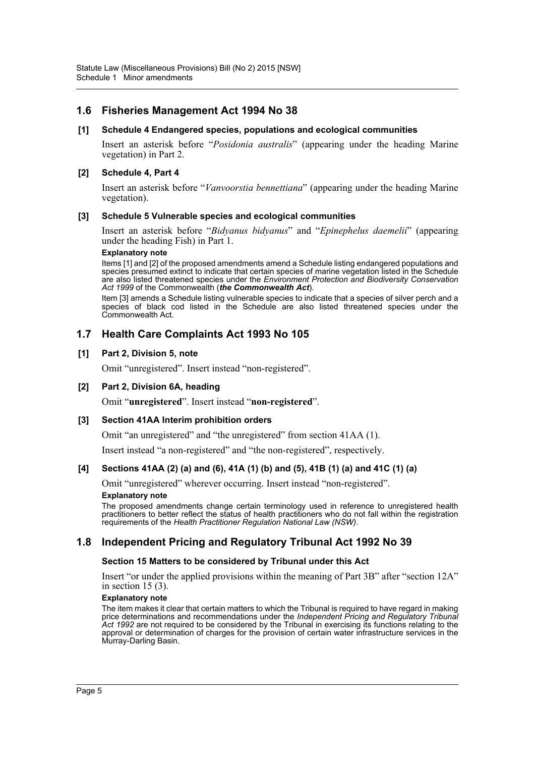## 1.6 Fisheries Management Act 1994 No 38

### [1] Schedule 4 Endangered species, populations and ecological communities

Insert an asterisk before "*Posidonia australis*" (appearing under the heading Marine vegetation) in Part 2.

### [2] Schedule 4, Part 4

Insert an asterisk before "*Vanvoorstia bennettiana*" (appearing under the heading Marine vegetation).

### [3] Schedule 5 Vulnerable species and ecological communities

Insert an asterisk before "*Bidyanus bidyanus*" and "*Epinephelus daemelii*" (appearing under the heading Fish) in Part 1.

**Explanatory note**

Items [1] and [2] of the proposed amendments amend a Schedule listing endangered populations and species presumed extinct to indicate that certain species of marine vegetation listed in the Schedule are also listed threatened species under the *Environment Protection and Biodiversity Conservation Act 1999* of the Commonwealth (***the Commonwealth Act***).

Item [3] amends a Schedule listing vulnerable species to indicate that a species of silver perch and a species of black cod listed in the Schedule are also listed threatened species under the Commonwealth Act.

## 1.7 Health Care Complaints Act 1993 No 105

### [1] Part 2, Division 5, note

Omit "unregistered". Insert instead "non-registered".

### [2] Part 2, Division 6A, heading

Omit "**unregistered**". Insert instead "**non-registered**".

### [3] Section 41AA Interim prohibition orders

Omit "an unregistered" and "the unregistered" from section 41AA (1).

Insert instead "a non-registered" and "the non-registered", respectively.

### [4] Sections 41AA (2) (a) and (6), 41A (1) (b) and (5), 41B (1) (a) and 41C (1) (a)

Omit "unregistered" wherever occurring. Insert instead "non-registered".

**Explanatory note**

The proposed amendments change certain terminology used in reference to unregistered health practitioners to better reflect the status of health practitioners who do not fall within the registration requirements of the *Health Practitioner Regulation National Law (NSW)*.

## 1.8 Independent Pricing and Regulatory Tribunal Act 1992 No 39

### Section 15 Matters to be considered by Tribunal under this Act

Insert "or under the applied provisions within the meaning of Part 3B" after "section 12A" in section 15 (3).

**Explanatory note**

The item makes it clear that certain matters to which the Tribunal is required to have regard in making price determinations and recommendations under the *Independent Pricing and Regulatory Tribunal Act 1992* are not required to be considered by the Tribunal in exercising its functions relating to the approval or determination of charges for the provision of certain water infrastructure services in the Murray-Darling Basin.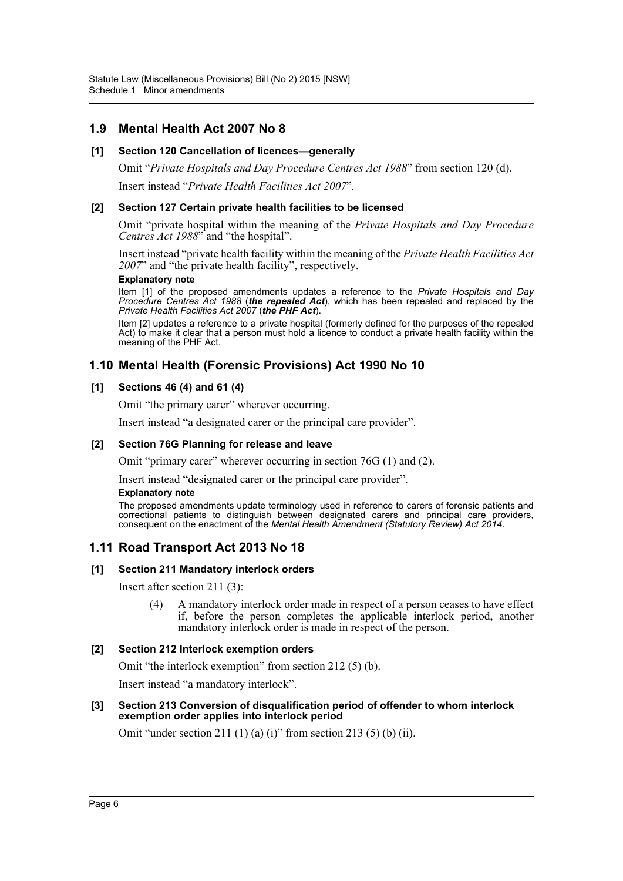## 1.9 Mental Health Act 2007 No 8

### [1] Section 120 Cancellation of licences—generally

Omit "*Private Hospitals and Day Procedure Centres Act 1988*" from section 120 (d).

Insert instead "*Private Health Facilities Act 2007*".

### [2] Section 127 Certain private health facilities to be licensed

Omit "private hospital within the meaning of the *Private Hospitals and Day Procedure Centres Act 1988*" and "the hospital".

Insert instead "private health facility within the meaning of the *Private Health Facilities Act 2007*" and "the private health facility", respectively.

**Explanatory note**

Item [1] of the proposed amendments updates a reference to the *Private Hospitals and Day Procedure Centres Act 1988* (***the repealed Act***), which has been repealed and replaced by the *Private Health Facilities Act 2007* (***the PHF Act***).

Item [2] updates a reference to a private hospital (formerly defined for the purposes of the repealed Act) to make it clear that a person must hold a licence to conduct a private health facility within the meaning of the PHF Act.

## 1.10 Mental Health (Forensic Provisions) Act 1990 No 10

### [1] Sections 46 (4) and 61 (4)

Omit "the primary carer" wherever occurring.

Insert instead "a designated carer or the principal care provider".

### [2] Section 76G Planning for release and leave

Omit "primary carer" wherever occurring in section 76G (1) and (2).

Insert instead "designated carer or the principal care provider".

**Explanatory note**

The proposed amendments update terminology used in reference to carers of forensic patients and correctional patients to distinguish between designated carers and principal care providers, consequent on the enactment of the *Mental Health Amendment (Statutory Review) Act 2014*.

## 1.11 Road Transport Act 2013 No 18

### [1] Section 211 Mandatory interlock orders

Insert after section 211 (3):

> (4) A mandatory interlock order made in respect of a person ceases to have effect if, before the person completes the applicable interlock period, another mandatory interlock order is made in respect of the person.

### [2] Section 212 Interlock exemption orders

Omit "the interlock exemption" from section 212 (5) (b).

Insert instead "a mandatory interlock".

### [3] Section 213 Conversion of disqualification period of offender to whom interlock exemption order applies into interlock period

Omit "under section 211 (1) (a) (i)" from section 213 (5) (b) (ii).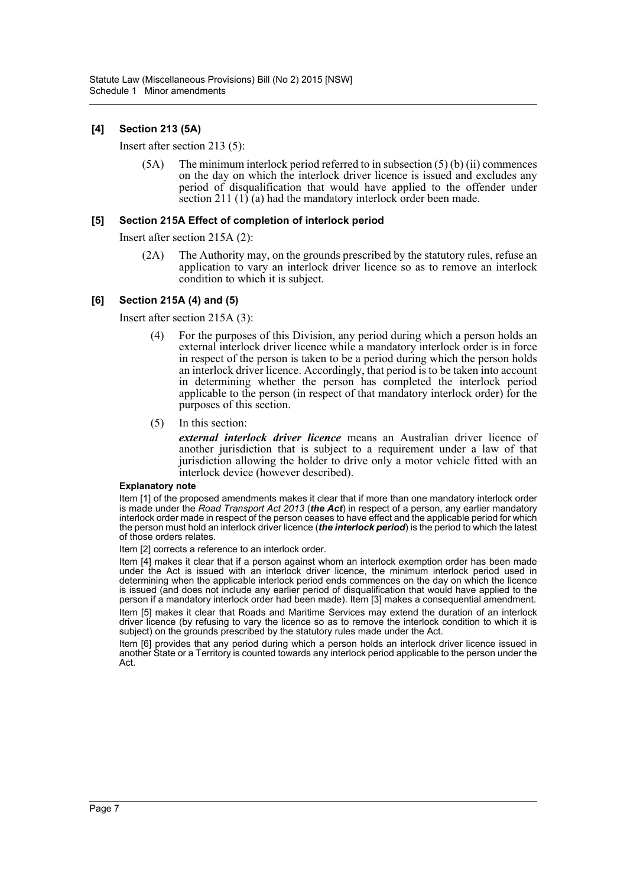### [4] Section 213 (5A)

Insert after section 213 (5):

> (5A) The minimum interlock period referred to in subsection (5) (b) (ii) commences on the day on which the interlock driver licence is issued and excludes any period of disqualification that would have applied to the offender under section 211 (1) (a) had the mandatory interlock order been made.

### [5] Section 215A Effect of completion of interlock period

Insert after section 215A (2):

> (2A) The Authority may, on the grounds prescribed by the statutory rules, refuse an application to vary an interlock driver licence so as to remove an interlock condition to which it is subject.

### [6] Section 215A (4) and (5)

Insert after section 215A (3):

> (4) For the purposes of this Division, any period during which a person holds an external interlock driver licence while a mandatory interlock order is in force in respect of the person is taken to be a period during which the person holds an interlock driver licence. Accordingly, that period is to be taken into account in determining whether the person has completed the interlock period applicable to the person (in respect of that mandatory interlock order) for the purposes of this section.
>
> (5) In this section:
>
> ***external interlock driver licence*** means an Australian driver licence of another jurisdiction that is subject to a requirement under a law of that jurisdiction allowing the holder to drive only a motor vehicle fitted with an interlock device (however described).

**Explanatory note**

Item [1] of the proposed amendments makes it clear that if more than one mandatory interlock order is made under the *Road Transport Act 2013* (***the Act***) in respect of a person, any earlier mandatory interlock order made in respect of the person ceases to have effect and the applicable period for which the person must hold an interlock driver licence (***the interlock period***) is the period to which the latest of those orders relates.

Item [2] corrects a reference to an interlock order.

Item [4] makes it clear that if a person against whom an interlock exemption order has been made under the Act is issued with an interlock driver licence, the minimum interlock period used in determining when the applicable interlock period ends commences on the day on which the licence is issued (and does not include any earlier period of disqualification that would have applied to the person if a mandatory interlock order had been made). Item [3] makes a consequential amendment.

Item [5] makes it clear that Roads and Maritime Services may extend the duration of an interlock driver licence (by refusing to vary the licence so as to remove the interlock condition to which it is subject) on the grounds prescribed by the statutory rules made under the Act.

Item [6] provides that any period during which a person holds an interlock driver licence issued in another State or a Territory is counted towards any interlock period applicable to the person under the Act.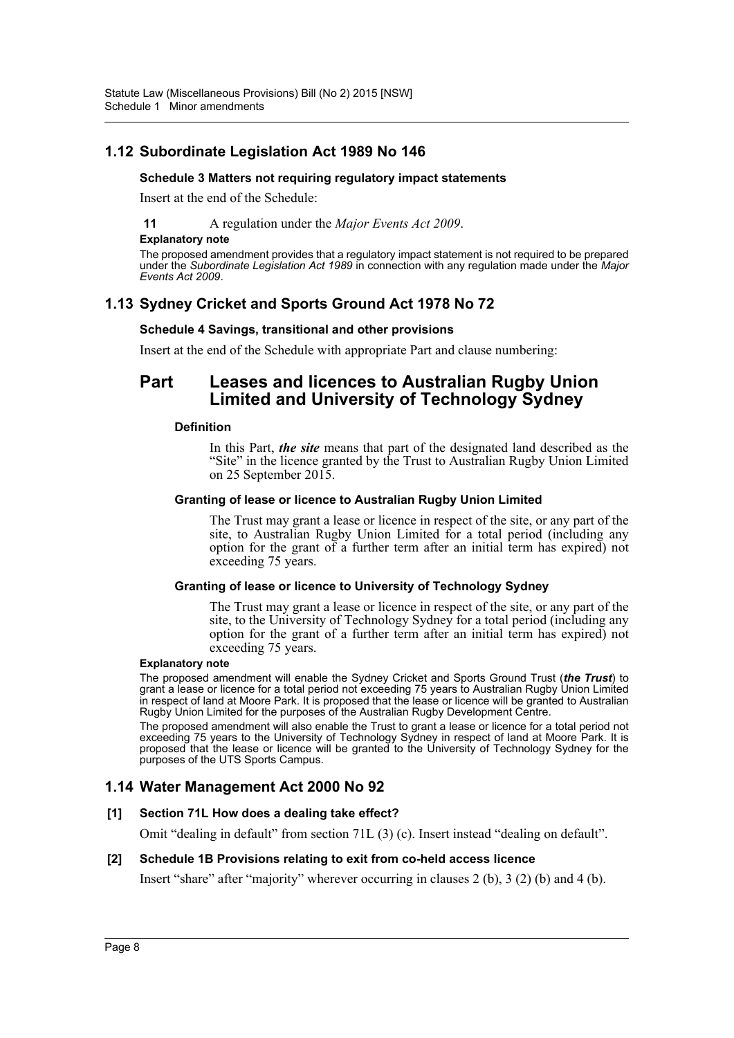## 1.12 Subordinate Legislation Act 1989 No 146

### Schedule 3 Matters not requiring regulatory impact statements

Insert at the end of the Schedule:

**11** A regulation under the *Major Events Act 2009*.

**Explanatory note**

The proposed amendment provides that a regulatory impact statement is not required to be prepared under the *Subordinate Legislation Act 1989* in connection with any regulation made under the *Major Events Act 2009*.

## 1.13 Sydney Cricket and Sports Ground Act 1978 No 72

### Schedule 4 Savings, transitional and other provisions

Insert at the end of the Schedule with appropriate Part and clause numbering:

# Part Leases and licences to Australian Rugby Union Limited and University of Technology Sydney

#### Definition

In this Part, ***the site*** means that part of the designated land described as the "Site" in the licence granted by the Trust to Australian Rugby Union Limited on 25 September 2015.

#### Granting of lease or licence to Australian Rugby Union Limited

The Trust may grant a lease or licence in respect of the site, or any part of the site, to Australian Rugby Union Limited for a total period (including any option for the grant of a further term after an initial term has expired) not exceeding 75 years.

#### Granting of lease or licence to University of Technology Sydney

The Trust may grant a lease or licence in respect of the site, or any part of the site, to the University of Technology Sydney for a total period (including any option for the grant of a further term after an initial term has expired) not exceeding 75 years.

**Explanatory note**

The proposed amendment will enable the Sydney Cricket and Sports Ground Trust (***the Trust***) to grant a lease or licence for a total period not exceeding 75 years to Australian Rugby Union Limited in respect of land at Moore Park. It is proposed that the lease or licence will be granted to Australian Rugby Union Limited for the purposes of the Australian Rugby Development Centre.

The proposed amendment will also enable the Trust to grant a lease or licence for a total period not exceeding 75 years to the University of Technology Sydney in respect of land at Moore Park. It is proposed that the lease or licence will be granted to the University of Technology Sydney for the purposes of the UTS Sports Campus.

## 1.14 Water Management Act 2000 No 92

### [1] Section 71L How does a dealing take effect?

Omit "dealing in default" from section 71L (3) (c). Insert instead "dealing on default".

### [2] Schedule 1B Provisions relating to exit from co-held access licence

Insert "share" after "majority" wherever occurring in clauses 2 (b), 3 (2) (b) and 4 (b).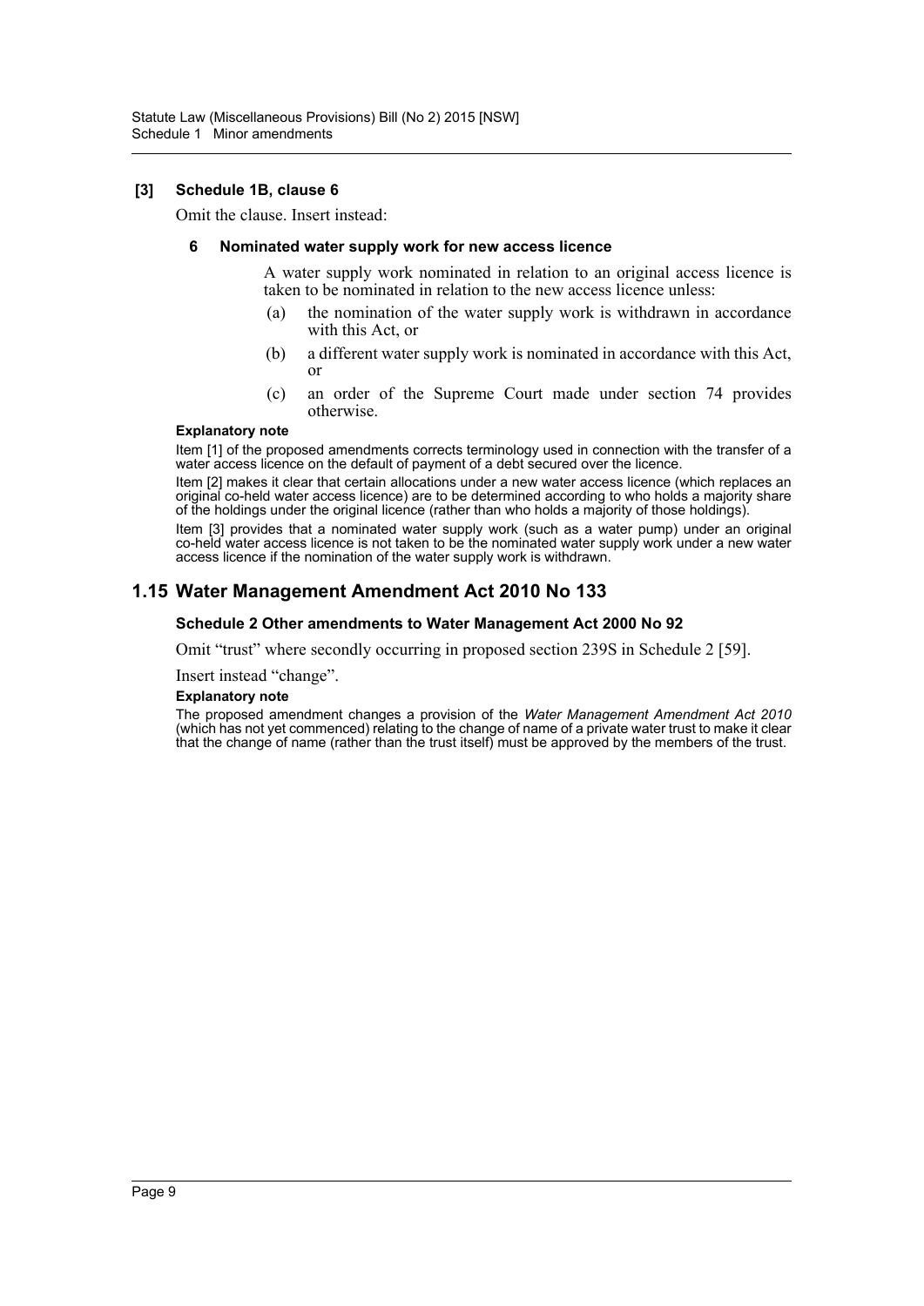**[3] Schedule 1B, clause 6**

Omit the clause. Insert instead:

**6 Nominated water supply work for new access licence**

A water supply work nominated in relation to an original access licence is taken to be nominated in relation to the new access licence unless:

(a) the nomination of the water supply work is withdrawn in accordance with this Act, or

(b) a different water supply work is nominated in accordance with this Act, or

(c) an order of the Supreme Court made under section 74 provides otherwise.

**Explanatory note**

Item [1] of the proposed amendments corrects terminology used in connection with the transfer of a water access licence on the default of payment of a debt secured over the licence.

Item [2] makes it clear that certain allocations under a new water access licence (which replaces an original co-held water access licence) are to be determined according to who holds a majority share of the holdings under the original licence (rather than who holds a majority of those holdings).

Item [3] provides that a nominated water supply work (such as a water pump) under an original co-held water access licence is not taken to be the nominated water supply work under a new water access licence if the nomination of the water supply work is withdrawn.

## 1.15 Water Management Amendment Act 2010 No 133

**Schedule 2 Other amendments to Water Management Act 2000 No 92**

Omit "trust" where secondly occurring in proposed section 239S in Schedule 2 [59].

Insert instead "change".

**Explanatory note**

The proposed amendment changes a provision of the *Water Management Amendment Act 2010* (which has not yet commenced) relating to the change of name of a private water trust to make it clear that the change of name (rather than the trust itself) must be approved by the members of the trust.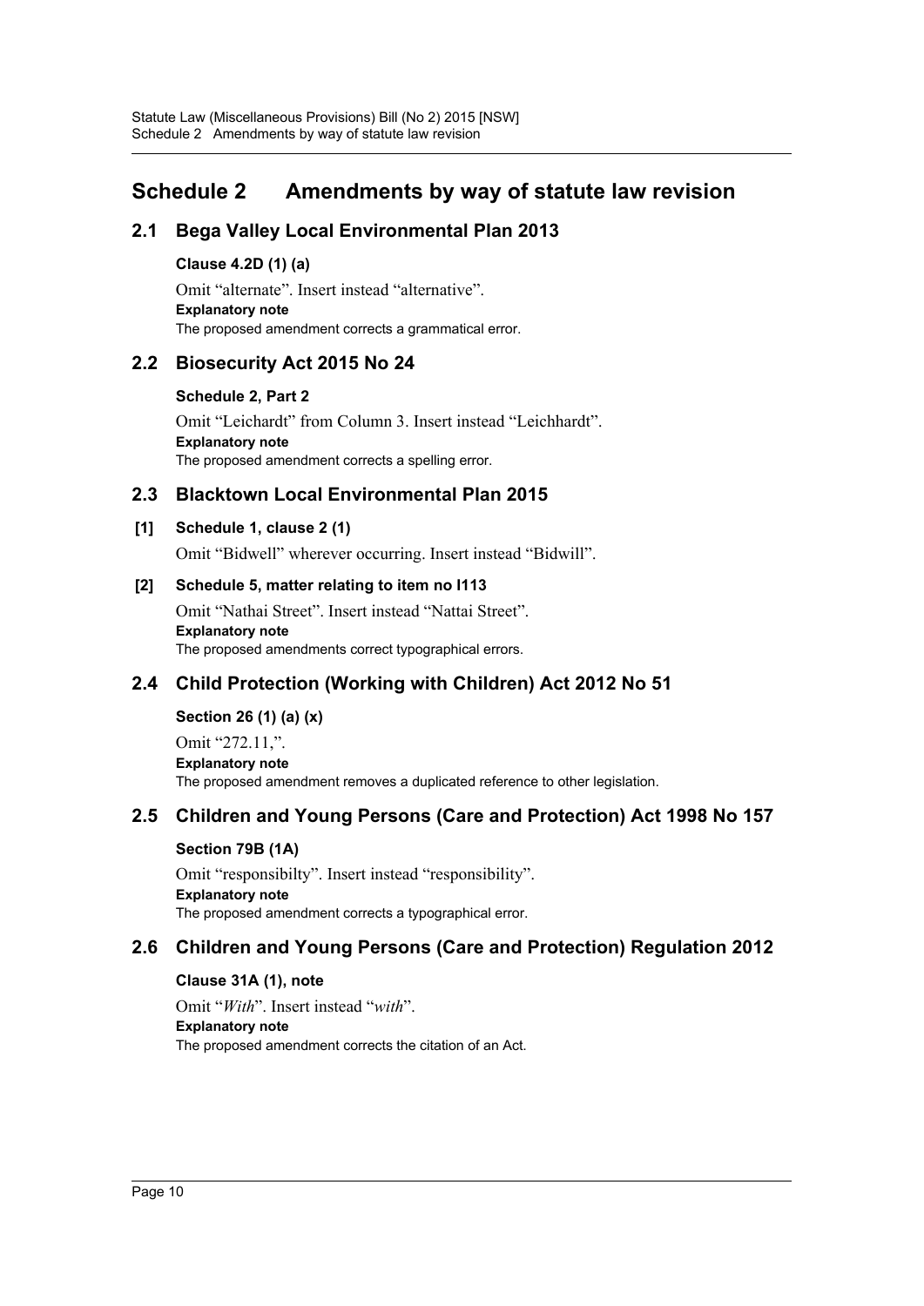# Schedule 2 Amendments by way of statute law revision

## 2.1 Bega Valley Local Environmental Plan 2013

**Clause 4.2D (1) (a)**

Omit "alternate". Insert instead "alternative".

**Explanatory note**

The proposed amendment corrects a grammatical error.

## 2.2 Biosecurity Act 2015 No 24

**Schedule 2, Part 2**

Omit "Leichardt" from Column 3. Insert instead "Leichhardt".

**Explanatory note**

The proposed amendment corrects a spelling error.

## 2.3 Blacktown Local Environmental Plan 2015

**[1] Schedule 1, clause 2 (1)**

Omit "Bidwell" wherever occurring. Insert instead "Bidwill".

**[2] Schedule 5, matter relating to item no I113**

Omit "Nathai Street". Insert instead "Nattai Street".

**Explanatory note**

The proposed amendments correct typographical errors.

## 2.4 Child Protection (Working with Children) Act 2012 No 51

**Section 26 (1) (a) (x)**

Omit "272.11,".

**Explanatory note**

The proposed amendment removes a duplicated reference to other legislation.

## 2.5 Children and Young Persons (Care and Protection) Act 1998 No 157

**Section 79B (1A)**

Omit "responsibilty". Insert instead "responsibility".

**Explanatory note**

The proposed amendment corrects a typographical error.

## 2.6 Children and Young Persons (Care and Protection) Regulation 2012

**Clause 31A (1), note**

Omit "*With*". Insert instead "*with*".

**Explanatory note**

The proposed amendment corrects the citation of an Act.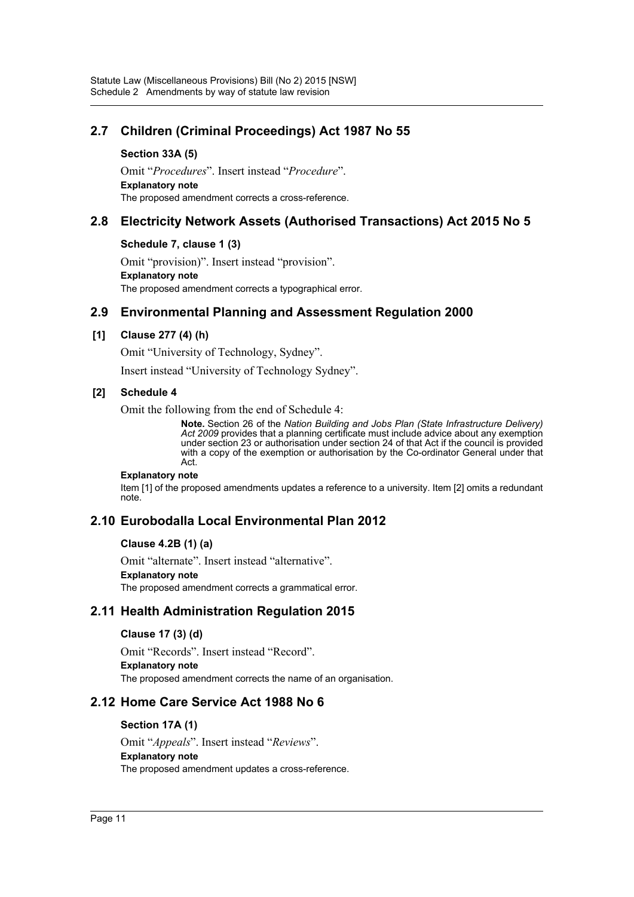## 2.7 Children (Criminal Proceedings) Act 1987 No 55

**Section 33A (5)**

Omit "*Procedures*". Insert instead "*Procedure*".

**Explanatory note**

The proposed amendment corrects a cross-reference.

## 2.8 Electricity Network Assets (Authorised Transactions) Act 2015 No 5

**Schedule 7, clause 1 (3)**

Omit "provision)". Insert instead "provision".

**Explanatory note**

The proposed amendment corrects a typographical error.

## 2.9 Environmental Planning and Assessment Regulation 2000

**[1] Clause 277 (4) (h)**

Omit "University of Technology, Sydney".

Insert instead "University of Technology Sydney".

**[2] Schedule 4**

Omit the following from the end of Schedule 4:

> **Note.** Section 26 of the *Nation Building and Jobs Plan (State Infrastructure Delivery) Act 2009* provides that a planning certificate must include advice about any exemption under section 23 or authorisation under section 24 of that Act if the council is provided with a copy of the exemption or authorisation by the Co-ordinator General under that Act.

**Explanatory note**

Item [1] of the proposed amendments updates a reference to a university. Item [2] omits a redundant note.

## 2.10 Eurobodalla Local Environmental Plan 2012

**Clause 4.2B (1) (a)**

Omit "alternate". Insert instead "alternative".

**Explanatory note**

The proposed amendment corrects a grammatical error.

## 2.11 Health Administration Regulation 2015

**Clause 17 (3) (d)**

Omit "Records". Insert instead "Record".

**Explanatory note**

The proposed amendment corrects the name of an organisation.

## 2.12 Home Care Service Act 1988 No 6

**Section 17A (1)**

Omit "*Appeals*". Insert instead "*Reviews*".

**Explanatory note**

The proposed amendment updates a cross-reference.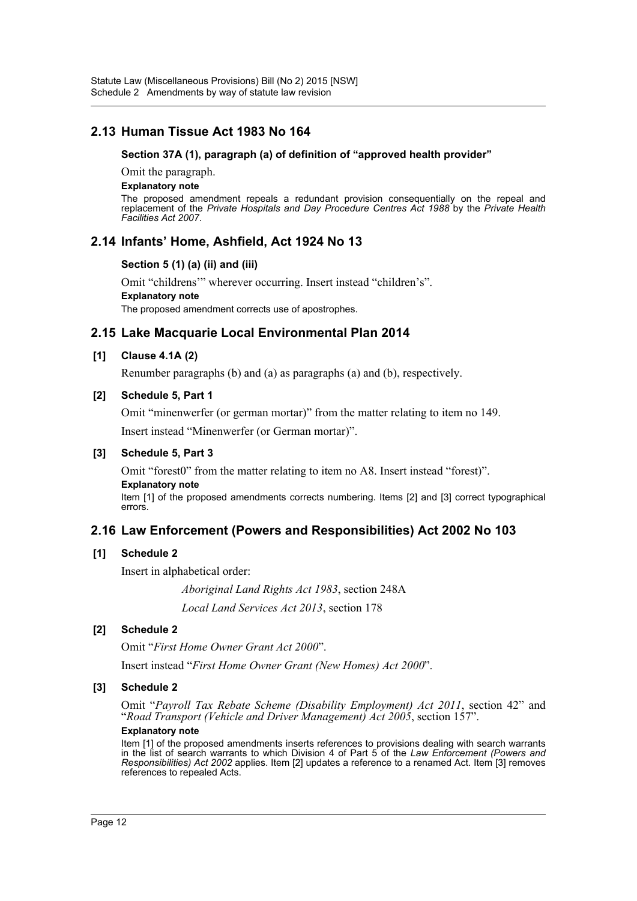## 2.13 Human Tissue Act 1983 No 164

**Section 37A (1), paragraph (a) of definition of "approved health provider"**

Omit the paragraph.

**Explanatory note**

The proposed amendment repeals a redundant provision consequentially on the repeal and replacement of the *Private Hospitals and Day Procedure Centres Act 1988* by the *Private Health Facilities Act 2007*.

## 2.14 Infants' Home, Ashfield, Act 1924 No 13

**Section 5 (1) (a) (ii) and (iii)**

Omit "childrens'" wherever occurring. Insert instead "children's".

**Explanatory note**

The proposed amendment corrects use of apostrophes.

## 2.15 Lake Macquarie Local Environmental Plan 2014

**[1] Clause 4.1A (2)**

Renumber paragraphs (b) and (a) as paragraphs (a) and (b), respectively.

**[2] Schedule 5, Part 1**

Omit "minenwerfer (or german mortar)" from the matter relating to item no 149.

Insert instead "Minenwerfer (or German mortar)".

**[3] Schedule 5, Part 3**

Omit "forest0" from the matter relating to item no A8. Insert instead "forest)".

**Explanatory note**

Item [1] of the proposed amendments corrects numbering. Items [2] and [3] correct typographical errors.

## 2.16 Law Enforcement (Powers and Responsibilities) Act 2002 No 103

**[1] Schedule 2**

Insert in alphabetical order:

*Aboriginal Land Rights Act 1983*, section 248A

*Local Land Services Act 2013*, section 178

**[2] Schedule 2**

Omit "*First Home Owner Grant Act 2000*".

Insert instead "*First Home Owner Grant (New Homes) Act 2000*".

**[3] Schedule 2**

Omit "*Payroll Tax Rebate Scheme (Disability Employment) Act 2011*, section 42" and "*Road Transport (Vehicle and Driver Management) Act 2005*, section 157".

**Explanatory note**

Item [1] of the proposed amendments inserts references to provisions dealing with search warrants in the list of search warrants to which Division 4 of Part 5 of the *Law Enforcement (Powers and Responsibilities) Act 2002* applies. Item [2] updates a reference to a renamed Act. Item [3] removes references to repealed Acts.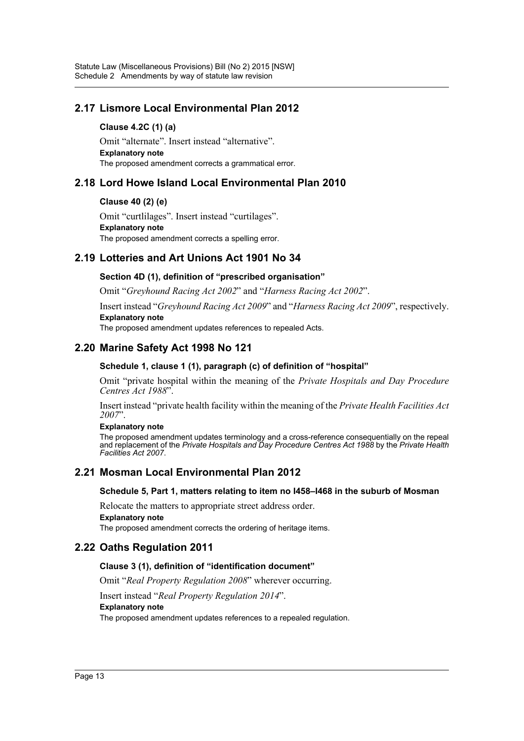## 2.17 Lismore Local Environmental Plan 2012

### Clause 4.2C (1) (a)

Omit "alternate". Insert instead "alternative".

**Explanatory note**

The proposed amendment corrects a grammatical error.

## 2.18 Lord Howe Island Local Environmental Plan 2010

### Clause 40 (2) (e)

Omit "curtlilages". Insert instead "curtilages".

**Explanatory note**

The proposed amendment corrects a spelling error.

## 2.19 Lotteries and Art Unions Act 1901 No 34

### Section 4D (1), definition of "prescribed organisation"

Omit "*Greyhound Racing Act 2002*" and "*Harness Racing Act 2002*".

Insert instead "*Greyhound Racing Act 2009*" and "*Harness Racing Act 2009*", respectively.

**Explanatory note**

The proposed amendment updates references to repealed Acts.

## 2.20 Marine Safety Act 1998 No 121

### Schedule 1, clause 1 (1), paragraph (c) of definition of "hospital"

Omit "private hospital within the meaning of the *Private Hospitals and Day Procedure Centres Act 1988*".

Insert instead "private health facility within the meaning of the *Private Health Facilities Act 2007*".

**Explanatory note**

The proposed amendment updates terminology and a cross-reference consequentially on the repeal and replacement of the *Private Hospitals and Day Procedure Centres Act 1988* by the *Private Health Facilities Act 2007*.

## 2.21 Mosman Local Environmental Plan 2012

### Schedule 5, Part 1, matters relating to item no I458–I468 in the suburb of Mosman

Relocate the matters to appropriate street address order.

**Explanatory note**

The proposed amendment corrects the ordering of heritage items.

## 2.22 Oaths Regulation 2011

### Clause 3 (1), definition of "identification document"

Omit "*Real Property Regulation 2008*" wherever occurring.

Insert instead "*Real Property Regulation 2014*".

**Explanatory note**

The proposed amendment updates references to a repealed regulation.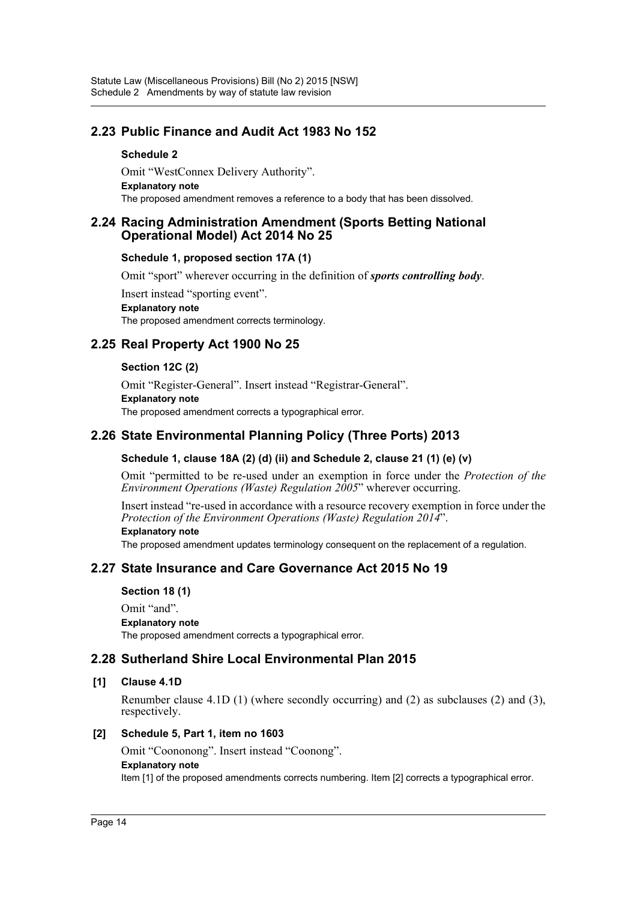## 2.23 Public Finance and Audit Act 1983 No 152

### Schedule 2

Omit "WestConnex Delivery Authority".

**Explanatory note**

The proposed amendment removes a reference to a body that has been dissolved.

## 2.24 Racing Administration Amendment (Sports Betting National Operational Model) Act 2014 No 25

### Schedule 1, proposed section 17A (1)

Omit "sport" wherever occurring in the definition of ***sports controlling body***.

Insert instead "sporting event".

**Explanatory note**

The proposed amendment corrects terminology.

## 2.25 Real Property Act 1900 No 25

### Section 12C (2)

Omit "Register-General". Insert instead "Registrar-General".

**Explanatory note**

The proposed amendment corrects a typographical error.

## 2.26 State Environmental Planning Policy (Three Ports) 2013

### Schedule 1, clause 18A (2) (d) (ii) and Schedule 2, clause 21 (1) (e) (v)

Omit "permitted to be re-used under an exemption in force under the *Protection of the Environment Operations (Waste) Regulation 2005*" wherever occurring.

Insert instead "re-used in accordance with a resource recovery exemption in force under the *Protection of the Environment Operations (Waste) Regulation 2014*".

**Explanatory note**

The proposed amendment updates terminology consequent on the replacement of a regulation.

## 2.27 State Insurance and Care Governance Act 2015 No 19

### Section 18 (1)

Omit "and".

**Explanatory note**

The proposed amendment corrects a typographical error.

## 2.28 Sutherland Shire Local Environmental Plan 2015

### [1] Clause 4.1D

Renumber clause 4.1D (1) (where secondly occurring) and (2) as subclauses (2) and (3), respectively.

### [2] Schedule 5, Part 1, item no 1603

Omit "Coononong". Insert instead "Coonong".

**Explanatory note**

Item [1] of the proposed amendments corrects numbering. Item [2] corrects a typographical error.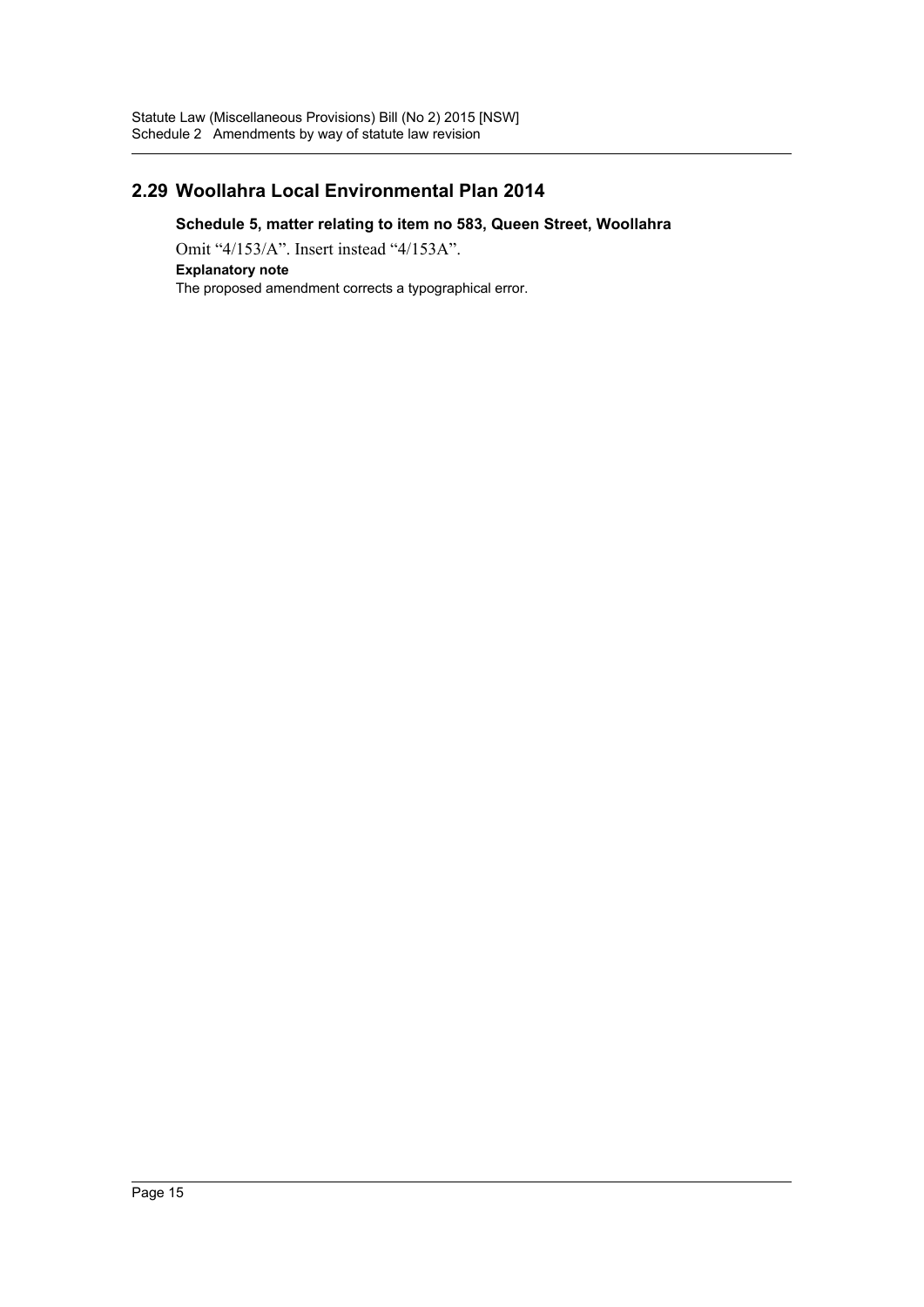## 2.29 Woollahra Local Environmental Plan 2014

### Schedule 5, matter relating to item no 583, Queen Street, Woollahra

Omit “4/153/A”. Insert instead “4/153A”.

**Explanatory note**

The proposed amendment corrects a typographical error.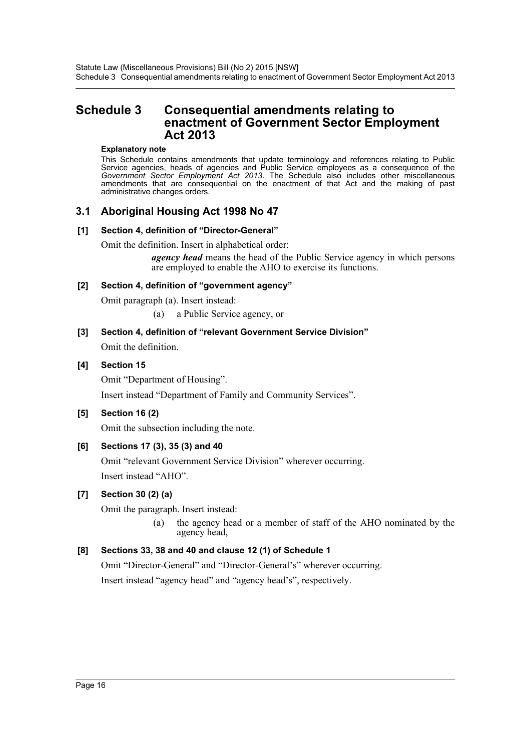# Schedule 3 Consequential amendments relating to enactment of Government Sector Employment Act 2013

**Explanatory note**

This Schedule contains amendments that update terminology and references relating to Public Service agencies, heads of agencies and Public Service employees as a consequence of the *Government Sector Employment Act 2013*. The Schedule also includes other miscellaneous amendments that are consequential on the enactment of that Act and the making of past administrative changes orders.

## 3.1 Aboriginal Housing Act 1998 No 47

### [1] Section 4, definition of "Director-General"

Omit the definition. Insert in alphabetical order:

> ***agency head*** means the head of the Public Service agency in which persons are employed to enable the AHO to exercise its functions.

### [2] Section 4, definition of "government agency"

Omit paragraph (a). Insert instead:

> (a) a Public Service agency, or

### [3] Section 4, definition of "relevant Government Service Division"

Omit the definition.

### [4] Section 15

Omit "Department of Housing".

Insert instead "Department of Family and Community Services".

### [5] Section 16 (2)

Omit the subsection including the note.

### [6] Sections 17 (3), 35 (3) and 40

Omit "relevant Government Service Division" wherever occurring.

Insert instead "AHO".

### [7] Section 30 (2) (a)

Omit the paragraph. Insert instead:

> (a) the agency head or a member of staff of the AHO nominated by the agency head,

### [8] Sections 33, 38 and 40 and clause 12 (1) of Schedule 1

Omit "Director-General" and "Director-General's" wherever occurring.

Insert instead "agency head" and "agency head's", respectively.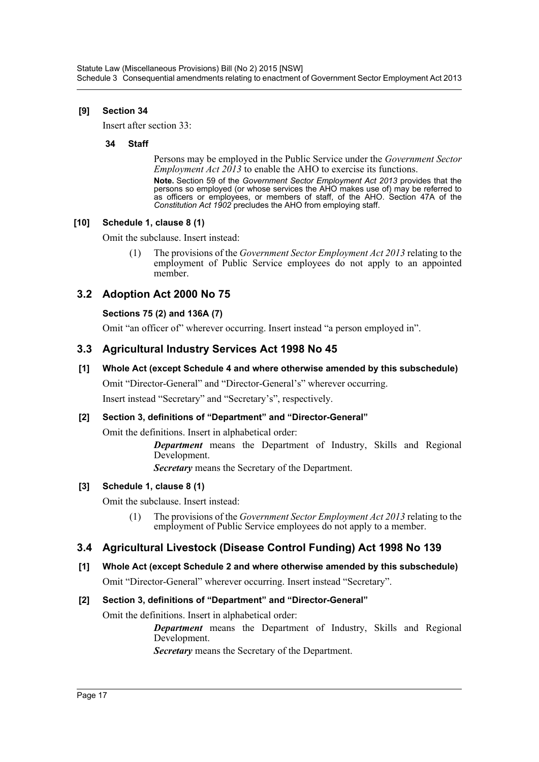**[9] Section 34**

Insert after section 33:

**34 Staff**

Persons may be employed in the Public Service under the *Government Sector Employment Act 2013* to enable the AHO to exercise its functions.

**Note.** Section 59 of the *Government Sector Employment Act 2013* provides that the persons so employed (or whose services the AHO makes use of) may be referred to as officers or employees, or members of staff, of the AHO. Section 47A of the *Constitution Act 1902* precludes the AHO from employing staff.

**[10] Schedule 1, clause 8 (1)**

Omit the subclause. Insert instead:

(1) The provisions of the *Government Sector Employment Act 2013* relating to the employment of Public Service employees do not apply to an appointed member.

## 3.2 Adoption Act 2000 No 75

**Sections 75 (2) and 136A (7)**

Omit "an officer of" wherever occurring. Insert instead "a person employed in".

## 3.3 Agricultural Industry Services Act 1998 No 45

**[1] Whole Act (except Schedule 4 and where otherwise amended by this subschedule)**

Omit "Director-General" and "Director-General's" wherever occurring.

Insert instead "Secretary" and "Secretary's", respectively.

**[2] Section 3, definitions of "Department" and "Director-General"**

Omit the definitions. Insert in alphabetical order:

***Department*** means the Department of Industry, Skills and Regional Development.

***Secretary*** means the Secretary of the Department.

**[3] Schedule 1, clause 8 (1)**

Omit the subclause. Insert instead:

(1) The provisions of the *Government Sector Employment Act 2013* relating to the employment of Public Service employees do not apply to a member.

## 3.4 Agricultural Livestock (Disease Control Funding) Act 1998 No 139

**[1] Whole Act (except Schedule 2 and where otherwise amended by this subschedule)**

Omit "Director-General" wherever occurring. Insert instead "Secretary".

**[2] Section 3, definitions of "Department" and "Director-General"**

Omit the definitions. Insert in alphabetical order:

***Department*** means the Department of Industry, Skills and Regional Development.

***Secretary*** means the Secretary of the Department.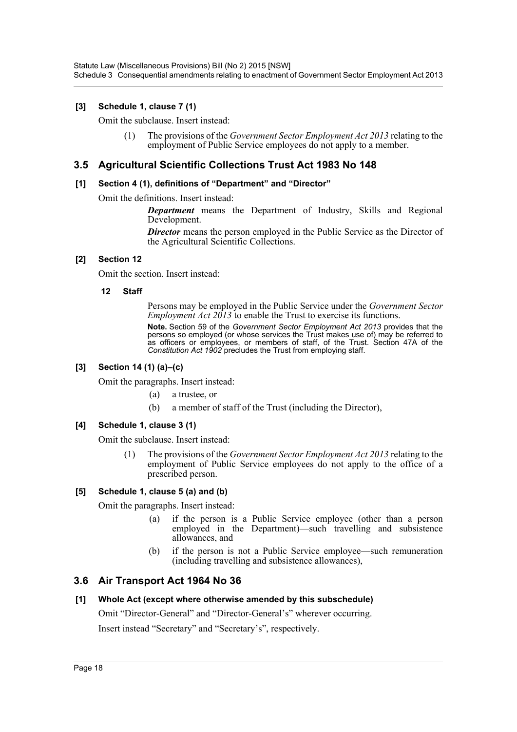**[3] Schedule 1, clause 7 (1)**

Omit the subclause. Insert instead:

> (1) The provisions of the *Government Sector Employment Act 2013* relating to the employment of Public Service employees do not apply to a member.

## 3.5 Agricultural Scientific Collections Trust Act 1983 No 148

**[1] Section 4 (1), definitions of "Department" and "Director"**

Omit the definitions. Insert instead:

> ***Department*** means the Department of Industry, Skills and Regional Development.
>
> ***Director*** means the person employed in the Public Service as the Director of the Agricultural Scientific Collections.

**[2] Section 12**

Omit the section. Insert instead:

> **12 Staff**
>
> Persons may be employed in the Public Service under the *Government Sector Employment Act 2013* to enable the Trust to exercise its functions.
>
> **Note.** Section 59 of the *Government Sector Employment Act 2013* provides that the persons so employed (or whose services the Trust makes use of) may be referred to as officers or employees, or members of staff, of the Trust. Section 47A of the *Constitution Act 1902* precludes the Trust from employing staff.

**[3] Section 14 (1) (a)–(c)**

Omit the paragraphs. Insert instead:

> (a) a trustee, or
>
> (b) a member of staff of the Trust (including the Director),

**[4] Schedule 1, clause 3 (1)**

Omit the subclause. Insert instead:

> (1) The provisions of the *Government Sector Employment Act 2013* relating to the employment of Public Service employees do not apply to the office of a prescribed person.

**[5] Schedule 1, clause 5 (a) and (b)**

Omit the paragraphs. Insert instead:

> (a) if the person is a Public Service employee (other than a person employed in the Department)—such travelling and subsistence allowances, and
>
> (b) if the person is not a Public Service employee—such remuneration (including travelling and subsistence allowances),

## 3.6 Air Transport Act 1964 No 36

**[1] Whole Act (except where otherwise amended by this subschedule)**

Omit "Director-General" and "Director-General's" wherever occurring.

Insert instead "Secretary" and "Secretary's", respectively.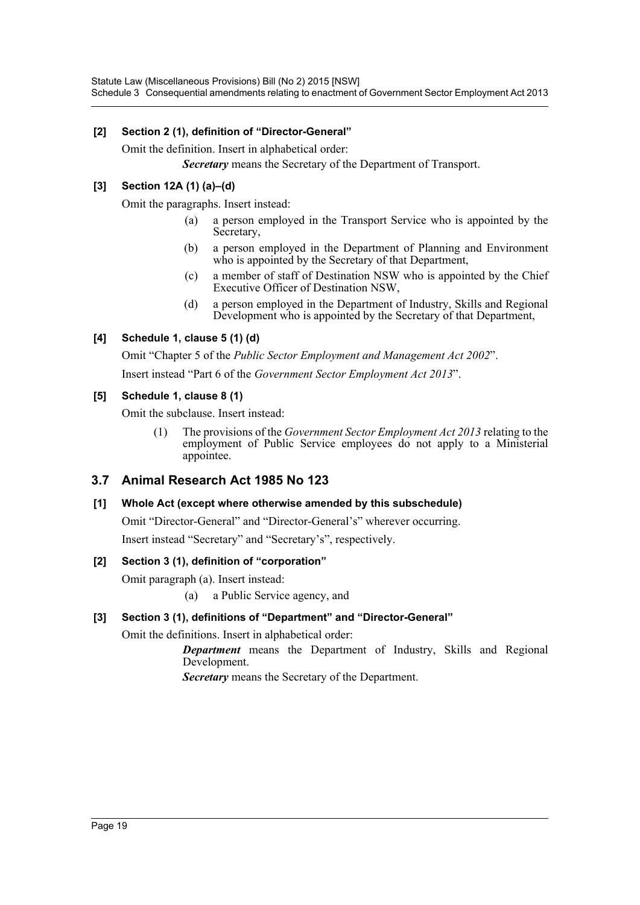**[2] Section 2 (1), definition of "Director-General"**

Omit the definition. Insert in alphabetical order:

> ***Secretary*** means the Secretary of the Department of Transport.

**[3] Section 12A (1) (a)–(d)**

Omit the paragraphs. Insert instead:

> (a) a person employed in the Transport Service who is appointed by the Secretary,
>
> (b) a person employed in the Department of Planning and Environment who is appointed by the Secretary of that Department,
>
> (c) a member of staff of Destination NSW who is appointed by the Chief Executive Officer of Destination NSW,
>
> (d) a person employed in the Department of Industry, Skills and Regional Development who is appointed by the Secretary of that Department,

**[4] Schedule 1, clause 5 (1) (d)**

Omit "Chapter 5 of the *Public Sector Employment and Management Act 2002*".

Insert instead "Part 6 of the *Government Sector Employment Act 2013*".

**[5] Schedule 1, clause 8 (1)**

Omit the subclause. Insert instead:

> (1) The provisions of the *Government Sector Employment Act 2013* relating to the employment of Public Service employees do not apply to a Ministerial appointee.

## 3.7 Animal Research Act 1985 No 123

**[1] Whole Act (except where otherwise amended by this subschedule)**

Omit "Director-General" and "Director-General's" wherever occurring.

Insert instead "Secretary" and "Secretary's", respectively.

**[2] Section 3 (1), definition of "corporation"**

Omit paragraph (a). Insert instead:

> (a) a Public Service agency, and

**[3] Section 3 (1), definitions of "Department" and "Director-General"**

Omit the definitions. Insert in alphabetical order:

> ***Department*** means the Department of Industry, Skills and Regional Development.
>
> ***Secretary*** means the Secretary of the Department.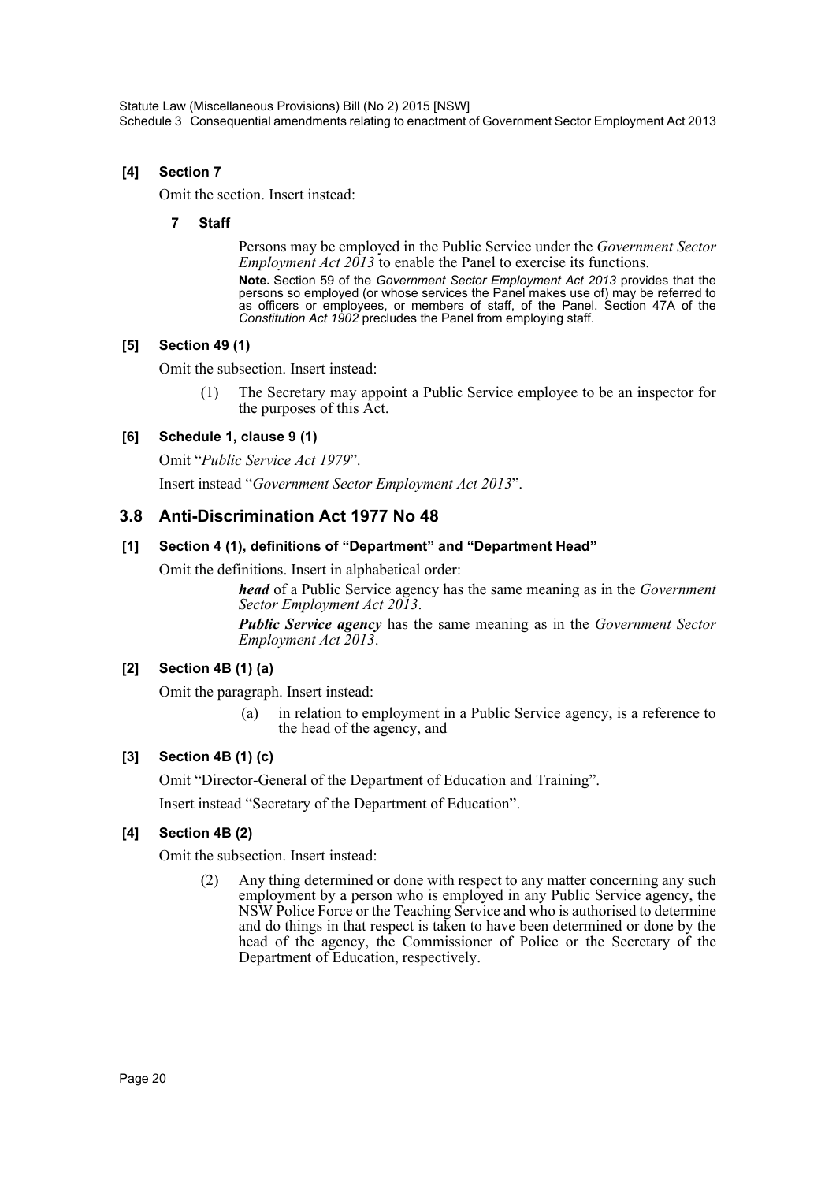### [4] Section 7

Omit the section. Insert instead:

**7 Staff**

Persons may be employed in the Public Service under the *Government Sector Employment Act 2013* to enable the Panel to exercise its functions.

**Note.** Section 59 of the *Government Sector Employment Act 2013* provides that the persons so employed (or whose services the Panel makes use of) may be referred to as officers or employees, or members of staff, of the Panel. Section 47A of the *Constitution Act 1902* precludes the Panel from employing staff.

### [5] Section 49 (1)

Omit the subsection. Insert instead:

(1) The Secretary may appoint a Public Service employee to be an inspector for the purposes of this Act.

### [6] Schedule 1, clause 9 (1)

Omit "*Public Service Act 1979*".

Insert instead "*Government Sector Employment Act 2013*".

## 3.8 Anti-Discrimination Act 1977 No 48

### [1] Section 4 (1), definitions of "Department" and "Department Head"

Omit the definitions. Insert in alphabetical order:

***head*** of a Public Service agency has the same meaning as in the *Government Sector Employment Act 2013*.

***Public Service agency*** has the same meaning as in the *Government Sector Employment Act 2013*.

### [2] Section 4B (1) (a)

Omit the paragraph. Insert instead:

(a) in relation to employment in a Public Service agency, is a reference to the head of the agency, and

### [3] Section 4B (1) (c)

Omit "Director-General of the Department of Education and Training".

Insert instead "Secretary of the Department of Education".

### [4] Section 4B (2)

Omit the subsection. Insert instead:

(2) Any thing determined or done with respect to any matter concerning any such employment by a person who is employed in any Public Service agency, the NSW Police Force or the Teaching Service and who is authorised to determine and do things in that respect is taken to have been determined or done by the head of the agency, the Commissioner of Police or the Secretary of the Department of Education, respectively.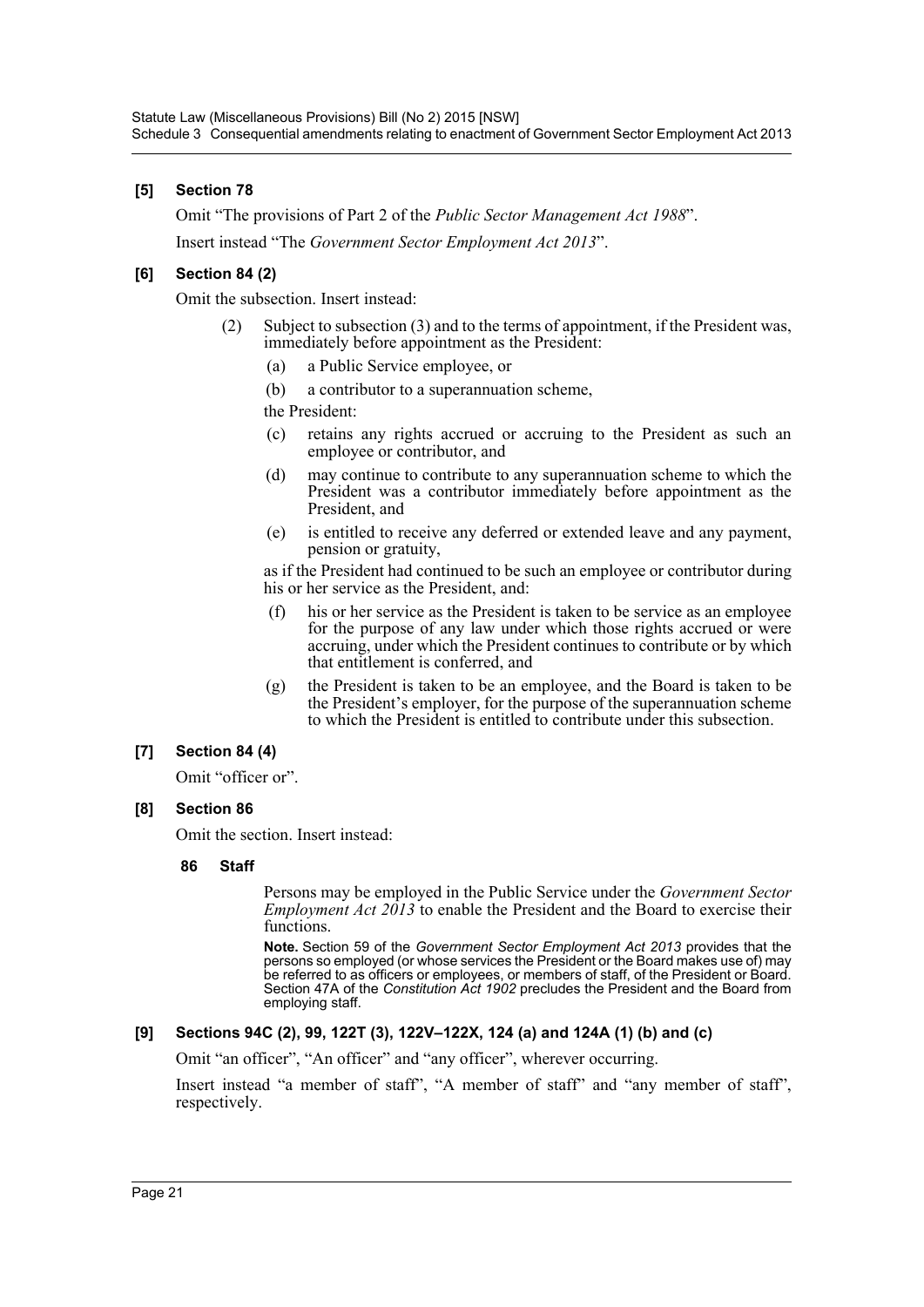### [5] Section 78

Omit "The provisions of Part 2 of the *Public Sector Management Act 1988*".

Insert instead "The *Government Sector Employment Act 2013*".

### [6] Section 84 (2)

Omit the subsection. Insert instead:

(2) Subject to subsection (3) and to the terms of appointment, if the President was, immediately before appointment as the President:

(a) a Public Service employee, or

(b) a contributor to a superannuation scheme,

the President:

(c) retains any rights accrued or accruing to the President as such an employee or contributor, and

(d) may continue to contribute to any superannuation scheme to which the President was a contributor immediately before appointment as the President, and

(e) is entitled to receive any deferred or extended leave and any payment, pension or gratuity,

as if the President had continued to be such an employee or contributor during his or her service as the President, and:

(f) his or her service as the President is taken to be service as an employee for the purpose of any law under which those rights accrued or were accruing, under which the President continues to contribute or by which that entitlement is conferred, and

(g) the President is taken to be an employee, and the Board is taken to be the President's employer, for the purpose of the superannuation scheme to which the President is entitled to contribute under this subsection.

### [7] Section 84 (4)

Omit "officer or".

### [8] Section 86

Omit the section. Insert instead:

**86 Staff**

Persons may be employed in the Public Service under the *Government Sector Employment Act 2013* to enable the President and the Board to exercise their functions.

**Note.** Section 59 of the *Government Sector Employment Act 2013* provides that the persons so employed (or whose services the President or the Board makes use of) may be referred to as officers or employees, or members of staff, of the President or Board. Section 47A of the *Constitution Act 1902* precludes the President and the Board from employing staff.

### [9] Sections 94C (2), 99, 122T (3), 122V–122X, 124 (a) and 124A (1) (b) and (c)

Omit "an officer", "An officer" and "any officer", wherever occurring.

Insert instead "a member of staff", "A member of staff" and "any member of staff", respectively.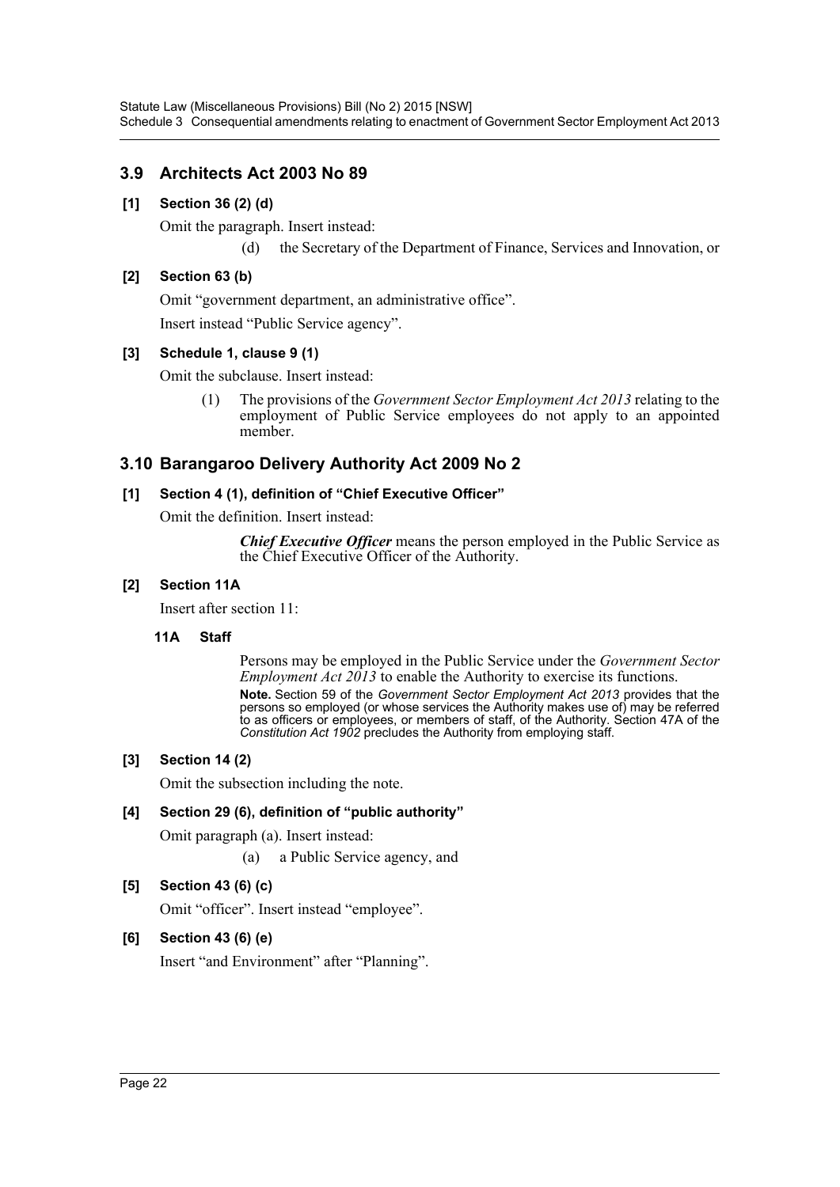## 3.9 Architects Act 2003 No 89

### [1] Section 36 (2) (d)

Omit the paragraph. Insert instead:

> (d) the Secretary of the Department of Finance, Services and Innovation, or

### [2] Section 63 (b)

Omit "government department, an administrative office".

Insert instead "Public Service agency".

### [3] Schedule 1, clause 9 (1)

Omit the subclause. Insert instead:

> (1) The provisions of the *Government Sector Employment Act 2013* relating to the employment of Public Service employees do not apply to an appointed member.

## 3.10 Barangaroo Delivery Authority Act 2009 No 2

### [1] Section 4 (1), definition of "Chief Executive Officer"

Omit the definition. Insert instead:

> ***Chief Executive Officer*** means the person employed in the Public Service as the Chief Executive Officer of the Authority.

### [2] Section 11A

Insert after section 11:

> **11A Staff**
>
> Persons may be employed in the Public Service under the *Government Sector Employment Act 2013* to enable the Authority to exercise its functions.
>
> **Note.** Section 59 of the *Government Sector Employment Act 2013* provides that the persons so employed (or whose services the Authority makes use of) may be referred to as officers or employees, or members of staff, of the Authority. Section 47A of the *Constitution Act 1902* precludes the Authority from employing staff.

### [3] Section 14 (2)

Omit the subsection including the note.

### [4] Section 29 (6), definition of "public authority"

Omit paragraph (a). Insert instead:

> (a) a Public Service agency, and

### [5] Section 43 (6) (c)

Omit "officer". Insert instead "employee".

### [6] Section 43 (6) (e)

Insert "and Environment" after "Planning".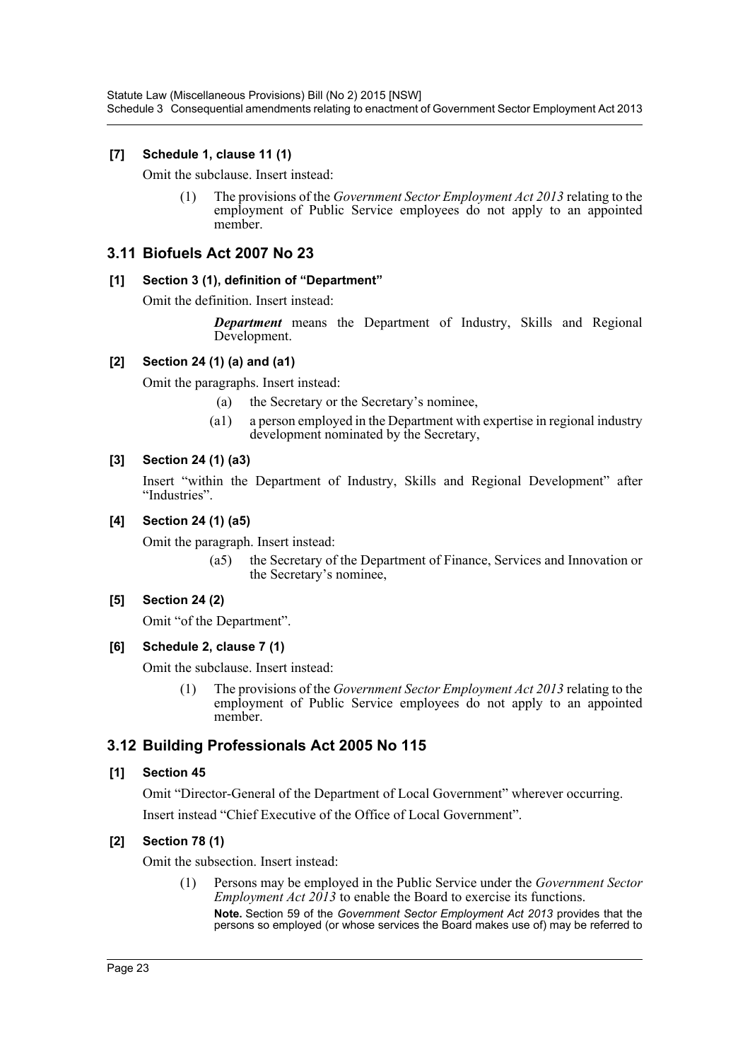**[7] Schedule 1, clause 11 (1)**

Omit the subclause. Insert instead:

> (1) The provisions of the *Government Sector Employment Act 2013* relating to the employment of Public Service employees do not apply to an appointed member.

## 3.11 Biofuels Act 2007 No 23

**[1] Section 3 (1), definition of "Department"**

Omit the definition. Insert instead:

> ***Department*** means the Department of Industry, Skills and Regional Development.

**[2] Section 24 (1) (a) and (a1)**

Omit the paragraphs. Insert instead:

> (a) the Secretary or the Secretary's nominee,
>
> (a1) a person employed in the Department with expertise in regional industry development nominated by the Secretary,

**[3] Section 24 (1) (a3)**

Insert "within the Department of Industry, Skills and Regional Development" after "Industries".

**[4] Section 24 (1) (a5)**

Omit the paragraph. Insert instead:

> (a5) the Secretary of the Department of Finance, Services and Innovation or the Secretary's nominee,

**[5] Section 24 (2)**

Omit "of the Department".

**[6] Schedule 2, clause 7 (1)**

Omit the subclause. Insert instead:

> (1) The provisions of the *Government Sector Employment Act 2013* relating to the employment of Public Service employees do not apply to an appointed member.

## 3.12 Building Professionals Act 2005 No 115

**[1] Section 45**

Omit "Director-General of the Department of Local Government" wherever occurring.

Insert instead "Chief Executive of the Office of Local Government".

**[2] Section 78 (1)**

Omit the subsection. Insert instead:

> (1) Persons may be employed in the Public Service under the *Government Sector Employment Act 2013* to enable the Board to exercise its functions.
>
> **Note.** Section 59 of the *Government Sector Employment Act 2013* provides that the persons so employed (or whose services the Board makes use of) may be referred to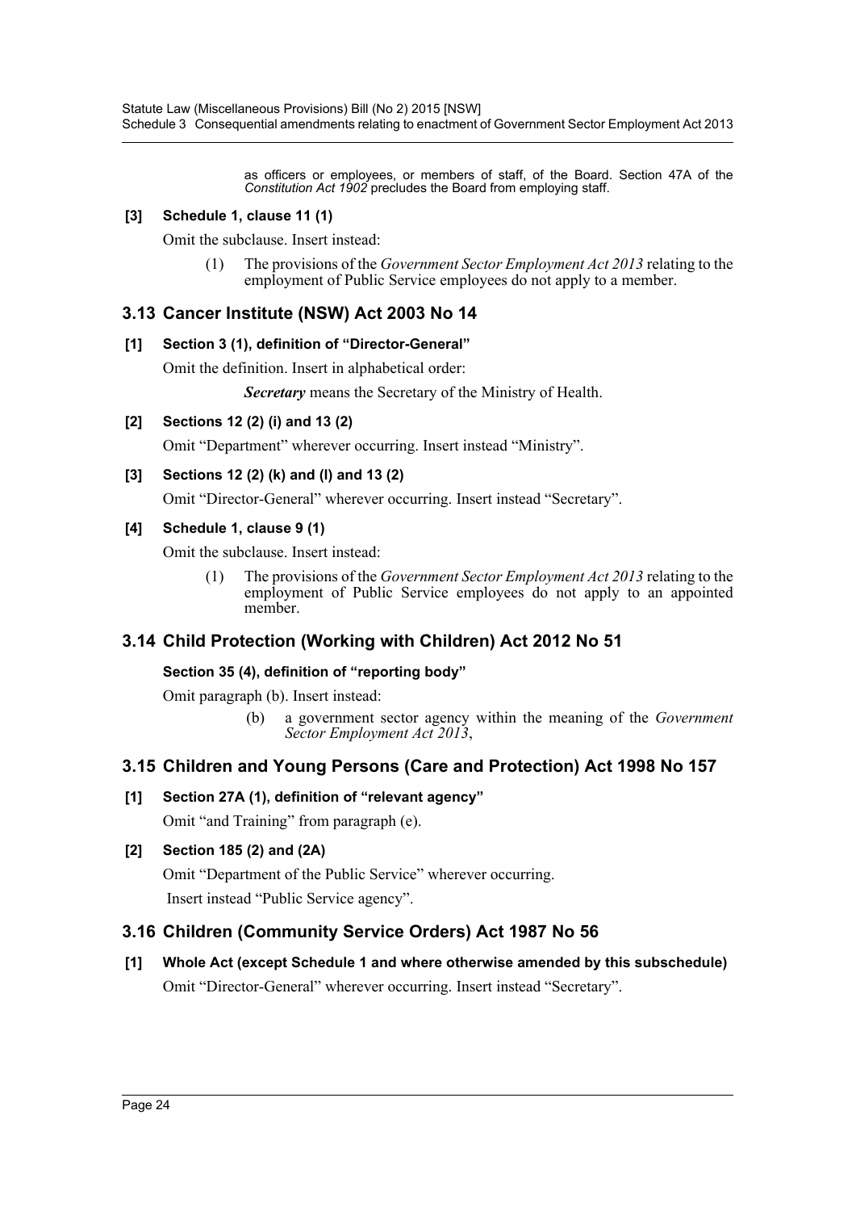as officers or employees, or members of staff, of the Board. Section 47A of the *Constitution Act 1902* precludes the Board from employing staff.

**[3] Schedule 1, clause 11 (1)**

Omit the subclause. Insert instead:

> (1) The provisions of the *Government Sector Employment Act 2013* relating to the employment of Public Service employees do not apply to a member.

## 3.13 Cancer Institute (NSW) Act 2003 No 14

**[1] Section 3 (1), definition of "Director-General"**

Omit the definition. Insert in alphabetical order:

> ***Secretary*** means the Secretary of the Ministry of Health.

**[2] Sections 12 (2) (i) and 13 (2)**

Omit "Department" wherever occurring. Insert instead "Ministry".

**[3] Sections 12 (2) (k) and (l) and 13 (2)**

Omit "Director-General" wherever occurring. Insert instead "Secretary".

**[4] Schedule 1, clause 9 (1)**

Omit the subclause. Insert instead:

> (1) The provisions of the *Government Sector Employment Act 2013* relating to the employment of Public Service employees do not apply to an appointed member.

## 3.14 Child Protection (Working with Children) Act 2012 No 51

**Section 35 (4), definition of "reporting body"**

Omit paragraph (b). Insert instead:

> (b) a government sector agency within the meaning of the *Government Sector Employment Act 2013*,

## 3.15 Children and Young Persons (Care and Protection) Act 1998 No 157

**[1] Section 27A (1), definition of "relevant agency"**

Omit "and Training" from paragraph (e).

**[2] Section 185 (2) and (2A)**

Omit "Department of the Public Service" wherever occurring.

Insert instead "Public Service agency".

## 3.16 Children (Community Service Orders) Act 1987 No 56

**[1] Whole Act (except Schedule 1 and where otherwise amended by this subschedule)**

Omit "Director-General" wherever occurring. Insert instead "Secretary".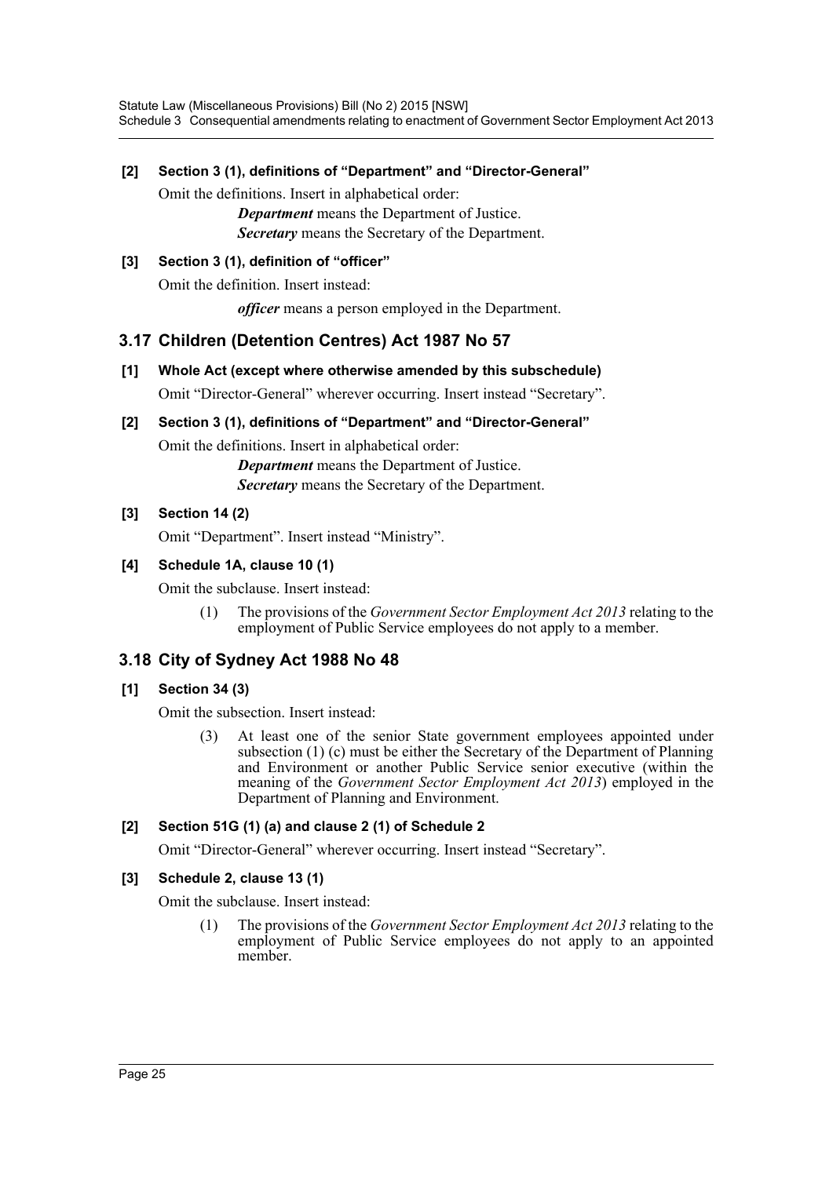**[2] Section 3 (1), definitions of "Department" and "Director-General"**

Omit the definitions. Insert in alphabetical order:

> ***Department*** means the Department of Justice.
>
> ***Secretary*** means the Secretary of the Department.

**[3] Section 3 (1), definition of "officer"**

Omit the definition. Insert instead:

> ***officer*** means a person employed in the Department.

## 3.17 Children (Detention Centres) Act 1987 No 57

**[1] Whole Act (except where otherwise amended by this subschedule)**

Omit "Director-General" wherever occurring. Insert instead "Secretary".

**[2] Section 3 (1), definitions of "Department" and "Director-General"**

Omit the definitions. Insert in alphabetical order:

> ***Department*** means the Department of Justice.
>
> ***Secretary*** means the Secretary of the Department.

**[3] Section 14 (2)**

Omit "Department". Insert instead "Ministry".

**[4] Schedule 1A, clause 10 (1)**

Omit the subclause. Insert instead:

> (1) The provisions of the *Government Sector Employment Act 2013* relating to the employment of Public Service employees do not apply to a member.

## 3.18 City of Sydney Act 1988 No 48

**[1] Section 34 (3)**

Omit the subsection. Insert instead:

> (3) At least one of the senior State government employees appointed under subsection (1) (c) must be either the Secretary of the Department of Planning and Environment or another Public Service senior executive (within the meaning of the *Government Sector Employment Act 2013*) employed in the Department of Planning and Environment.

**[2] Section 51G (1) (a) and clause 2 (1) of Schedule 2**

Omit "Director-General" wherever occurring. Insert instead "Secretary".

**[3] Schedule 2, clause 13 (1)**

Omit the subclause. Insert instead:

> (1) The provisions of the *Government Sector Employment Act 2013* relating to the employment of Public Service employees do not apply to an appointed member.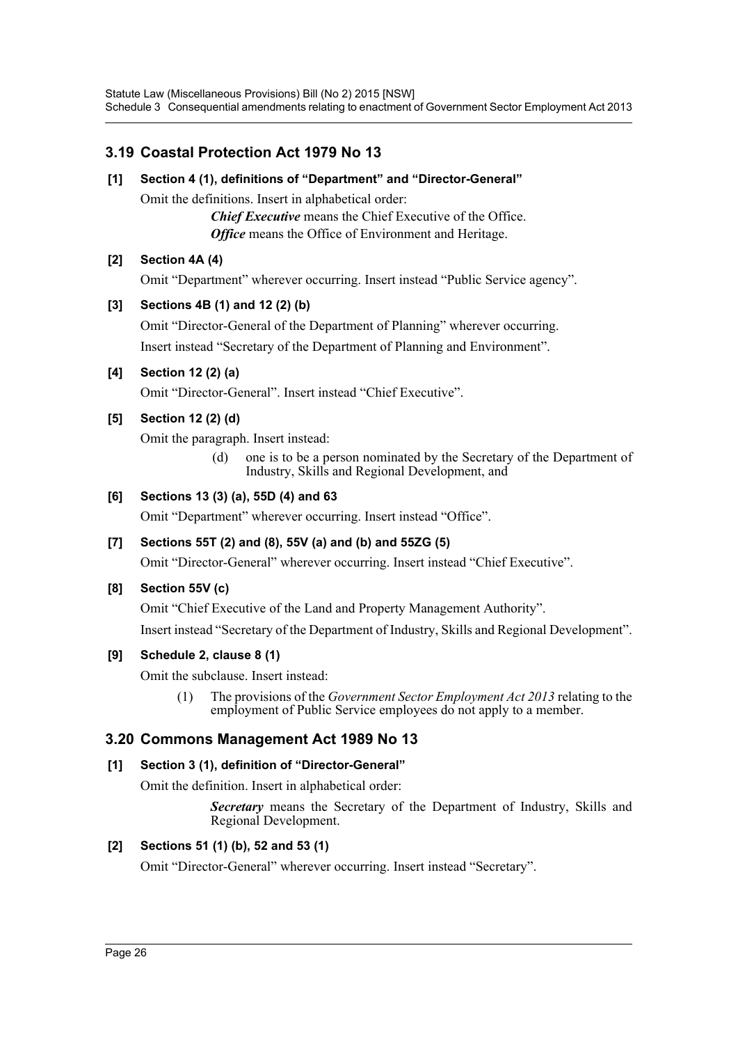## 3.19 Coastal Protection Act 1979 No 13

**[1] Section 4 (1), definitions of "Department" and "Director-General"**

Omit the definitions. Insert in alphabetical order:

> ***Chief Executive*** means the Chief Executive of the Office.
>
> ***Office*** means the Office of Environment and Heritage.

**[2] Section 4A (4)**

Omit "Department" wherever occurring. Insert instead "Public Service agency".

**[3] Sections 4B (1) and 12 (2) (b)**

Omit "Director-General of the Department of Planning" wherever occurring.

Insert instead "Secretary of the Department of Planning and Environment".

**[4] Section 12 (2) (a)**

Omit "Director-General". Insert instead "Chief Executive".

**[5] Section 12 (2) (d)**

Omit the paragraph. Insert instead:

> (d) one is to be a person nominated by the Secretary of the Department of Industry, Skills and Regional Development, and

**[6] Sections 13 (3) (a), 55D (4) and 63**

Omit "Department" wherever occurring. Insert instead "Office".

**[7] Sections 55T (2) and (8), 55V (a) and (b) and 55ZG (5)**

Omit "Director-General" wherever occurring. Insert instead "Chief Executive".

**[8] Section 55V (c)**

Omit "Chief Executive of the Land and Property Management Authority".

Insert instead "Secretary of the Department of Industry, Skills and Regional Development".

**[9] Schedule 2, clause 8 (1)**

Omit the subclause. Insert instead:

> (1) The provisions of the *Government Sector Employment Act 2013* relating to the employment of Public Service employees do not apply to a member.

## 3.20 Commons Management Act 1989 No 13

**[1] Section 3 (1), definition of "Director-General"**

Omit the definition. Insert in alphabetical order:

> ***Secretary*** means the Secretary of the Department of Industry, Skills and Regional Development.

**[2] Sections 51 (1) (b), 52 and 53 (1)**

Omit "Director-General" wherever occurring. Insert instead "Secretary".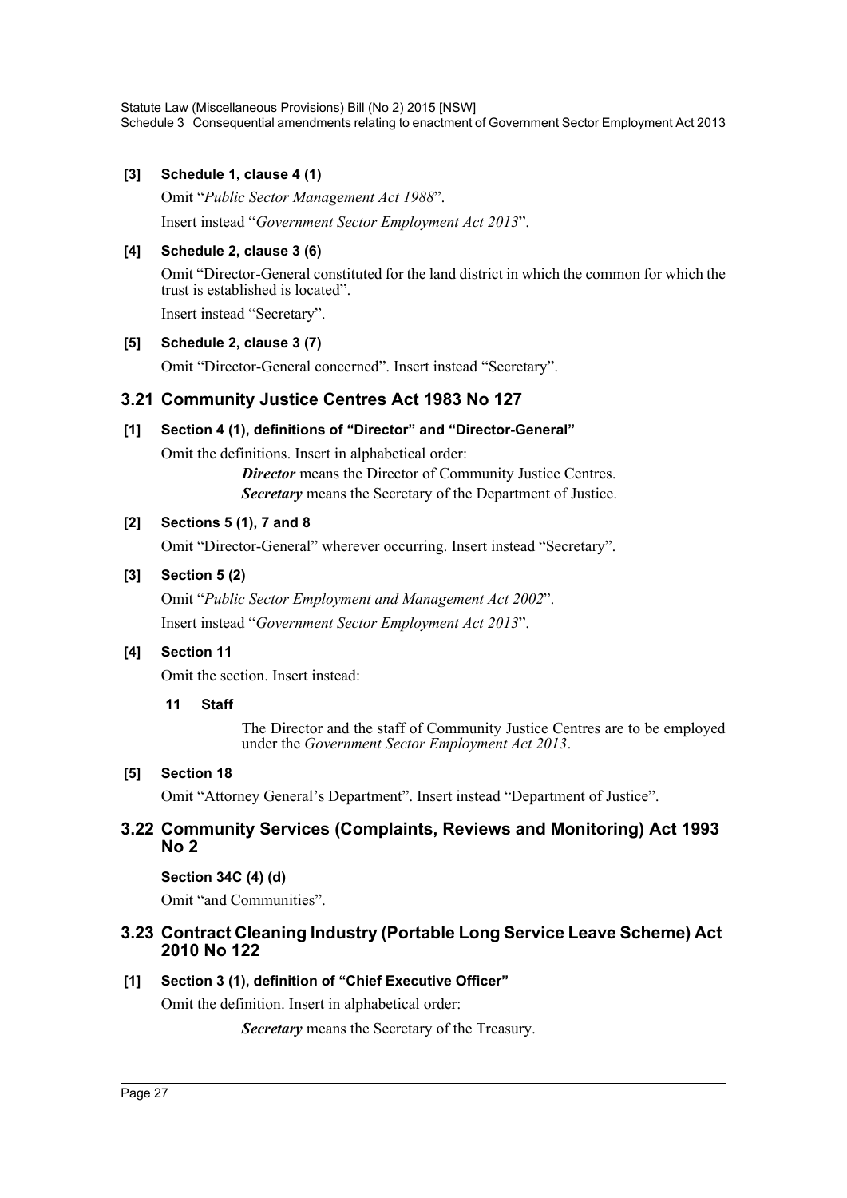**[3] Schedule 1, clause 4 (1)**

Omit "*Public Sector Management Act 1988*".

Insert instead "*Government Sector Employment Act 2013*".

**[4] Schedule 2, clause 3 (6)**

Omit "Director-General constituted for the land district in which the common for which the trust is established is located".

Insert instead "Secretary".

**[5] Schedule 2, clause 3 (7)**

Omit "Director-General concerned". Insert instead "Secretary".

## 3.21 Community Justice Centres Act 1983 No 127

**[1] Section 4 (1), definitions of "Director" and "Director-General"**

Omit the definitions. Insert in alphabetical order:

> ***Director*** means the Director of Community Justice Centres.
>
> ***Secretary*** means the Secretary of the Department of Justice.

**[2] Sections 5 (1), 7 and 8**

Omit "Director-General" wherever occurring. Insert instead "Secretary".

**[3] Section 5 (2)**

Omit "*Public Sector Employment and Management Act 2002*".

Insert instead "*Government Sector Employment Act 2013*".

**[4] Section 11**

Omit the section. Insert instead:

> **11 Staff**
>
> The Director and the staff of Community Justice Centres are to be employed under the *Government Sector Employment Act 2013*.

**[5] Section 18**

Omit "Attorney General's Department". Insert instead "Department of Justice".

## 3.22 Community Services (Complaints, Reviews and Monitoring) Act 1993 No 2

**Section 34C (4) (d)**

Omit "and Communities".

## 3.23 Contract Cleaning Industry (Portable Long Service Leave Scheme) Act 2010 No 122

**[1] Section 3 (1), definition of "Chief Executive Officer"**

Omit the definition. Insert in alphabetical order:

> ***Secretary*** means the Secretary of the Treasury.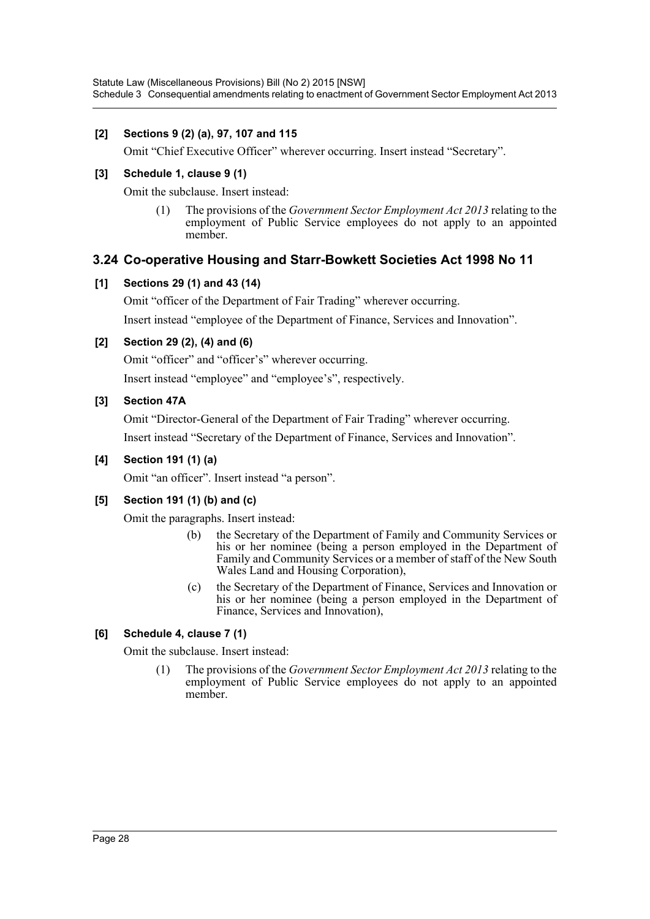**[2] Sections 9 (2) (a), 97, 107 and 115**

Omit “Chief Executive Officer” wherever occurring. Insert instead “Secretary”.

**[3] Schedule 1, clause 9 (1)**

Omit the subclause. Insert instead:

> (1) The provisions of the *Government Sector Employment Act 2013* relating to the employment of Public Service employees do not apply to an appointed member.

## 3.24 Co-operative Housing and Starr-Bowkett Societies Act 1998 No 11

**[1] Sections 29 (1) and 43 (14)**

Omit “officer of the Department of Fair Trading” wherever occurring.

Insert instead “employee of the Department of Finance, Services and Innovation”.

**[2] Section 29 (2), (4) and (6)**

Omit “officer” and “officer’s” wherever occurring.

Insert instead “employee” and “employee’s”, respectively.

**[3] Section 47A**

Omit “Director-General of the Department of Fair Trading” wherever occurring.

Insert instead “Secretary of the Department of Finance, Services and Innovation”.

**[4] Section 191 (1) (a)**

Omit “an officer”. Insert instead “a person”.

**[5] Section 191 (1) (b) and (c)**

Omit the paragraphs. Insert instead:

> (b) the Secretary of the Department of Family and Community Services or his or her nominee (being a person employed in the Department of Family and Community Services or a member of staff of the New South Wales Land and Housing Corporation),
>
> (c) the Secretary of the Department of Finance, Services and Innovation or his or her nominee (being a person employed in the Department of Finance, Services and Innovation),

**[6] Schedule 4, clause 7 (1)**

Omit the subclause. Insert instead:

> (1) The provisions of the *Government Sector Employment Act 2013* relating to the employment of Public Service employees do not apply to an appointed member.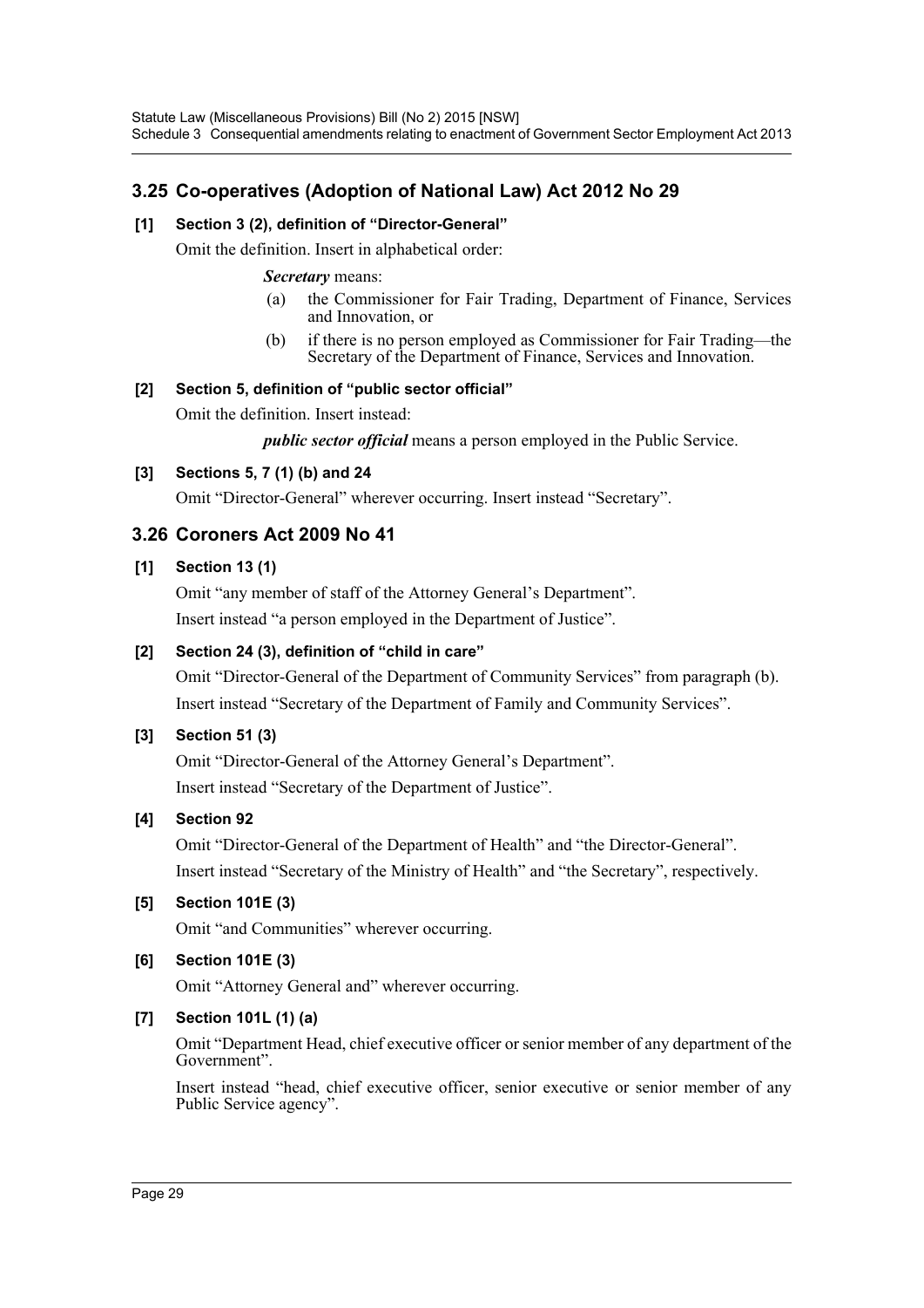## 3.25 Co-operatives (Adoption of National Law) Act 2012 No 29

### [1] Section 3 (2), definition of "Director-General"

Omit the definition. Insert in alphabetical order:

> ***Secretary*** means:
>
> (a) the Commissioner for Fair Trading, Department of Finance, Services and Innovation, or
>
> (b) if there is no person employed as Commissioner for Fair Trading—the Secretary of the Department of Finance, Services and Innovation.

### [2] Section 5, definition of "public sector official"

Omit the definition. Insert instead:

> ***public sector official*** means a person employed in the Public Service.

### [3] Sections 5, 7 (1) (b) and 24

Omit "Director-General" wherever occurring. Insert instead "Secretary".

## 3.26 Coroners Act 2009 No 41

### [1] Section 13 (1)

Omit "any member of staff of the Attorney General's Department".

Insert instead "a person employed in the Department of Justice".

### [2] Section 24 (3), definition of "child in care"

Omit "Director-General of the Department of Community Services" from paragraph (b).

Insert instead "Secretary of the Department of Family and Community Services".

### [3] Section 51 (3)

Omit "Director-General of the Attorney General's Department".

Insert instead "Secretary of the Department of Justice".

### [4] Section 92

Omit "Director-General of the Department of Health" and "the Director-General".

Insert instead "Secretary of the Ministry of Health" and "the Secretary", respectively.

### [5] Section 101E (3)

Omit "and Communities" wherever occurring.

### [6] Section 101E (3)

Omit "Attorney General and" wherever occurring.

### [7] Section 101L (1) (a)

Omit "Department Head, chief executive officer or senior member of any department of the Government".

Insert instead "head, chief executive officer, senior executive or senior member of any Public Service agency".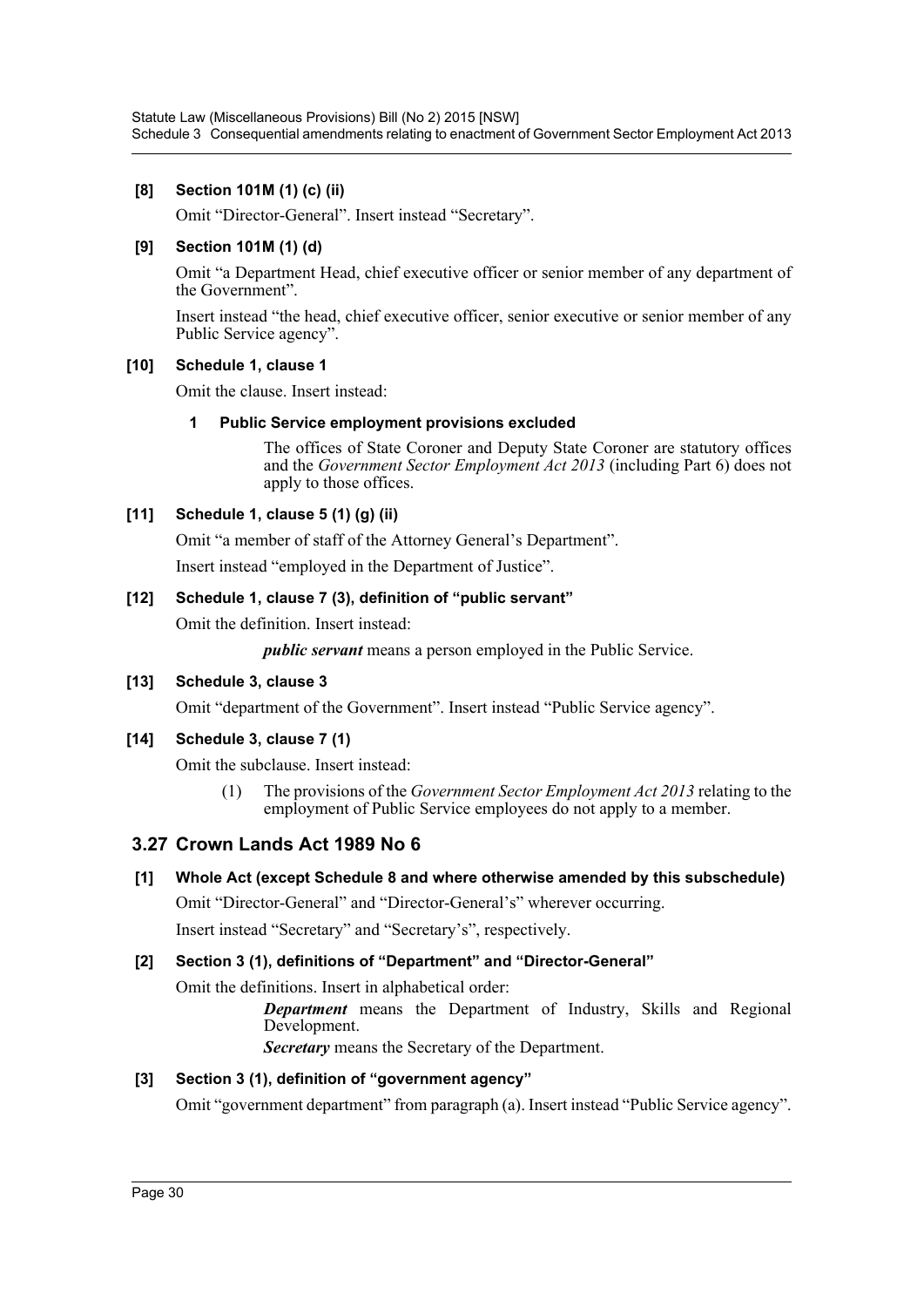**[8] Section 101M (1) (c) (ii)**

Omit "Director-General". Insert instead "Secretary".

**[9] Section 101M (1) (d)**

Omit "a Department Head, chief executive officer or senior member of any department of the Government".

Insert instead "the head, chief executive officer, senior executive or senior member of any Public Service agency".

**[10] Schedule 1, clause 1**

Omit the clause. Insert instead:

> **1 Public Service employment provisions excluded**
>
> The offices of State Coroner and Deputy State Coroner are statutory offices and the *Government Sector Employment Act 2013* (including Part 6) does not apply to those offices.

**[11] Schedule 1, clause 5 (1) (g) (ii)**

Omit "a member of staff of the Attorney General's Department".

Insert instead "employed in the Department of Justice".

**[12] Schedule 1, clause 7 (3), definition of "public servant"**

Omit the definition. Insert instead:

> ***public servant*** means a person employed in the Public Service.

**[13] Schedule 3, clause 3**

Omit "department of the Government". Insert instead "Public Service agency".

**[14] Schedule 3, clause 7 (1)**

Omit the subclause. Insert instead:

> (1) The provisions of the *Government Sector Employment Act 2013* relating to the employment of Public Service employees do not apply to a member.

## 3.27 Crown Lands Act 1989 No 6

**[1] Whole Act (except Schedule 8 and where otherwise amended by this subschedule)**

Omit "Director-General" and "Director-General's" wherever occurring.

Insert instead "Secretary" and "Secretary's", respectively.

**[2] Section 3 (1), definitions of "Department" and "Director-General"**

Omit the definitions. Insert in alphabetical order:

> ***Department*** means the Department of Industry, Skills and Regional Development.
>
> ***Secretary*** means the Secretary of the Department.

**[3] Section 3 (1), definition of "government agency"**

Omit "government department" from paragraph (a). Insert instead "Public Service agency".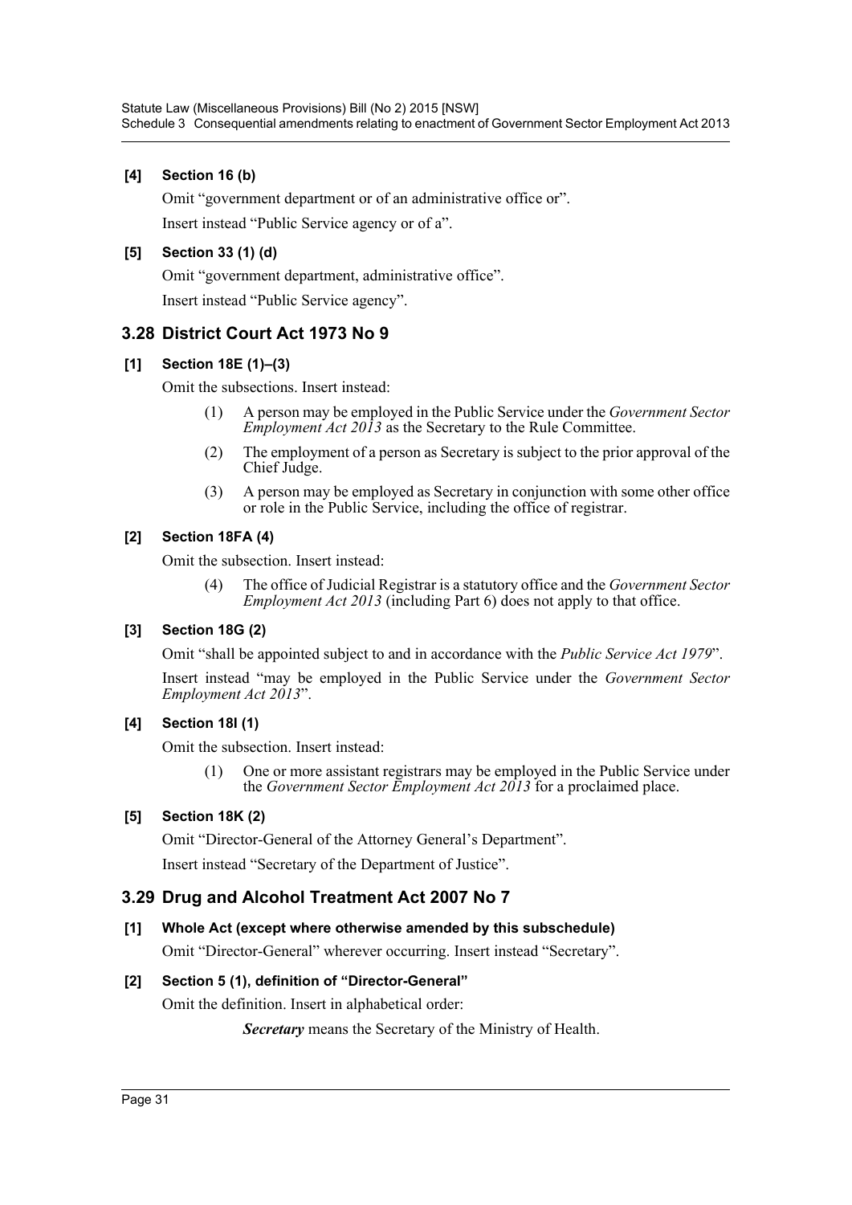**[4] Section 16 (b)**

Omit “government department or of an administrative office or”.

Insert instead “Public Service agency or of a”.

**[5] Section 33 (1) (d)**

Omit “government department, administrative office”.

Insert instead “Public Service agency”.

## 3.28 District Court Act 1973 No 9

**[1] Section 18E (1)–(3)**

Omit the subsections. Insert instead:

> (1) A person may be employed in the Public Service under the *Government Sector Employment Act 2013* as the Secretary to the Rule Committee.
>
> (2) The employment of a person as Secretary is subject to the prior approval of the Chief Judge.
>
> (3) A person may be employed as Secretary in conjunction with some other office or role in the Public Service, including the office of registrar.

**[2] Section 18FA (4)**

Omit the subsection. Insert instead:

> (4) The office of Judicial Registrar is a statutory office and the *Government Sector Employment Act 2013* (including Part 6) does not apply to that office.

**[3] Section 18G (2)**

Omit “shall be appointed subject to and in accordance with the *Public Service Act 1979*”.

Insert instead “may be employed in the Public Service under the *Government Sector Employment Act 2013*”.

**[4] Section 18I (1)**

Omit the subsection. Insert instead:

> (1) One or more assistant registrars may be employed in the Public Service under the *Government Sector Employment Act 2013* for a proclaimed place.

**[5] Section 18K (2)**

Omit “Director-General of the Attorney General’s Department”.

Insert instead “Secretary of the Department of Justice”.

## 3.29 Drug and Alcohol Treatment Act 2007 No 7

**[1] Whole Act (except where otherwise amended by this subschedule)**

Omit “Director-General” wherever occurring. Insert instead “Secretary”.

**[2] Section 5 (1), definition of “Director-General”**

Omit the definition. Insert in alphabetical order:

> ***Secretary*** means the Secretary of the Ministry of Health.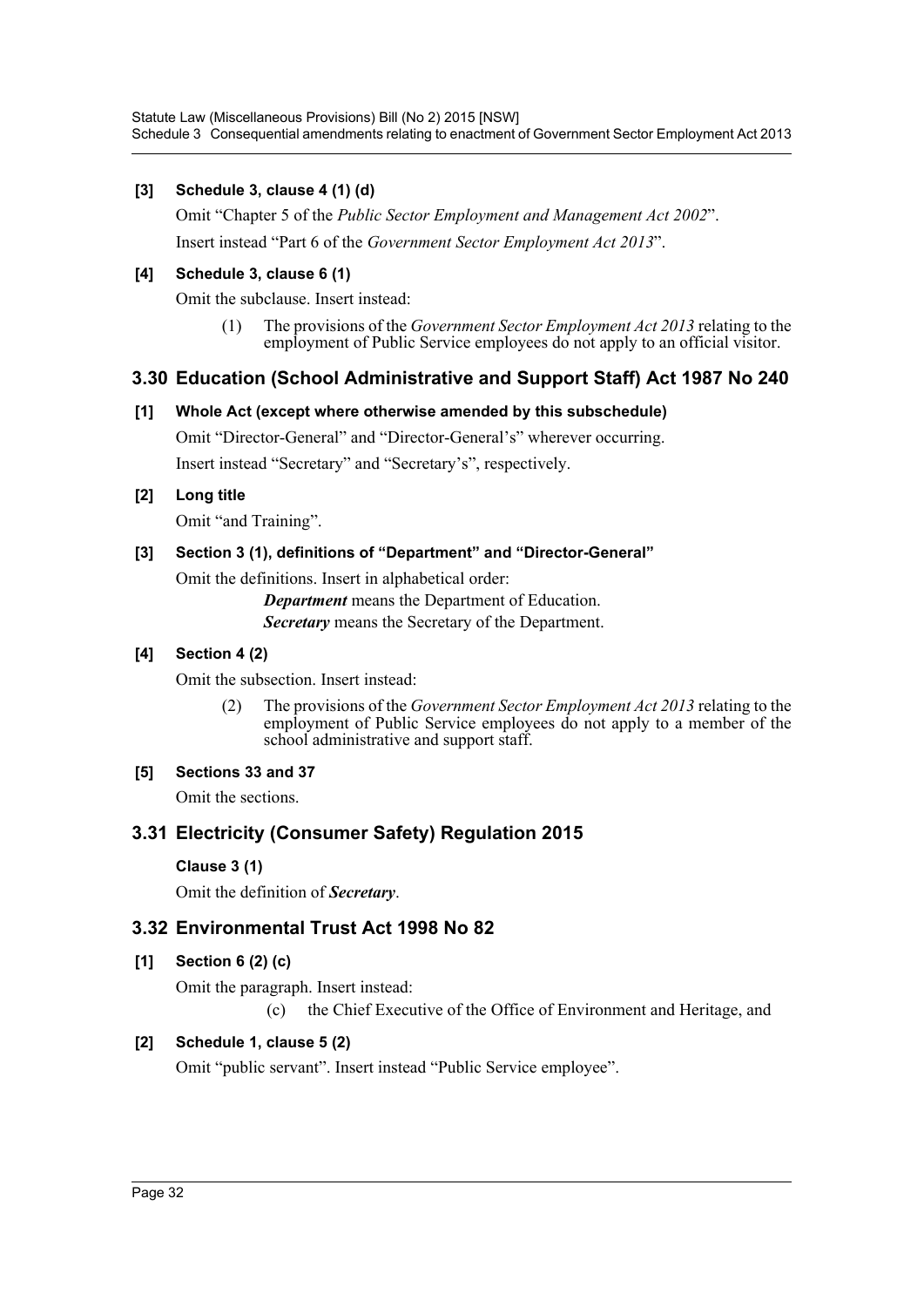**[3] Schedule 3, clause 4 (1) (d)**

Omit "Chapter 5 of the *Public Sector Employment and Management Act 2002*".

Insert instead "Part 6 of the *Government Sector Employment Act 2013*".

**[4] Schedule 3, clause 6 (1)**

Omit the subclause. Insert instead:

> (1) The provisions of the *Government Sector Employment Act 2013* relating to the employment of Public Service employees do not apply to an official visitor.

## 3.30 Education (School Administrative and Support Staff) Act 1987 No 240

**[1] Whole Act (except where otherwise amended by this subschedule)**

Omit "Director-General" and "Director-General's" wherever occurring.

Insert instead "Secretary" and "Secretary's", respectively.

**[2] Long title**

Omit "and Training".

**[3] Section 3 (1), definitions of "Department" and "Director-General"**

Omit the definitions. Insert in alphabetical order:

> ***Department*** means the Department of Education.
>
> ***Secretary*** means the Secretary of the Department.

**[4] Section 4 (2)**

Omit the subsection. Insert instead:

> (2) The provisions of the *Government Sector Employment Act 2013* relating to the employment of Public Service employees do not apply to a member of the school administrative and support staff.

**[5] Sections 33 and 37**

Omit the sections.

## 3.31 Electricity (Consumer Safety) Regulation 2015

**Clause 3 (1)**

Omit the definition of ***Secretary***.

## 3.32 Environmental Trust Act 1998 No 82

**[1] Section 6 (2) (c)**

Omit the paragraph. Insert instead:

> (c) the Chief Executive of the Office of Environment and Heritage, and

**[2] Schedule 1, clause 5 (2)**

Omit "public servant". Insert instead "Public Service employee".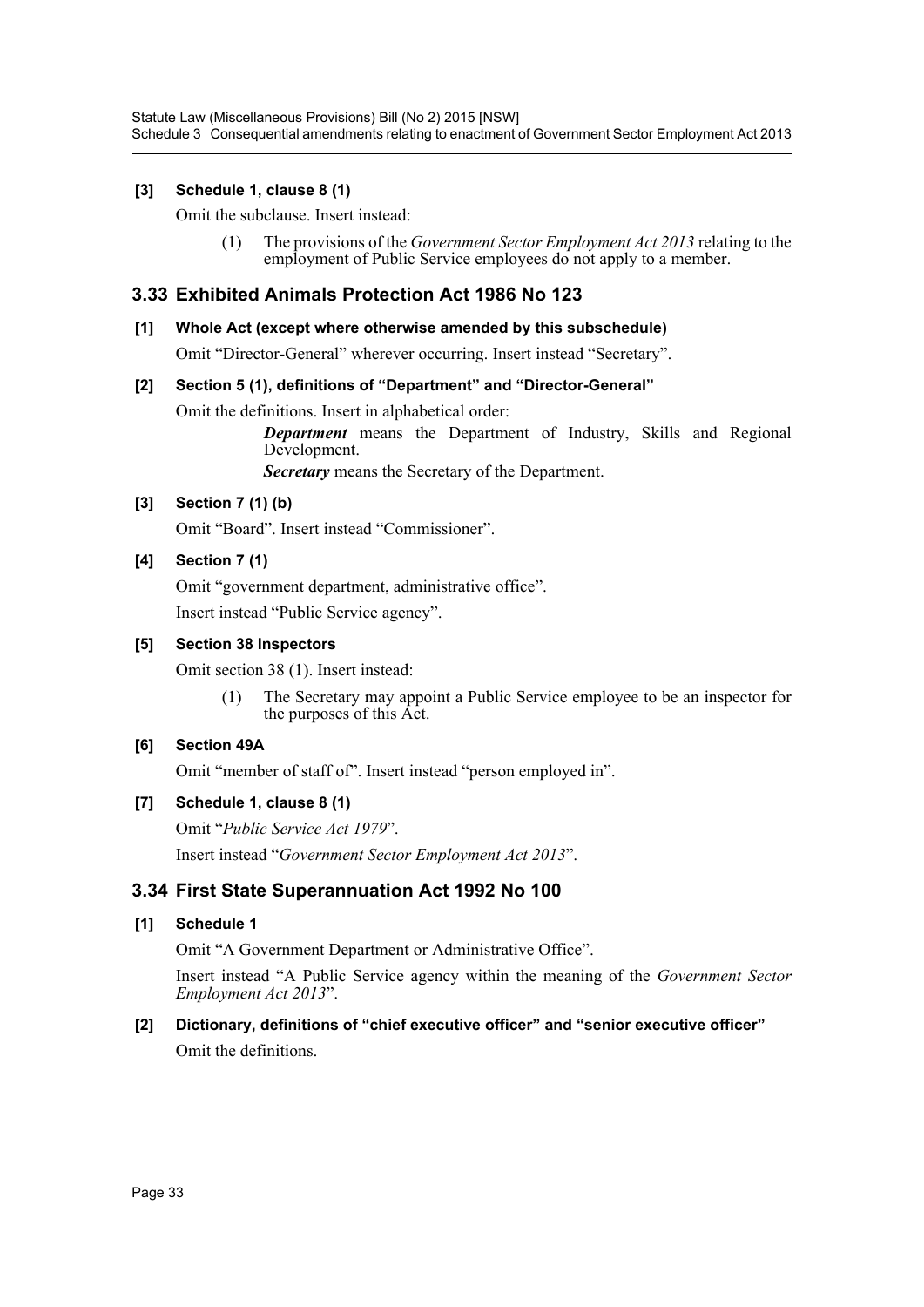**[3] Schedule 1, clause 8 (1)**

Omit the subclause. Insert instead:

> (1) The provisions of the *Government Sector Employment Act 2013* relating to the employment of Public Service employees do not apply to a member.

## 3.33 Exhibited Animals Protection Act 1986 No 123

**[1] Whole Act (except where otherwise amended by this subschedule)**

Omit "Director-General" wherever occurring. Insert instead "Secretary".

**[2] Section 5 (1), definitions of "Department" and "Director-General"**

Omit the definitions. Insert in alphabetical order:

> ***Department*** means the Department of Industry, Skills and Regional Development.
>
> ***Secretary*** means the Secretary of the Department.

**[3] Section 7 (1) (b)**

Omit "Board". Insert instead "Commissioner".

**[4] Section 7 (1)**

Omit "government department, administrative office".

Insert instead "Public Service agency".

**[5] Section 38 Inspectors**

Omit section 38 (1). Insert instead:

> (1) The Secretary may appoint a Public Service employee to be an inspector for the purposes of this Act.

**[6] Section 49A**

Omit "member of staff of". Insert instead "person employed in".

**[7] Schedule 1, clause 8 (1)**

Omit "*Public Service Act 1979*".

Insert instead "*Government Sector Employment Act 2013*".

## 3.34 First State Superannuation Act 1992 No 100

**[1] Schedule 1**

Omit "A Government Department or Administrative Office".

Insert instead "A Public Service agency within the meaning of the *Government Sector Employment Act 2013*".

**[2] Dictionary, definitions of "chief executive officer" and "senior executive officer"**

Omit the definitions.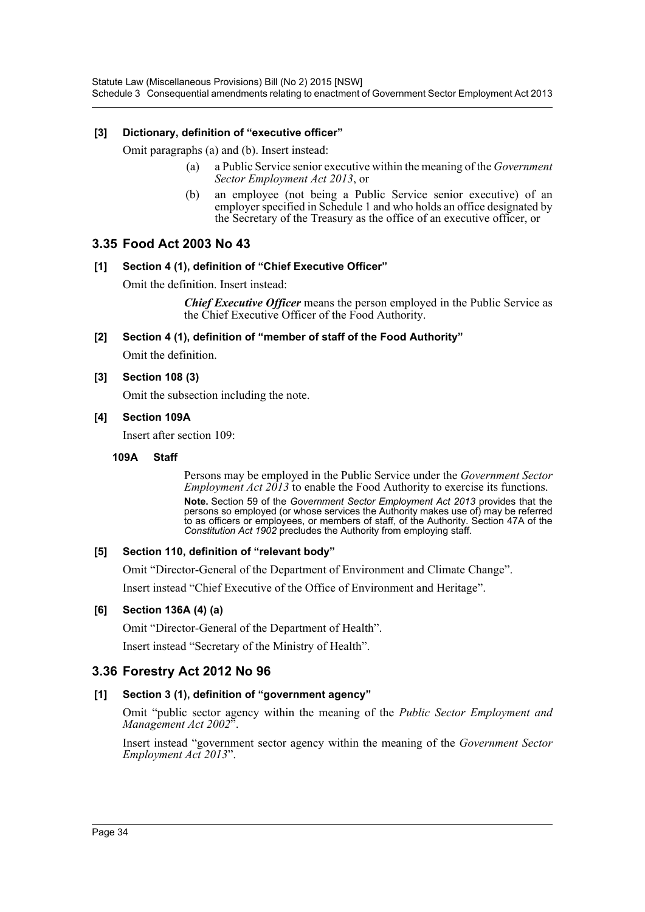**[3] Dictionary, definition of "executive officer"**

Omit paragraphs (a) and (b). Insert instead:

> (a) a Public Service senior executive within the meaning of the *Government Sector Employment Act 2013*, or
>
> (b) an employee (not being a Public Service senior executive) of an employer specified in Schedule 1 and who holds an office designated by the Secretary of the Treasury as the office of an executive officer, or

## 3.35 Food Act 2003 No 43

**[1] Section 4 (1), definition of "Chief Executive Officer"**

Omit the definition. Insert instead:

> ***Chief Executive Officer*** means the person employed in the Public Service as the Chief Executive Officer of the Food Authority.

**[2] Section 4 (1), definition of "member of staff of the Food Authority"**

Omit the definition.

**[3] Section 108 (3)**

Omit the subsection including the note.

**[4] Section 109A**

Insert after section 109:

> **109A Staff**
>
> Persons may be employed in the Public Service under the *Government Sector Employment Act 2013* to enable the Food Authority to exercise its functions.
>
> **Note.** Section 59 of the *Government Sector Employment Act 2013* provides that the persons so employed (or whose services the Authority makes use of) may be referred to as officers or employees, or members of staff, of the Authority. Section 47A of the *Constitution Act 1902* precludes the Authority from employing staff.

**[5] Section 110, definition of "relevant body"**

Omit "Director-General of the Department of Environment and Climate Change".

Insert instead "Chief Executive of the Office of Environment and Heritage".

**[6] Section 136A (4) (a)**

Omit "Director-General of the Department of Health".

Insert instead "Secretary of the Ministry of Health".

## 3.36 Forestry Act 2012 No 96

**[1] Section 3 (1), definition of "government agency"**

Omit "public sector agency within the meaning of the *Public Sector Employment and Management Act 2002*".

Insert instead "government sector agency within the meaning of the *Government Sector Employment Act 2013*".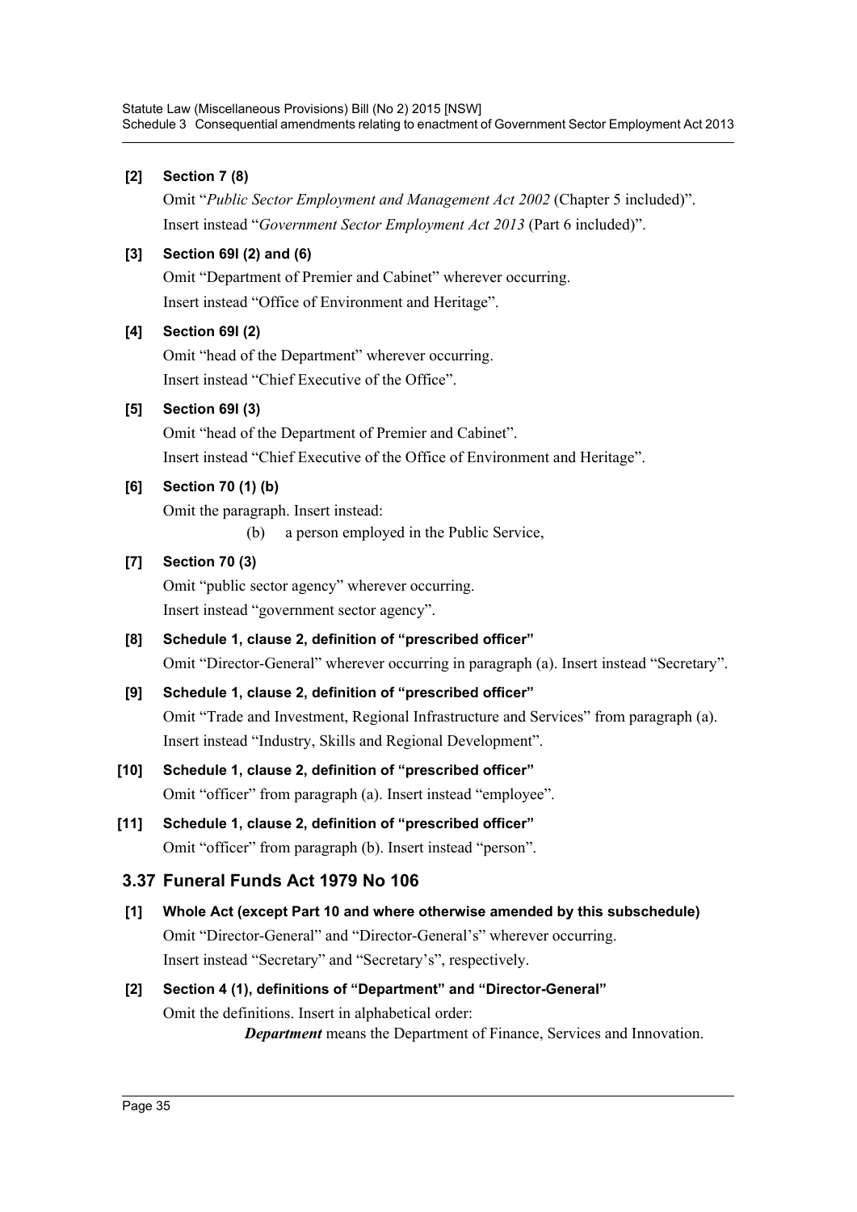**[2] Section 7 (8)**

Omit "*Public Sector Employment and Management Act 2002* (Chapter 5 included)".

Insert instead "*Government Sector Employment Act 2013* (Part 6 included)".

**[3] Section 69I (2) and (6)**

Omit "Department of Premier and Cabinet" wherever occurring.

Insert instead "Office of Environment and Heritage".

**[4] Section 69I (2)**

Omit "head of the Department" wherever occurring.

Insert instead "Chief Executive of the Office".

**[5] Section 69I (3)**

Omit "head of the Department of Premier and Cabinet".

Insert instead "Chief Executive of the Office of Environment and Heritage".

**[6] Section 70 (1) (b)**

Omit the paragraph. Insert instead:

(b) a person employed in the Public Service,

**[7] Section 70 (3)**

Omit "public sector agency" wherever occurring.

Insert instead "government sector agency".

**[8] Schedule 1, clause 2, definition of "prescribed officer"**

Omit "Director-General" wherever occurring in paragraph (a). Insert instead "Secretary".

**[9] Schedule 1, clause 2, definition of "prescribed officer"**

Omit "Trade and Investment, Regional Infrastructure and Services" from paragraph (a). Insert instead "Industry, Skills and Regional Development".

**[10] Schedule 1, clause 2, definition of "prescribed officer"**

Omit "officer" from paragraph (a). Insert instead "employee".

**[11] Schedule 1, clause 2, definition of "prescribed officer"**

Omit "officer" from paragraph (b). Insert instead "person".

## 3.37 Funeral Funds Act 1979 No 106

**[1] Whole Act (except Part 10 and where otherwise amended by this subschedule)**

Omit "Director-General" and "Director-General's" wherever occurring.

Insert instead "Secretary" and "Secretary's", respectively.

**[2] Section 4 (1), definitions of "Department" and "Director-General"**

Omit the definitions. Insert in alphabetical order:

***Department*** means the Department of Finance, Services and Innovation.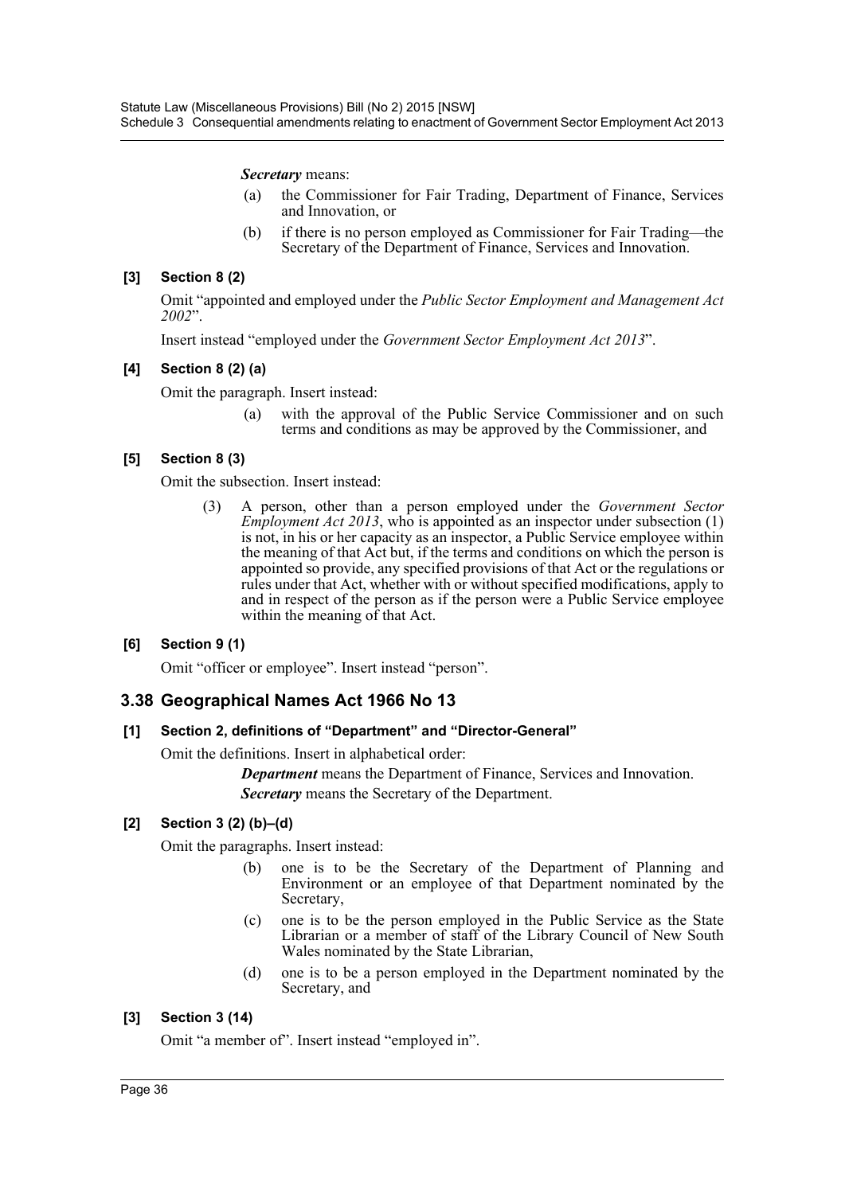***Secretary*** means:

(a) the Commissioner for Fair Trading, Department of Finance, Services and Innovation, or

(b) if there is no person employed as Commissioner for Fair Trading—the Secretary of the Department of Finance, Services and Innovation.

**[3] Section 8 (2)**

Omit "appointed and employed under the *Public Sector Employment and Management Act 2002*".

Insert instead "employed under the *Government Sector Employment Act 2013*".

**[4] Section 8 (2) (a)**

Omit the paragraph. Insert instead:

> (a) with the approval of the Public Service Commissioner and on such terms and conditions as may be approved by the Commissioner, and

**[5] Section 8 (3)**

Omit the subsection. Insert instead:

> (3) A person, other than a person employed under the *Government Sector Employment Act 2013*, who is appointed as an inspector under subsection (1) is not, in his or her capacity as an inspector, a Public Service employee within the meaning of that Act but, if the terms and conditions on which the person is appointed so provide, any specified provisions of that Act or the regulations or rules under that Act, whether with or without specified modifications, apply to and in respect of the person as if the person were a Public Service employee within the meaning of that Act.

**[6] Section 9 (1)**

Omit "officer or employee". Insert instead "person".

## 3.38 Geographical Names Act 1966 No 13

**[1] Section 2, definitions of "Department" and "Director-General"**

Omit the definitions. Insert in alphabetical order:

> ***Department*** means the Department of Finance, Services and Innovation.
>
> ***Secretary*** means the Secretary of the Department.

**[2] Section 3 (2) (b)–(d)**

Omit the paragraphs. Insert instead:

> (b) one is to be the Secretary of the Department of Planning and Environment or an employee of that Department nominated by the Secretary,
>
> (c) one is to be the person employed in the Public Service as the State Librarian or a member of staff of the Library Council of New South Wales nominated by the State Librarian,
>
> (d) one is to be a person employed in the Department nominated by the Secretary, and

**[3] Section 3 (14)**

Omit "a member of". Insert instead "employed in".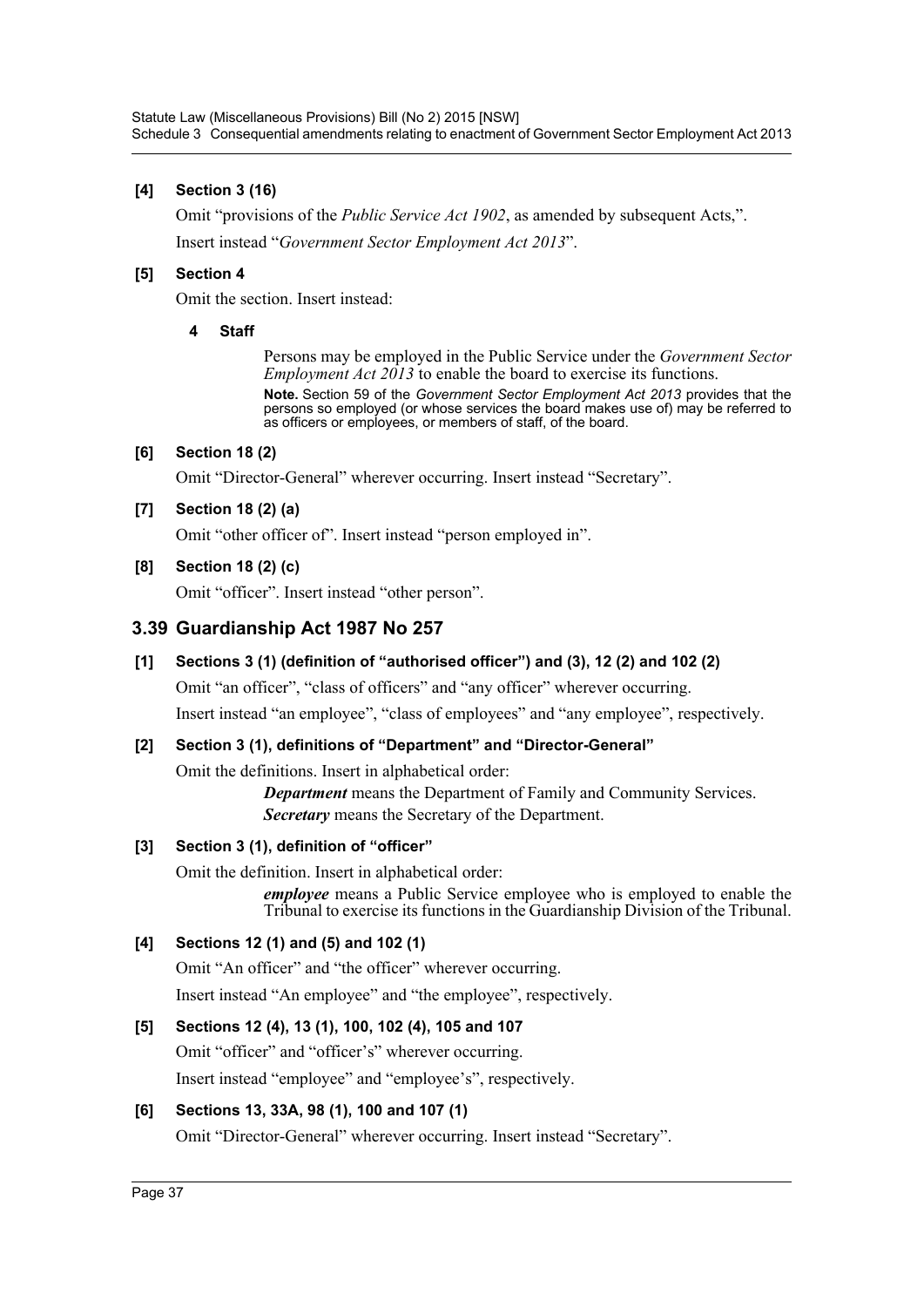**[4] Section 3 (16)**

Omit "provisions of the *Public Service Act 1902*, as amended by subsequent Acts,".

Insert instead "*Government Sector Employment Act 2013*".

**[5] Section 4**

Omit the section. Insert instead:

**4 Staff**

Persons may be employed in the Public Service under the *Government Sector Employment Act 2013* to enable the board to exercise its functions.

**Note.** Section 59 of the *Government Sector Employment Act 2013* provides that the persons so employed (or whose services the board makes use of) may be referred to as officers or employees, or members of staff, of the board.

**[6] Section 18 (2)**

Omit "Director-General" wherever occurring. Insert instead "Secretary".

**[7] Section 18 (2) (a)**

Omit "other officer of". Insert instead "person employed in".

**[8] Section 18 (2) (c)**

Omit "officer". Insert instead "other person".

## 3.39 Guardianship Act 1987 No 257

**[1] Sections 3 (1) (definition of "authorised officer") and (3), 12 (2) and 102 (2)**

Omit "an officer", "class of officers" and "any officer" wherever occurring.

Insert instead "an employee", "class of employees" and "any employee", respectively.

**[2] Section 3 (1), definitions of "Department" and "Director-General"**

Omit the definitions. Insert in alphabetical order:

***Department*** means the Department of Family and Community Services.

***Secretary*** means the Secretary of the Department.

**[3] Section 3 (1), definition of "officer"**

Omit the definition. Insert in alphabetical order:

***employee*** means a Public Service employee who is employed to enable the Tribunal to exercise its functions in the Guardianship Division of the Tribunal.

**[4] Sections 12 (1) and (5) and 102 (1)**

Omit "An officer" and "the officer" wherever occurring.

Insert instead "An employee" and "the employee", respectively.

**[5] Sections 12 (4), 13 (1), 100, 102 (4), 105 and 107**

Omit "officer" and "officer's" wherever occurring.

Insert instead "employee" and "employee's", respectively.

**[6] Sections 13, 33A, 98 (1), 100 and 107 (1)**

Omit "Director-General" wherever occurring. Insert instead "Secretary".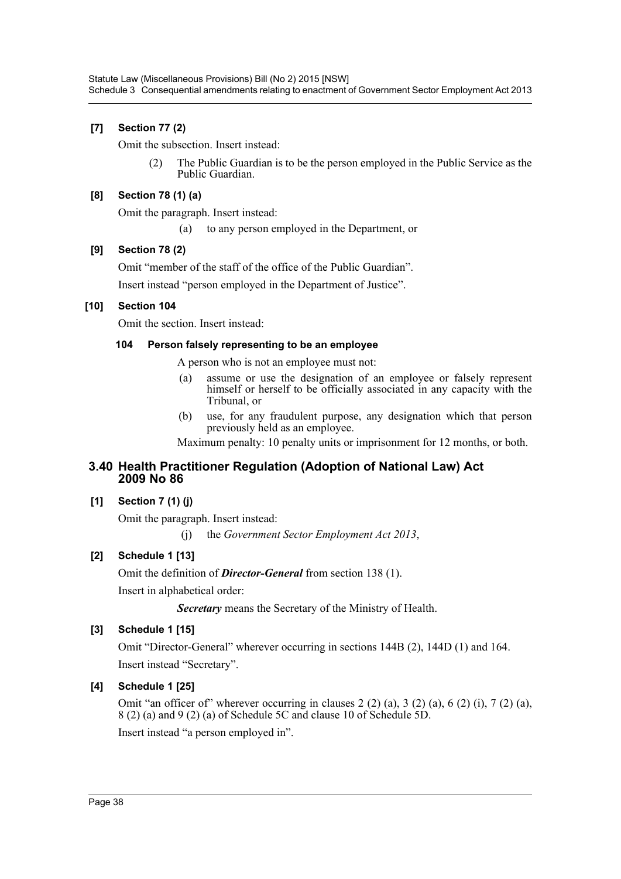**[7] Section 77 (2)**

Omit the subsection. Insert instead:

> (2) The Public Guardian is to be the person employed in the Public Service as the Public Guardian.

**[8] Section 78 (1) (a)**

Omit the paragraph. Insert instead:

> (a) to any person employed in the Department, or

**[9] Section 78 (2)**

Omit "member of the staff of the office of the Public Guardian".

Insert instead "person employed in the Department of Justice".

**[10] Section 104**

Omit the section. Insert instead:

> **104 Person falsely representing to be an employee**
>
> A person who is not an employee must not:
>
> (a) assume or use the designation of an employee or falsely represent himself or herself to be officially associated in any capacity with the Tribunal, or
>
> (b) use, for any fraudulent purpose, any designation which that person previously held as an employee.
>
> Maximum penalty: 10 penalty units or imprisonment for 12 months, or both.

## 3.40 Health Practitioner Regulation (Adoption of National Law) Act 2009 No 86

**[1] Section 7 (1) (j)**

Omit the paragraph. Insert instead:

> (j) the *Government Sector Employment Act 2013*,

**[2] Schedule 1 [13]**

Omit the definition of ***Director-General*** from section 138 (1).

Insert in alphabetical order:

> ***Secretary*** means the Secretary of the Ministry of Health.

**[3] Schedule 1 [15]**

Omit "Director-General" wherever occurring in sections 144B (2), 144D (1) and 164.

Insert instead "Secretary".

**[4] Schedule 1 [25]**

Omit "an officer of" wherever occurring in clauses 2 (2) (a), 3 (2) (a), 6 (2) (i), 7 (2) (a), 8 (2) (a) and 9 (2) (a) of Schedule 5C and clause 10 of Schedule 5D.

Insert instead "a person employed in".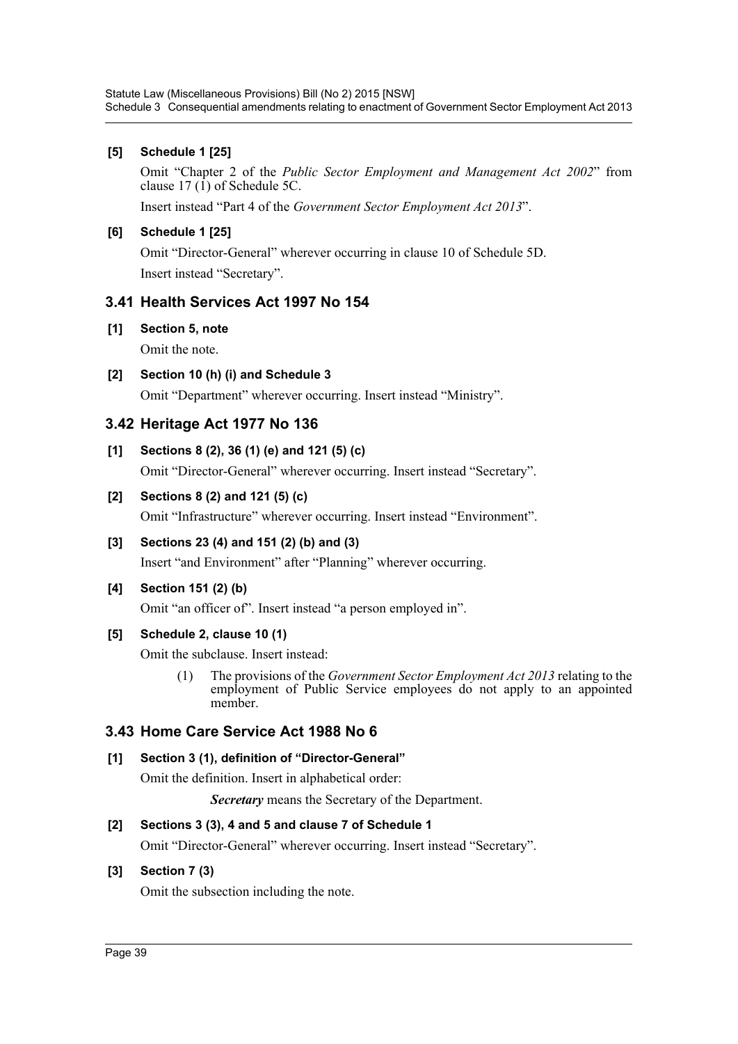**[5] Schedule 1 [25]**

Omit "Chapter 2 of the *Public Sector Employment and Management Act 2002*" from clause 17 (1) of Schedule 5C.

Insert instead "Part 4 of the *Government Sector Employment Act 2013*".

**[6] Schedule 1 [25]**

Omit "Director-General" wherever occurring in clause 10 of Schedule 5D.

Insert instead "Secretary".

## 3.41 Health Services Act 1997 No 154

**[1] Section 5, note**

Omit the note.

**[2] Section 10 (h) (i) and Schedule 3**

Omit "Department" wherever occurring. Insert instead "Ministry".

## 3.42 Heritage Act 1977 No 136

**[1] Sections 8 (2), 36 (1) (e) and 121 (5) (c)**

Omit "Director-General" wherever occurring. Insert instead "Secretary".

**[2] Sections 8 (2) and 121 (5) (c)**

Omit "Infrastructure" wherever occurring. Insert instead "Environment".

**[3] Sections 23 (4) and 151 (2) (b) and (3)**

Insert "and Environment" after "Planning" wherever occurring.

**[4] Section 151 (2) (b)**

Omit "an officer of". Insert instead "a person employed in".

**[5] Schedule 2, clause 10 (1)**

Omit the subclause. Insert instead:

> (1) The provisions of the *Government Sector Employment Act 2013* relating to the employment of Public Service employees do not apply to an appointed member.

## 3.43 Home Care Service Act 1988 No 6

**[1] Section 3 (1), definition of "Director-General"**

Omit the definition. Insert in alphabetical order:

> ***Secretary*** means the Secretary of the Department.

**[2] Sections 3 (3), 4 and 5 and clause 7 of Schedule 1**

Omit "Director-General" wherever occurring. Insert instead "Secretary".

**[3] Section 7 (3)**

Omit the subsection including the note.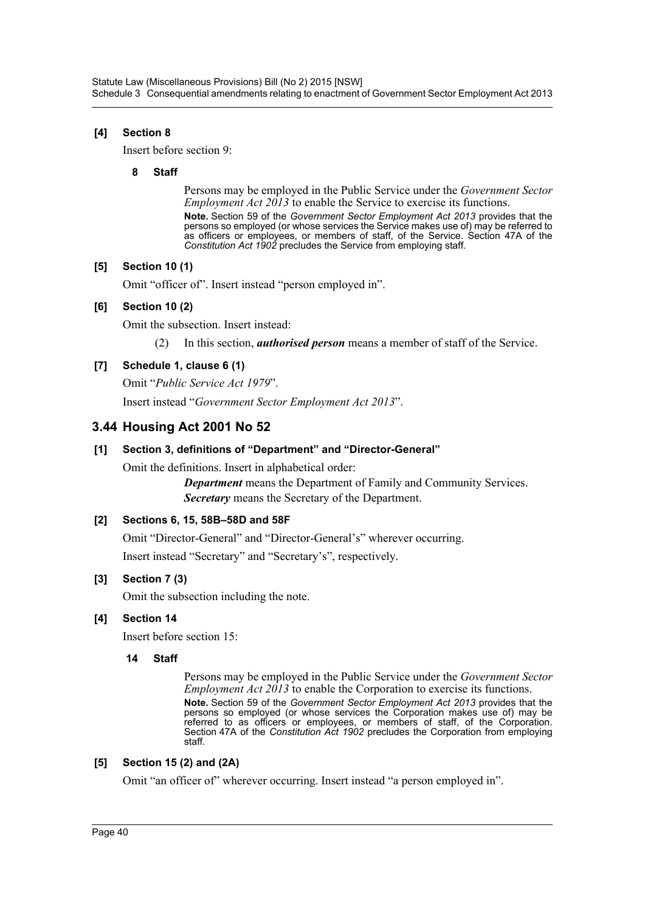**[4] Section 8**

Insert before section 9:

**8 Staff**

Persons may be employed in the Public Service under the *Government Sector Employment Act 2013* to enable the Service to exercise its functions.

**Note.** Section 59 of the *Government Sector Employment Act 2013* provides that the persons so employed (or whose services the Service makes use of) may be referred to as officers or employees, or members of staff, of the Service. Section 47A of the *Constitution Act 1902* precludes the Service from employing staff.

**[5] Section 10 (1)**

Omit "officer of". Insert instead "person employed in".

**[6] Section 10 (2)**

Omit the subsection. Insert instead:

(2) In this section, ***authorised person*** means a member of staff of the Service.

**[7] Schedule 1, clause 6 (1)**

Omit "*Public Service Act 1979*".

Insert instead "*Government Sector Employment Act 2013*".

## 3.44 Housing Act 2001 No 52

**[1] Section 3, definitions of "Department" and "Director-General"**

Omit the definitions. Insert in alphabetical order:

***Department*** means the Department of Family and Community Services.

***Secretary*** means the Secretary of the Department.

**[2] Sections 6, 15, 58B–58D and 58F**

Omit "Director-General" and "Director-General's" wherever occurring.

Insert instead "Secretary" and "Secretary's", respectively.

**[3] Section 7 (3)**

Omit the subsection including the note.

**[4] Section 14**

Insert before section 15:

**14 Staff**

Persons may be employed in the Public Service under the *Government Sector Employment Act 2013* to enable the Corporation to exercise its functions.

**Note.** Section 59 of the *Government Sector Employment Act 2013* provides that the persons so employed (or whose services the Corporation makes use of) may be referred to as officers or employees, or members of staff, of the Corporation. Section 47A of the *Constitution Act 1902* precludes the Corporation from employing staff.

**[5] Section 15 (2) and (2A)**

Omit "an officer of" wherever occurring. Insert instead "a person employed in".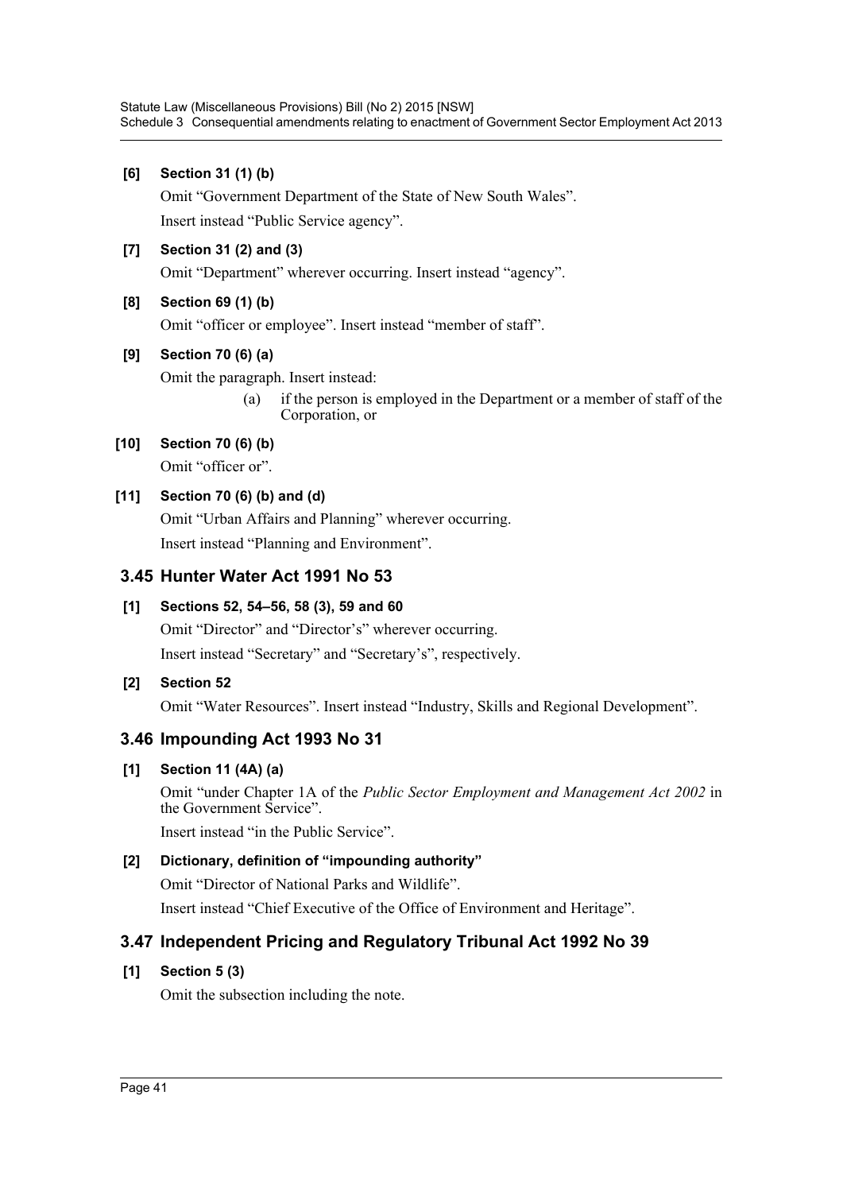**[6] Section 31 (1) (b)**

Omit "Government Department of the State of New South Wales".

Insert instead "Public Service agency".

**[7] Section 31 (2) and (3)**

Omit "Department" wherever occurring. Insert instead "agency".

**[8] Section 69 (1) (b)**

Omit "officer or employee". Insert instead "member of staff".

**[9] Section 70 (6) (a)**

Omit the paragraph. Insert instead:

> (a) if the person is employed in the Department or a member of staff of the Corporation, or

**[10] Section 70 (6) (b)**

Omit "officer or".

**[11] Section 70 (6) (b) and (d)**

Omit "Urban Affairs and Planning" wherever occurring.

Insert instead "Planning and Environment".

## 3.45 Hunter Water Act 1991 No 53

**[1] Sections 52, 54–56, 58 (3), 59 and 60**

Omit "Director" and "Director's" wherever occurring.

Insert instead "Secretary" and "Secretary's", respectively.

**[2] Section 52**

Omit "Water Resources". Insert instead "Industry, Skills and Regional Development".

## 3.46 Impounding Act 1993 No 31

**[1] Section 11 (4A) (a)**

Omit "under Chapter 1A of the *Public Sector Employment and Management Act 2002* in the Government Service".

Insert instead "in the Public Service".

**[2] Dictionary, definition of "impounding authority"**

Omit "Director of National Parks and Wildlife".

Insert instead "Chief Executive of the Office of Environment and Heritage".

## 3.47 Independent Pricing and Regulatory Tribunal Act 1992 No 39

**[1] Section 5 (3)**

Omit the subsection including the note.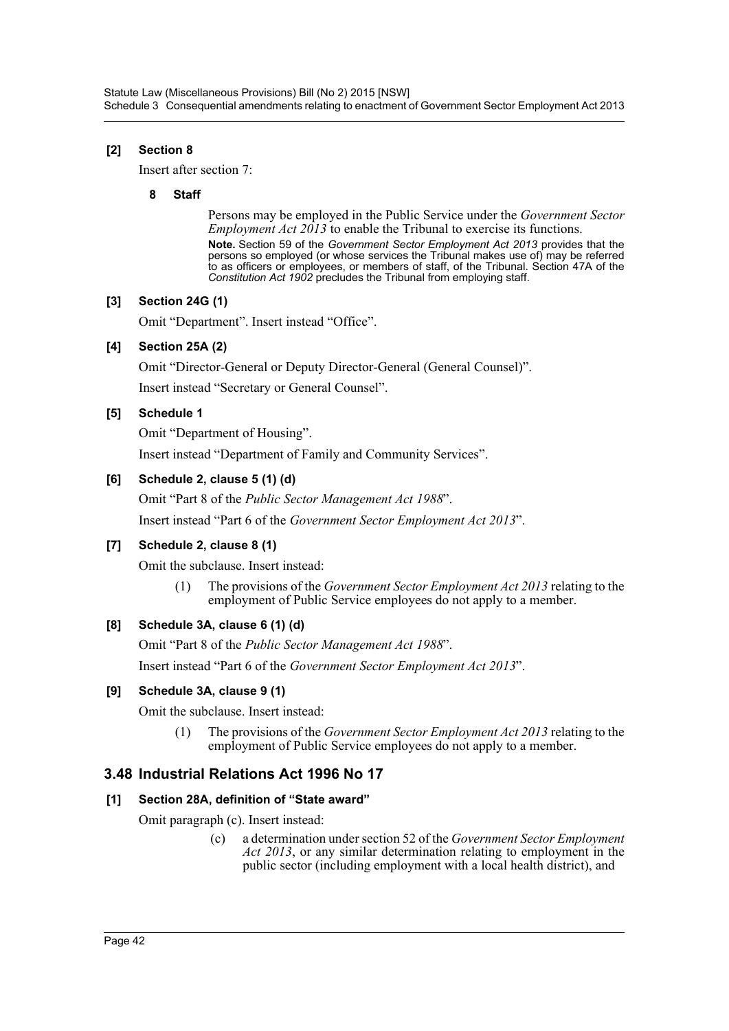**[2] Section 8**

Insert after section 7:

**8 Staff**

Persons may be employed in the Public Service under the *Government Sector Employment Act 2013* to enable the Tribunal to exercise its functions.

**Note.** Section 59 of the *Government Sector Employment Act 2013* provides that the persons so employed (or whose services the Tribunal makes use of) may be referred to as officers or employees, or members of staff, of the Tribunal. Section 47A of the *Constitution Act 1902* precludes the Tribunal from employing staff.

**[3] Section 24G (1)**

Omit "Department". Insert instead "Office".

**[4] Section 25A (2)**

Omit "Director-General or Deputy Director-General (General Counsel)".

Insert instead "Secretary or General Counsel".

**[5] Schedule 1**

Omit "Department of Housing".

Insert instead "Department of Family and Community Services".

**[6] Schedule 2, clause 5 (1) (d)**

Omit "Part 8 of the *Public Sector Management Act 1988*".

Insert instead "Part 6 of the *Government Sector Employment Act 2013*".

**[7] Schedule 2, clause 8 (1)**

Omit the subclause. Insert instead:

(1) The provisions of the *Government Sector Employment Act 2013* relating to the employment of Public Service employees do not apply to a member.

**[8] Schedule 3A, clause 6 (1) (d)**

Omit "Part 8 of the *Public Sector Management Act 1988*".

Insert instead "Part 6 of the *Government Sector Employment Act 2013*".

**[9] Schedule 3A, clause 9 (1)**

Omit the subclause. Insert instead:

(1) The provisions of the *Government Sector Employment Act 2013* relating to the employment of Public Service employees do not apply to a member.

## 3.48 Industrial Relations Act 1996 No 17

**[1] Section 28A, definition of "State award"**

Omit paragraph (c). Insert instead:

(c) a determination under section 52 of the *Government Sector Employment Act 2013*, or any similar determination relating to employment in the public sector (including employment with a local health district), and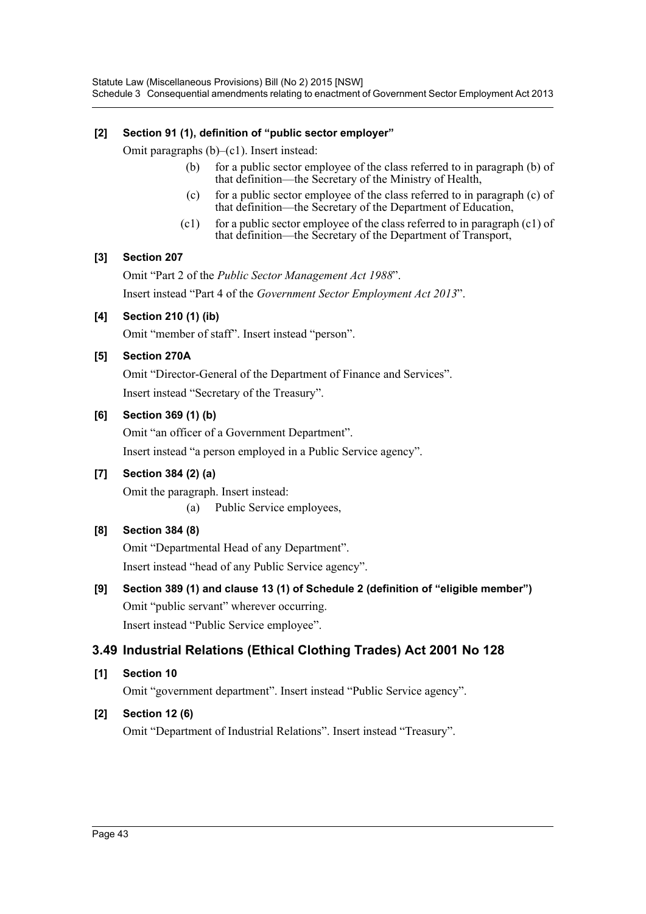**[2] Section 91 (1), definition of "public sector employer"**

Omit paragraphs (b)–(c1). Insert instead:

- (b) for a public sector employee of the class referred to in paragraph (b) of that definition—the Secretary of the Ministry of Health,
- (c) for a public sector employee of the class referred to in paragraph (c) of that definition—the Secretary of the Department of Education,
- (c1) for a public sector employee of the class referred to in paragraph (c1) of that definition—the Secretary of the Department of Transport,

**[3] Section 207**

Omit "Part 2 of the *Public Sector Management Act 1988*".

Insert instead "Part 4 of the *Government Sector Employment Act 2013*".

**[4] Section 210 (1) (ib)**

Omit "member of staff". Insert instead "person".

**[5] Section 270A**

Omit "Director-General of the Department of Finance and Services".

Insert instead "Secretary of the Treasury".

**[6] Section 369 (1) (b)**

Omit "an officer of a Government Department".

Insert instead "a person employed in a Public Service agency".

**[7] Section 384 (2) (a)**

Omit the paragraph. Insert instead:

- (a) Public Service employees,

**[8] Section 384 (8)**

Omit "Departmental Head of any Department".

Insert instead "head of any Public Service agency".

**[9] Section 389 (1) and clause 13 (1) of Schedule 2 (definition of "eligible member")**

Omit "public servant" wherever occurring.

Insert instead "Public Service employee".

## 3.49 Industrial Relations (Ethical Clothing Trades) Act 2001 No 128

**[1] Section 10**

Omit "government department". Insert instead "Public Service agency".

**[2] Section 12 (6)**

Omit "Department of Industrial Relations". Insert instead "Treasury".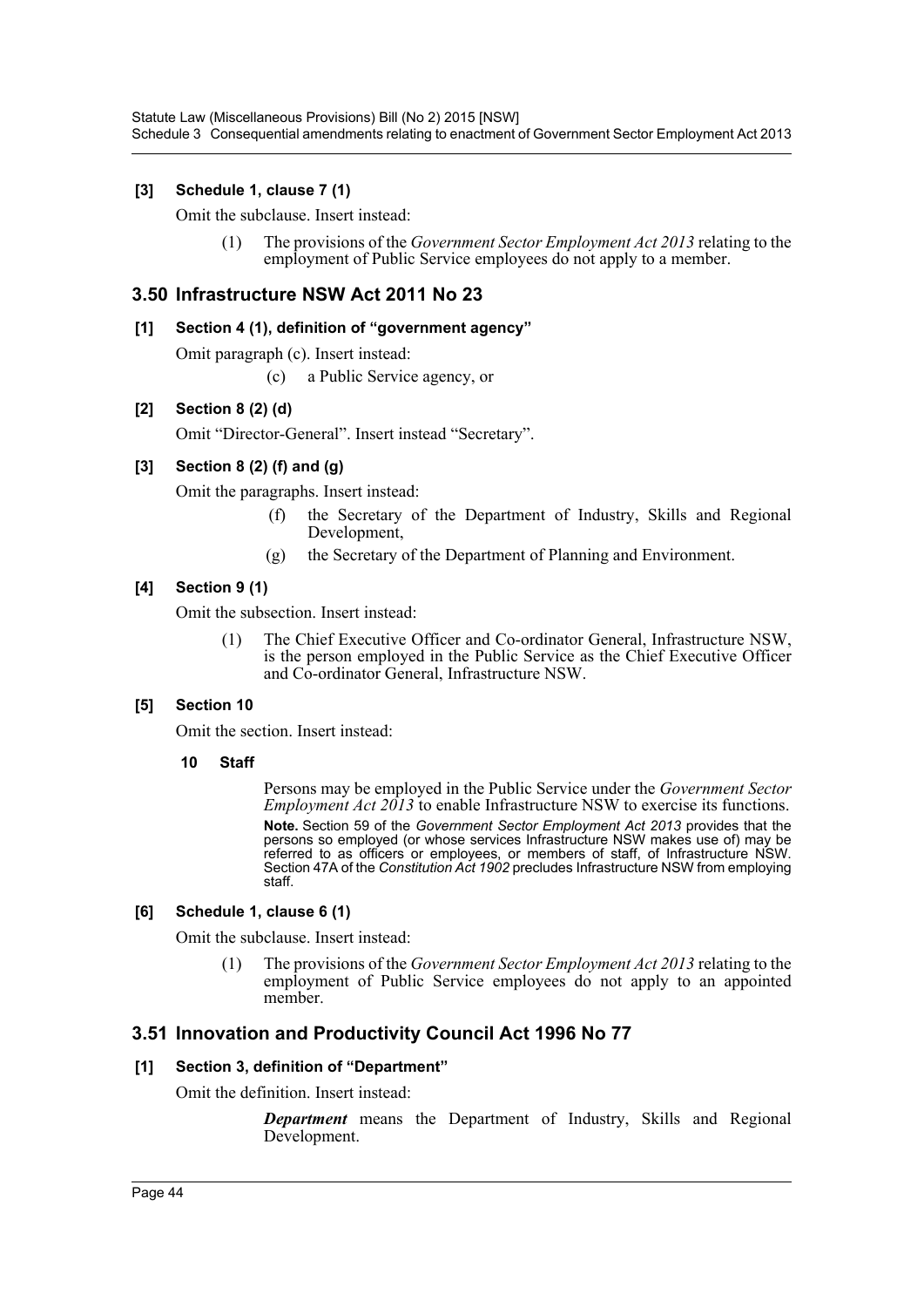**[3] Schedule 1, clause 7 (1)**

Omit the subclause. Insert instead:

> (1) The provisions of the *Government Sector Employment Act 2013* relating to the employment of Public Service employees do not apply to a member.

## 3.50 Infrastructure NSW Act 2011 No 23

**[1] Section 4 (1), definition of "government agency"**

Omit paragraph (c). Insert instead:

> (c) a Public Service agency, or

**[2] Section 8 (2) (d)**

Omit "Director-General". Insert instead "Secretary".

**[3] Section 8 (2) (f) and (g)**

Omit the paragraphs. Insert instead:

> (f) the Secretary of the Department of Industry, Skills and Regional Development,
>
> (g) the Secretary of the Department of Planning and Environment.

**[4] Section 9 (1)**

Omit the subsection. Insert instead:

> (1) The Chief Executive Officer and Co-ordinator General, Infrastructure NSW, is the person employed in the Public Service as the Chief Executive Officer and Co-ordinator General, Infrastructure NSW.

**[5] Section 10**

Omit the section. Insert instead:

> **10 Staff**
>
> Persons may be employed in the Public Service under the *Government Sector Employment Act 2013* to enable Infrastructure NSW to exercise its functions.
>
> **Note.** Section 59 of the *Government Sector Employment Act 2013* provides that the persons so employed (or whose services Infrastructure NSW makes use of) may be referred to as officers or employees, or members of staff, of Infrastructure NSW. Section 47A of the *Constitution Act 1902* precludes Infrastructure NSW from employing staff.

**[6] Schedule 1, clause 6 (1)**

Omit the subclause. Insert instead:

> (1) The provisions of the *Government Sector Employment Act 2013* relating to the employment of Public Service employees do not apply to an appointed member.

## 3.51 Innovation and Productivity Council Act 1996 No 77

**[1] Section 3, definition of "Department"**

Omit the definition. Insert instead:

> ***Department*** means the Department of Industry, Skills and Regional Development.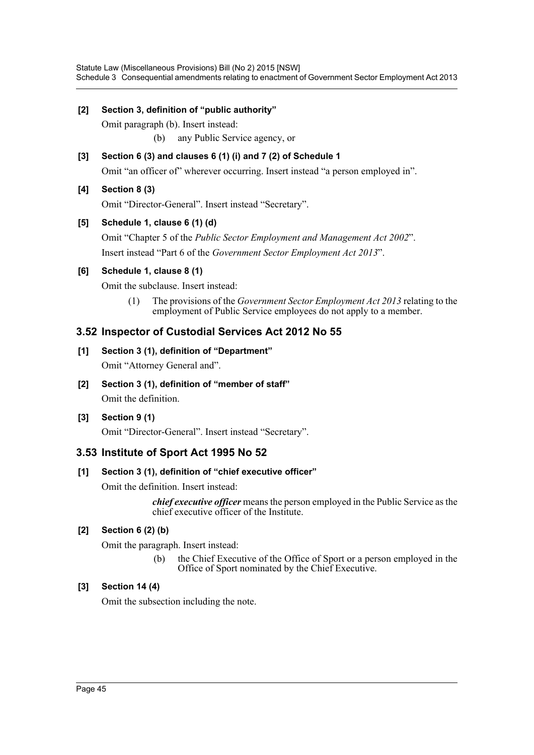**[2] Section 3, definition of "public authority"**

Omit paragraph (b). Insert instead:

> (b) any Public Service agency, or

**[3] Section 6 (3) and clauses 6 (1) (i) and 7 (2) of Schedule 1**

Omit "an officer of" wherever occurring. Insert instead "a person employed in".

**[4] Section 8 (3)**

Omit "Director-General". Insert instead "Secretary".

**[5] Schedule 1, clause 6 (1) (d)**

Omit "Chapter 5 of the *Public Sector Employment and Management Act 2002*".

Insert instead "Part 6 of the *Government Sector Employment Act 2013*".

**[6] Schedule 1, clause 8 (1)**

Omit the subclause. Insert instead:

> (1) The provisions of the *Government Sector Employment Act 2013* relating to the employment of Public Service employees do not apply to a member.

## 3.52 Inspector of Custodial Services Act 2012 No 55

**[1] Section 3 (1), definition of "Department"**

Omit "Attorney General and".

**[2] Section 3 (1), definition of "member of staff"**

Omit the definition.

**[3] Section 9 (1)**

Omit "Director-General". Insert instead "Secretary".

## 3.53 Institute of Sport Act 1995 No 52

**[1] Section 3 (1), definition of "chief executive officer"**

Omit the definition. Insert instead:

> ***chief executive officer*** means the person employed in the Public Service as the chief executive officer of the Institute.

**[2] Section 6 (2) (b)**

Omit the paragraph. Insert instead:

> (b) the Chief Executive of the Office of Sport or a person employed in the Office of Sport nominated by the Chief Executive.

**[3] Section 14 (4)**

Omit the subsection including the note.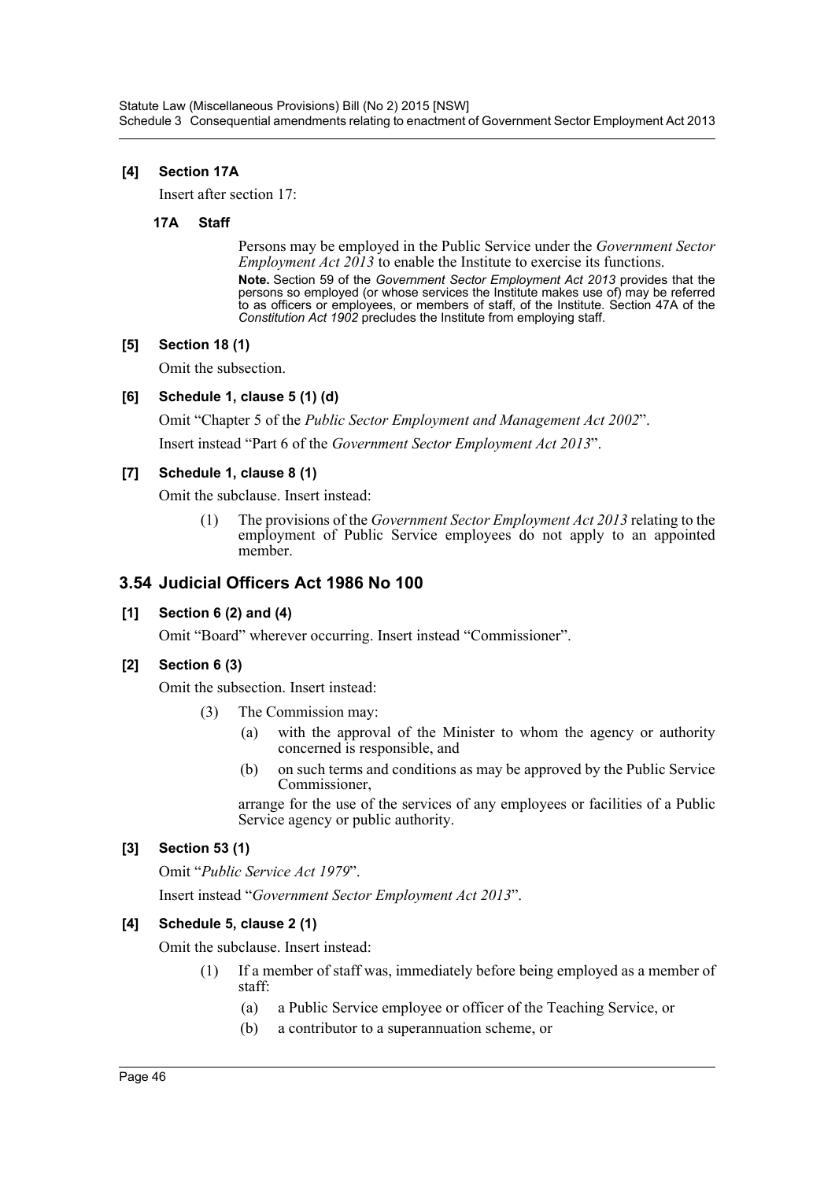**[4] Section 17A**

Insert after section 17:

**17A Staff**

Persons may be employed in the Public Service under the *Government Sector Employment Act 2013* to enable the Institute to exercise its functions.

**Note.** Section 59 of the *Government Sector Employment Act 2013* provides that the persons so employed (or whose services the Institute makes use of) may be referred to as officers or employees, or members of staff, of the Institute. Section 47A of the *Constitution Act 1902* precludes the Institute from employing staff.

**[5] Section 18 (1)**

Omit the subsection.

**[6] Schedule 1, clause 5 (1) (d)**

Omit "Chapter 5 of the *Public Sector Employment and Management Act 2002*".

Insert instead "Part 6 of the *Government Sector Employment Act 2013*".

**[7] Schedule 1, clause 8 (1)**

Omit the subclause. Insert instead:

(1) The provisions of the *Government Sector Employment Act 2013* relating to the employment of Public Service employees do not apply to an appointed member.

## 3.54 Judicial Officers Act 1986 No 100

**[1] Section 6 (2) and (4)**

Omit "Board" wherever occurring. Insert instead "Commissioner".

**[2] Section 6 (3)**

Omit the subsection. Insert instead:

(3) The Commission may:

(a) with the approval of the Minister to whom the agency or authority concerned is responsible, and

(b) on such terms and conditions as may be approved by the Public Service Commissioner,

arrange for the use of the services of any employees or facilities of a Public Service agency or public authority.

**[3] Section 53 (1)**

Omit "*Public Service Act 1979*".

Insert instead "*Government Sector Employment Act 2013*".

**[4] Schedule 5, clause 2 (1)**

Omit the subclause. Insert instead:

(1) If a member of staff was, immediately before being employed as a member of staff:

(a) a Public Service employee or officer of the Teaching Service, or

(b) a contributor to a superannuation scheme, or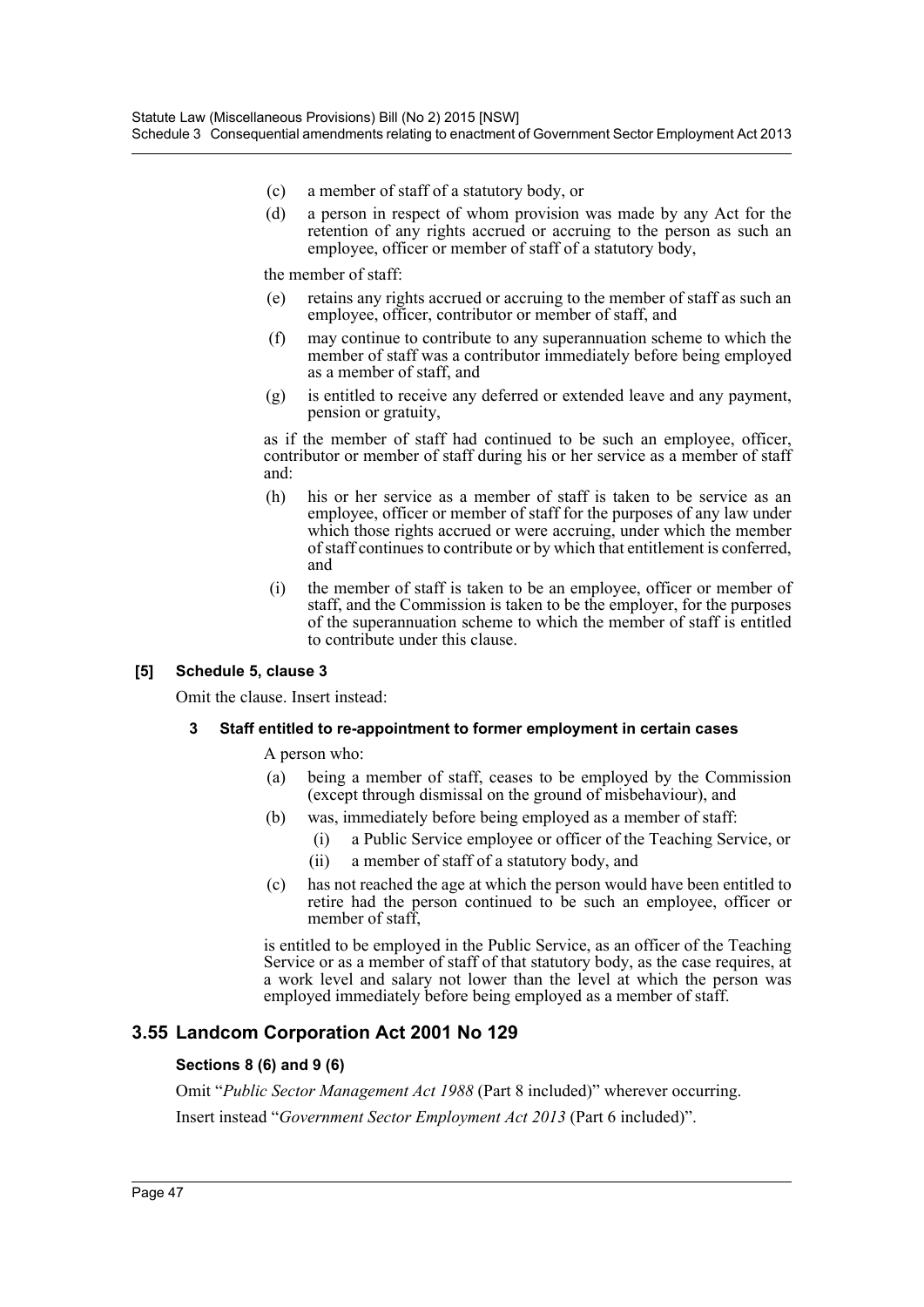(c) a member of staff of a statutory body, or

(d) a person in respect of whom provision was made by any Act for the retention of any rights accrued or accruing to the person as such an employee, officer or member of staff of a statutory body,

the member of staff:

(e) retains any rights accrued or accruing to the member of staff as such an employee, officer, contributor or member of staff, and

(f) may continue to contribute to any superannuation scheme to which the member of staff was a contributor immediately before being employed as a member of staff, and

(g) is entitled to receive any deferred or extended leave and any payment, pension or gratuity,

as if the member of staff had continued to be such an employee, officer, contributor or member of staff during his or her service as a member of staff and:

(h) his or her service as a member of staff is taken to be service as an employee, officer or member of staff for the purposes of any law under which those rights accrued or were accruing, under which the member of staff continues to contribute or by which that entitlement is conferred, and

(i) the member of staff is taken to be an employee, officer or member of staff, and the Commission is taken to be the employer, for the purposes of the superannuation scheme to which the member of staff is entitled to contribute under this clause.

**[5] Schedule 5, clause 3**

Omit the clause. Insert instead:

**3 Staff entitled to re-appointment to former employment in certain cases**

A person who:

(a) being a member of staff, ceases to be employed by the Commission (except through dismissal on the ground of misbehaviour), and

(b) was, immediately before being employed as a member of staff:

  (i) a Public Service employee or officer of the Teaching Service, or

  (ii) a member of staff of a statutory body, and

(c) has not reached the age at which the person would have been entitled to retire had the person continued to be such an employee, officer or member of staff,

is entitled to be employed in the Public Service, as an officer of the Teaching Service or as a member of staff of that statutory body, as the case requires, at a work level and salary not lower than the level at which the person was employed immediately before being employed as a member of staff.

## 3.55 Landcom Corporation Act 2001 No 129

**Sections 8 (6) and 9 (6)**

Omit "*Public Sector Management Act 1988* (Part 8 included)" wherever occurring.

Insert instead "*Government Sector Employment Act 2013* (Part 6 included)".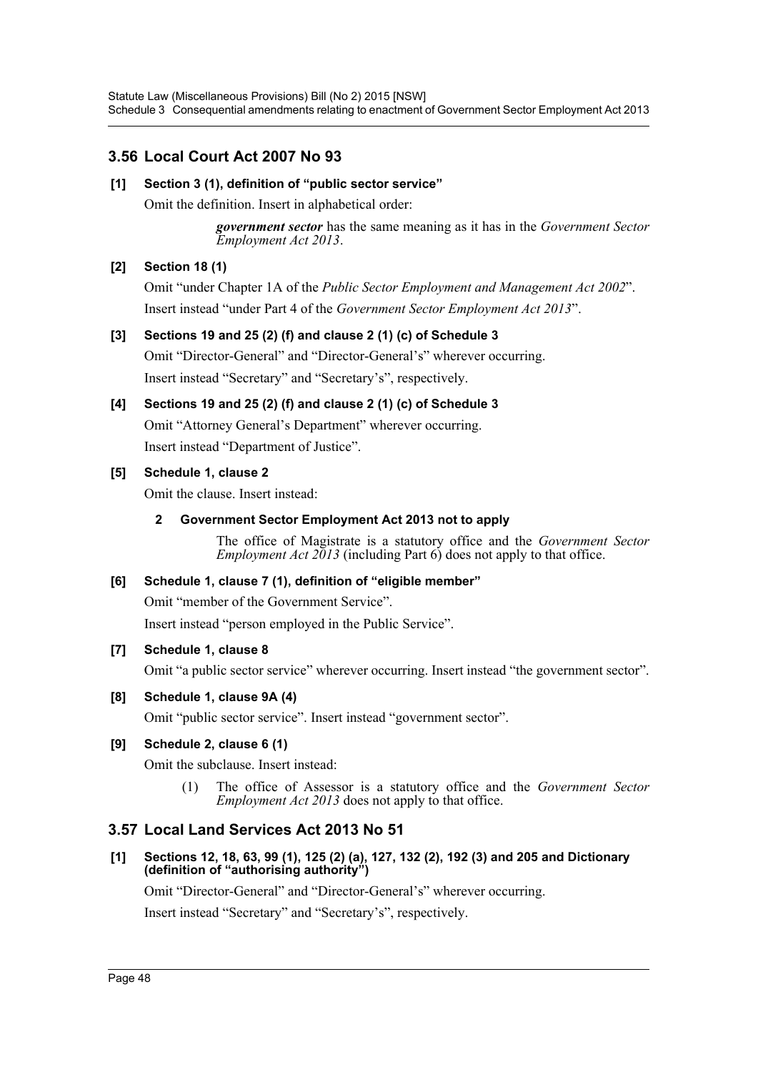## 3.56 Local Court Act 2007 No 93

**[1] Section 3 (1), definition of "public sector service"**

Omit the definition. Insert in alphabetical order:

> ***government sector*** has the same meaning as it has in the *Government Sector Employment Act 2013*.

**[2] Section 18 (1)**

Omit "under Chapter 1A of the *Public Sector Employment and Management Act 2002*".

Insert instead "under Part 4 of the *Government Sector Employment Act 2013*".

**[3] Sections 19 and 25 (2) (f) and clause 2 (1) (c) of Schedule 3**

Omit "Director-General" and "Director-General's" wherever occurring.

Insert instead "Secretary" and "Secretary's", respectively.

**[4] Sections 19 and 25 (2) (f) and clause 2 (1) (c) of Schedule 3**

Omit "Attorney General's Department" wherever occurring.

Insert instead "Department of Justice".

**[5] Schedule 1, clause 2**

Omit the clause. Insert instead:

> **2 Government Sector Employment Act 2013 not to apply**
>
> The office of Magistrate is a statutory office and the *Government Sector Employment Act 2013* (including Part 6) does not apply to that office.

**[6] Schedule 1, clause 7 (1), definition of "eligible member"**

Omit "member of the Government Service".

Insert instead "person employed in the Public Service".

**[7] Schedule 1, clause 8**

Omit "a public sector service" wherever occurring. Insert instead "the government sector".

**[8] Schedule 1, clause 9A (4)**

Omit "public sector service". Insert instead "government sector".

**[9] Schedule 2, clause 6 (1)**

Omit the subclause. Insert instead:

> (1) The office of Assessor is a statutory office and the *Government Sector Employment Act 2013* does not apply to that office.

## 3.57 Local Land Services Act 2013 No 51

**[1] Sections 12, 18, 63, 99 (1), 125 (2) (a), 127, 132 (2), 192 (3) and 205 and Dictionary (definition of "authorising authority")**

Omit "Director-General" and "Director-General's" wherever occurring.

Insert instead "Secretary" and "Secretary's", respectively.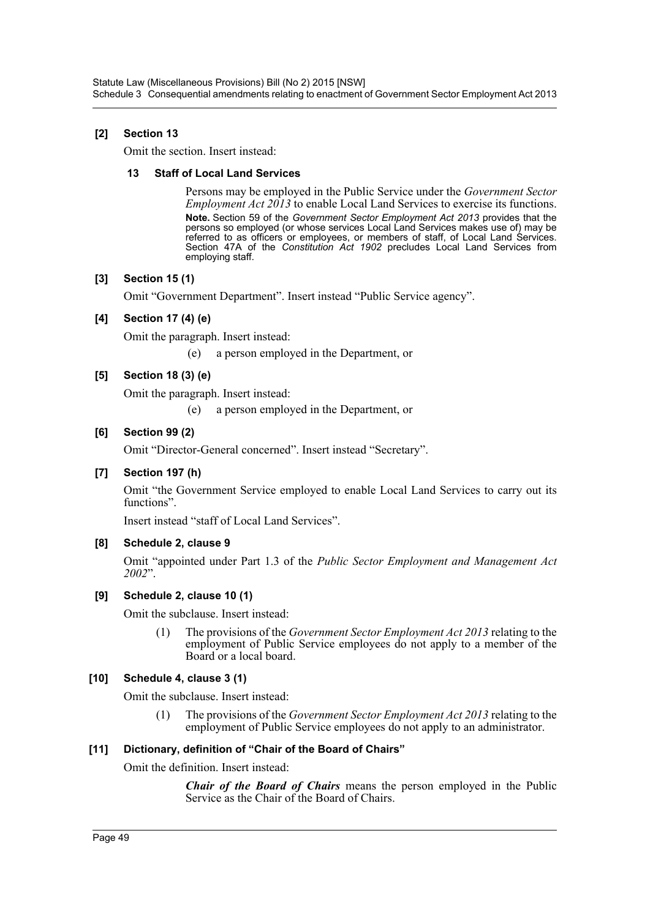### [2] Section 13

Omit the section. Insert instead:

#### 13 Staff of Local Land Services

Persons may be employed in the Public Service under the *Government Sector Employment Act 2013* to enable Local Land Services to exercise its functions.

**Note.** Section 59 of the *Government Sector Employment Act 2013* provides that the persons so employed (or whose services Local Land Services makes use of) may be referred to as officers or employees, or members of staff, of Local Land Services. Section 47A of the *Constitution Act 1902* precludes Local Land Services from employing staff.

### [3] Section 15 (1)

Omit "Government Department". Insert instead "Public Service agency".

### [4] Section 17 (4) (e)

Omit the paragraph. Insert instead:

(e) a person employed in the Department, or

### [5] Section 18 (3) (e)

Omit the paragraph. Insert instead:

(e) a person employed in the Department, or

### [6] Section 99 (2)

Omit "Director-General concerned". Insert instead "Secretary".

### [7] Section 197 (h)

Omit "the Government Service employed to enable Local Land Services to carry out its functions".

Insert instead "staff of Local Land Services".

### [8] Schedule 2, clause 9

Omit "appointed under Part 1.3 of the *Public Sector Employment and Management Act 2002*".

### [9] Schedule 2, clause 10 (1)

Omit the subclause. Insert instead:

(1) The provisions of the *Government Sector Employment Act 2013* relating to the employment of Public Service employees do not apply to a member of the Board or a local board.

### [10] Schedule 4, clause 3 (1)

Omit the subclause. Insert instead:

(1) The provisions of the *Government Sector Employment Act 2013* relating to the employment of Public Service employees do not apply to an administrator.

### [11] Dictionary, definition of "Chair of the Board of Chairs"

Omit the definition. Insert instead:

***Chair of the Board of Chairs*** means the person employed in the Public Service as the Chair of the Board of Chairs.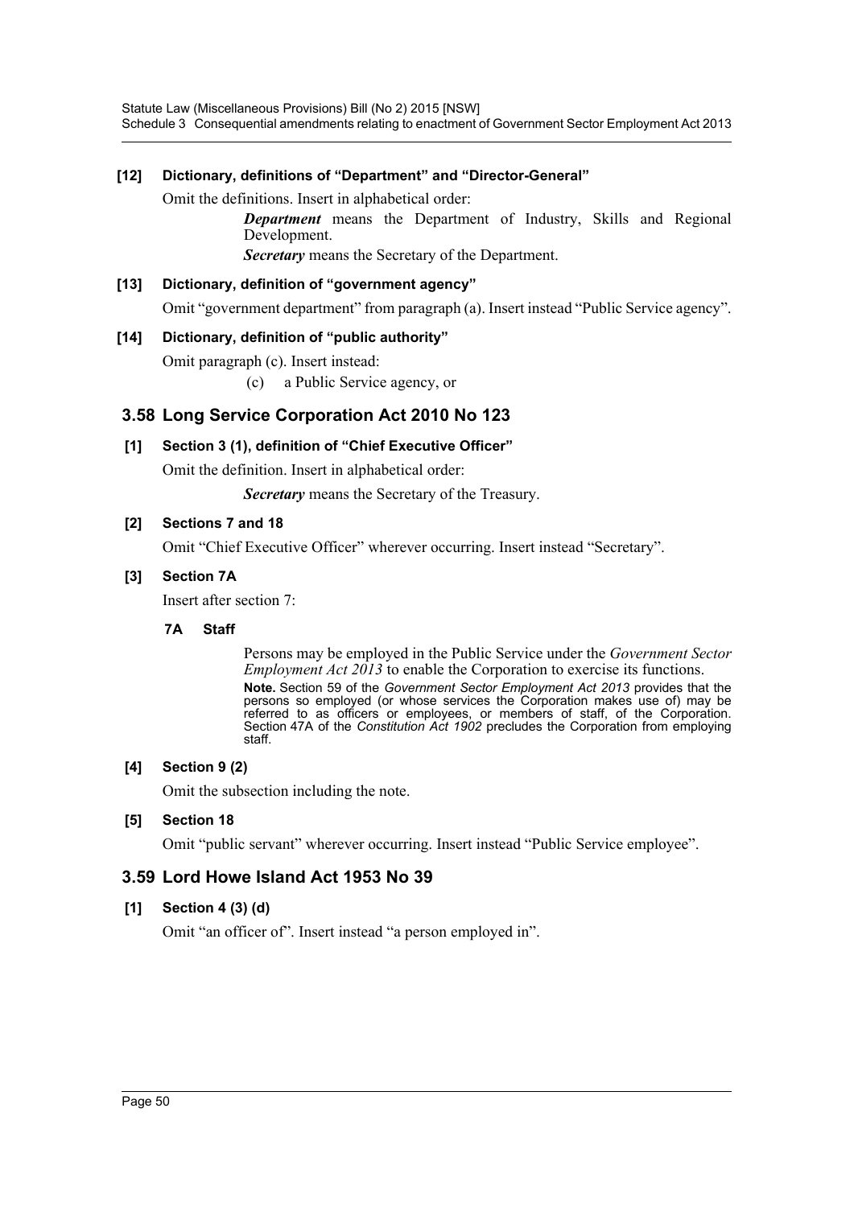**[12] Dictionary, definitions of "Department" and "Director-General"**

Omit the definitions. Insert in alphabetical order:

> ***Department*** means the Department of Industry, Skills and Regional Development.
>
> ***Secretary*** means the Secretary of the Department.

**[13] Dictionary, definition of "government agency"**

Omit "government department" from paragraph (a). Insert instead "Public Service agency".

**[14] Dictionary, definition of "public authority"**

Omit paragraph (c). Insert instead:

> (c) a Public Service agency, or

## 3.58 Long Service Corporation Act 2010 No 123

**[1] Section 3 (1), definition of "Chief Executive Officer"**

Omit the definition. Insert in alphabetical order:

> ***Secretary*** means the Secretary of the Treasury.

**[2] Sections 7 and 18**

Omit "Chief Executive Officer" wherever occurring. Insert instead "Secretary".

**[3] Section 7A**

Insert after section 7:

> **7A Staff**
>
> Persons may be employed in the Public Service under the *Government Sector Employment Act 2013* to enable the Corporation to exercise its functions.
>
> **Note.** Section 59 of the *Government Sector Employment Act 2013* provides that the persons so employed (or whose services the Corporation makes use of) may be referred to as officers or employees, or members of staff, of the Corporation. Section 47A of the *Constitution Act 1902* precludes the Corporation from employing staff.

**[4] Section 9 (2)**

Omit the subsection including the note.

**[5] Section 18**

Omit "public servant" wherever occurring. Insert instead "Public Service employee".

## 3.59 Lord Howe Island Act 1953 No 39

**[1] Section 4 (3) (d)**

Omit "an officer of". Insert instead "a person employed in".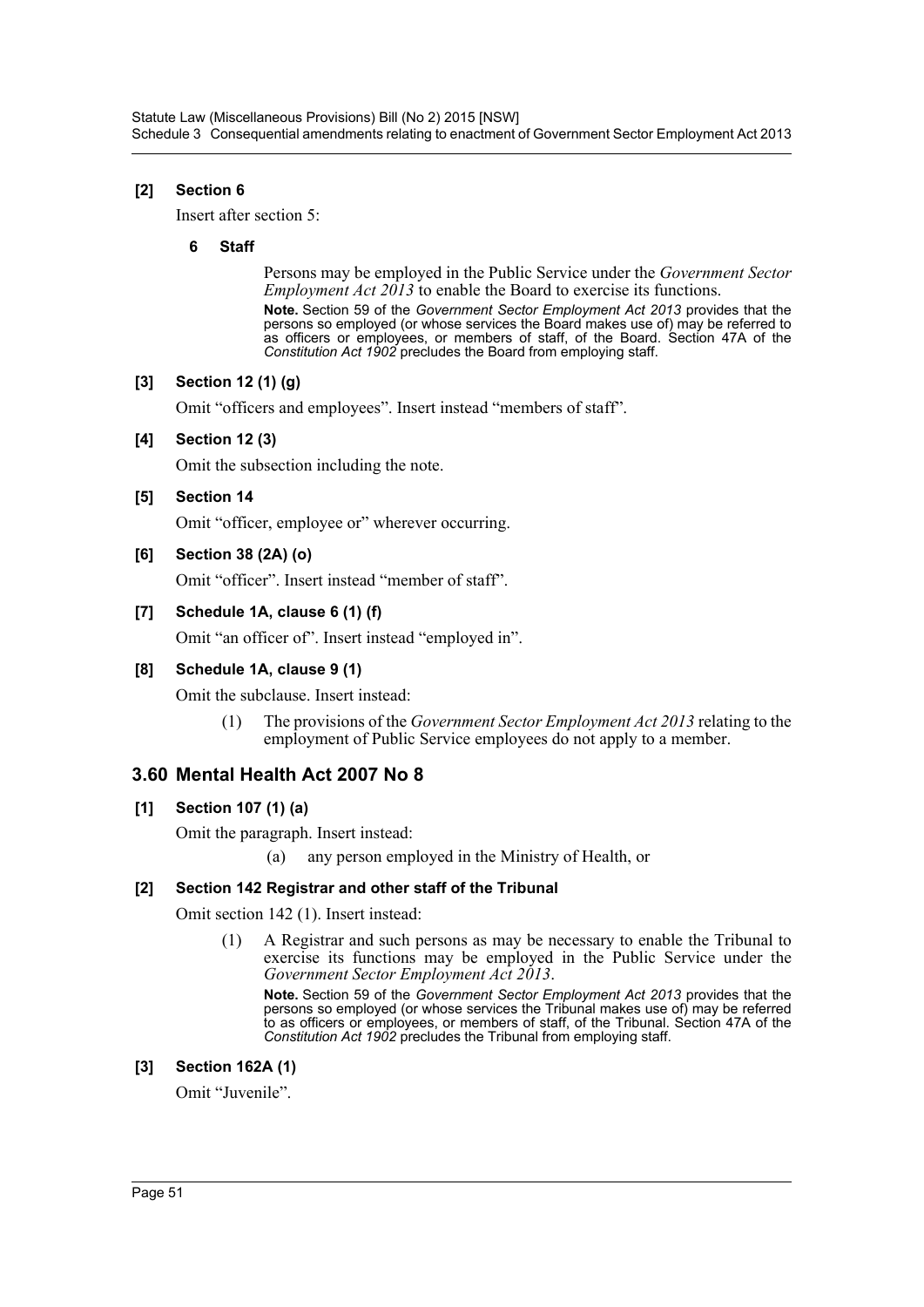**[2] Section 6**

Insert after section 5:

**6 Staff**

Persons may be employed in the Public Service under the *Government Sector Employment Act 2013* to enable the Board to exercise its functions.

**Note.** Section 59 of the *Government Sector Employment Act 2013* provides that the persons so employed (or whose services the Board makes use of) may be referred to as officers or employees, or members of staff, of the Board. Section 47A of the *Constitution Act 1902* precludes the Board from employing staff.

**[3] Section 12 (1) (g)**

Omit "officers and employees". Insert instead "members of staff".

**[4] Section 12 (3)**

Omit the subsection including the note.

**[5] Section 14**

Omit "officer, employee or" wherever occurring.

**[6] Section 38 (2A) (o)**

Omit "officer". Insert instead "member of staff".

**[7] Schedule 1A, clause 6 (1) (f)**

Omit "an officer of". Insert instead "employed in".

**[8] Schedule 1A, clause 9 (1)**

Omit the subclause. Insert instead:

(1) The provisions of the *Government Sector Employment Act 2013* relating to the employment of Public Service employees do not apply to a member.

## 3.60 Mental Health Act 2007 No 8

**[1] Section 107 (1) (a)**

Omit the paragraph. Insert instead:

(a) any person employed in the Ministry of Health, or

**[2] Section 142 Registrar and other staff of the Tribunal**

Omit section 142 (1). Insert instead:

(1) A Registrar and such persons as may be necessary to enable the Tribunal to exercise its functions may be employed in the Public Service under the *Government Sector Employment Act 2013*.

**Note.** Section 59 of the *Government Sector Employment Act 2013* provides that the persons so employed (or whose services the Tribunal makes use of) may be referred to as officers or employees, or members of staff, of the Tribunal. Section 47A of the *Constitution Act 1902* precludes the Tribunal from employing staff.

**[3] Section 162A (1)**

Omit "Juvenile".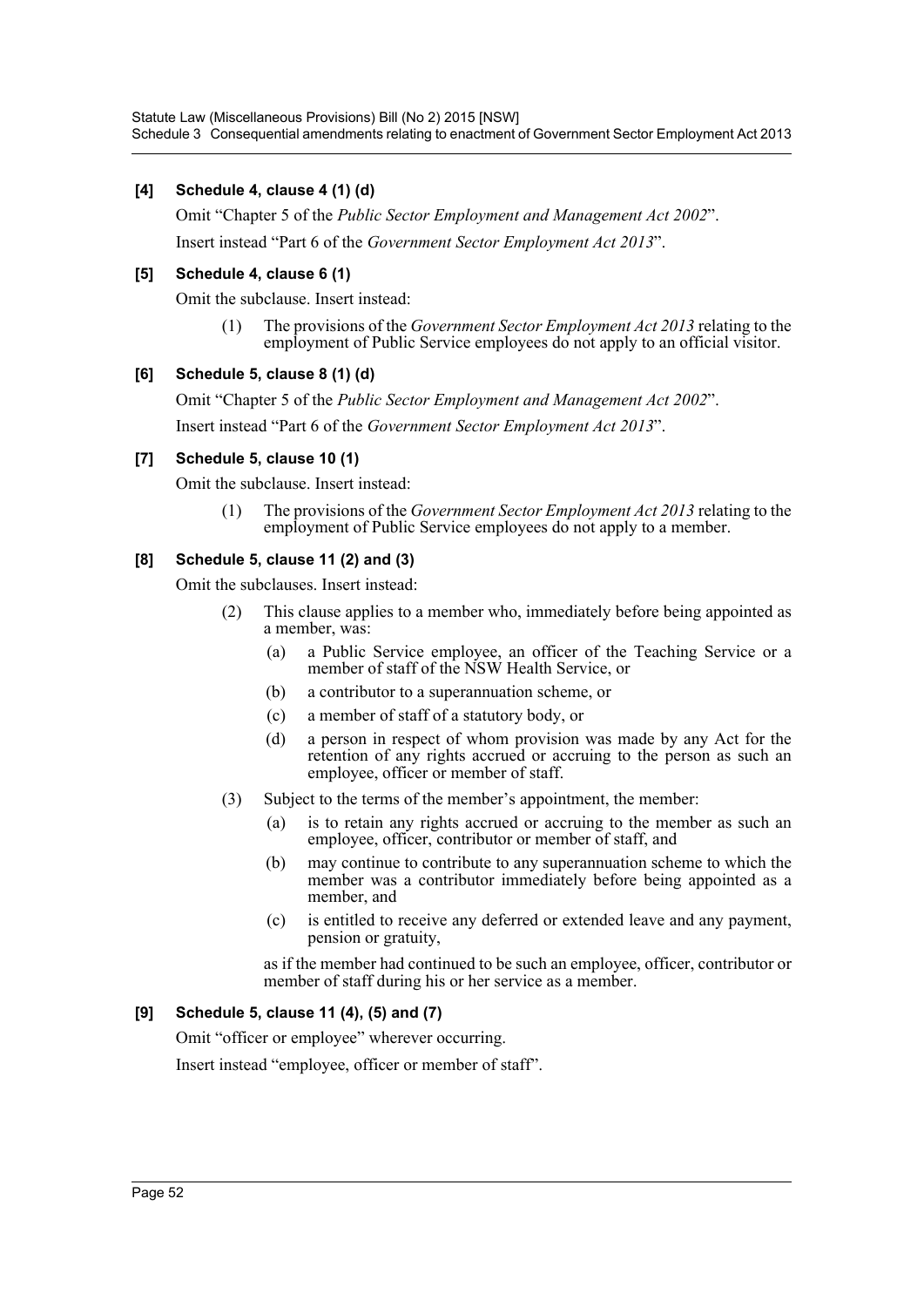### [4] Schedule 4, clause 4 (1) (d)

Omit "Chapter 5 of the *Public Sector Employment and Management Act 2002*".

Insert instead "Part 6 of the *Government Sector Employment Act 2013*".

### [5] Schedule 4, clause 6 (1)

Omit the subclause. Insert instead:

> (1) The provisions of the *Government Sector Employment Act 2013* relating to the employment of Public Service employees do not apply to an official visitor.

### [6] Schedule 5, clause 8 (1) (d)

Omit "Chapter 5 of the *Public Sector Employment and Management Act 2002*".

Insert instead "Part 6 of the *Government Sector Employment Act 2013*".

### [7] Schedule 5, clause 10 (1)

Omit the subclause. Insert instead:

> (1) The provisions of the *Government Sector Employment Act 2013* relating to the employment of Public Service employees do not apply to a member.

### [8] Schedule 5, clause 11 (2) and (3)

Omit the subclauses. Insert instead:

> (2) This clause applies to a member who, immediately before being appointed as a member, was:
>
> (a) a Public Service employee, an officer of the Teaching Service or a member of staff of the NSW Health Service, or
>
> (b) a contributor to a superannuation scheme, or
>
> (c) a member of staff of a statutory body, or
>
> (d) a person in respect of whom provision was made by any Act for the retention of any rights accrued or accruing to the person as such an employee, officer or member of staff.
>
> (3) Subject to the terms of the member's appointment, the member:
>
> (a) is to retain any rights accrued or accruing to the member as such an employee, officer, contributor or member of staff, and
>
> (b) may continue to contribute to any superannuation scheme to which the member was a contributor immediately before being appointed as a member, and
>
> (c) is entitled to receive any deferred or extended leave and any payment, pension or gratuity,
>
> as if the member had continued to be such an employee, officer, contributor or member of staff during his or her service as a member.

### [9] Schedule 5, clause 11 (4), (5) and (7)

Omit "officer or employee" wherever occurring.

Insert instead "employee, officer or member of staff".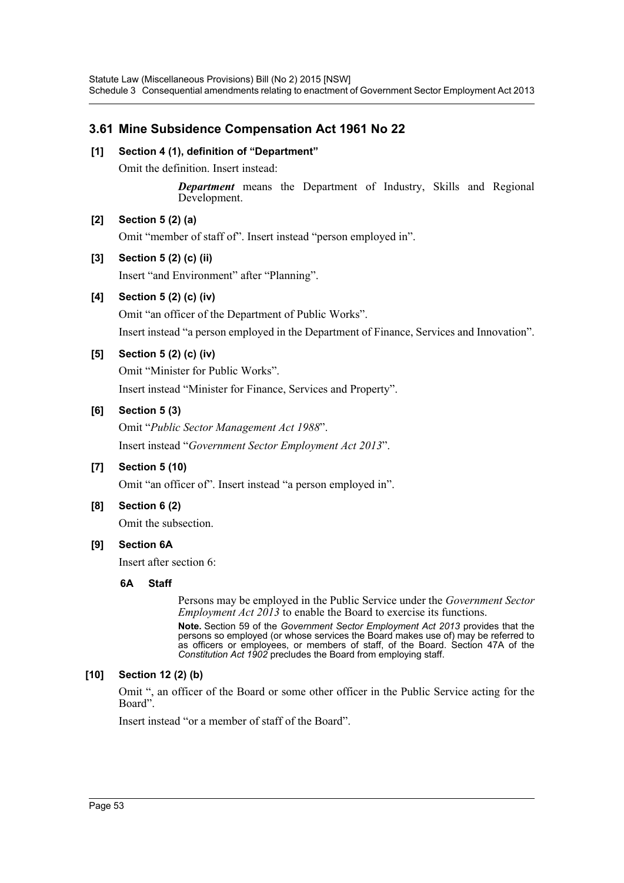## 3.61 Mine Subsidence Compensation Act 1961 No 22

### [1] Section 4 (1), definition of "Department"

Omit the definition. Insert instead:

> ***Department*** means the Department of Industry, Skills and Regional Development.

### [2] Section 5 (2) (a)

Omit "member of staff of". Insert instead "person employed in".

### [3] Section 5 (2) (c) (ii)

Insert "and Environment" after "Planning".

### [4] Section 5 (2) (c) (iv)

Omit "an officer of the Department of Public Works".

Insert instead "a person employed in the Department of Finance, Services and Innovation".

### [5] Section 5 (2) (c) (iv)

Omit "Minister for Public Works".

Insert instead "Minister for Finance, Services and Property".

### [6] Section 5 (3)

Omit "*Public Sector Management Act 1988*".

Insert instead "*Government Sector Employment Act 2013*".

### [7] Section 5 (10)

Omit "an officer of". Insert instead "a person employed in".

### [8] Section 6 (2)

Omit the subsection.

### [9] Section 6A

Insert after section 6:

> **6A Staff**
>
> Persons may be employed in the Public Service under the *Government Sector Employment Act 2013* to enable the Board to exercise its functions.
>
> **Note.** Section 59 of the *Government Sector Employment Act 2013* provides that the persons so employed (or whose services the Board makes use of) may be referred to as officers or employees, or members of staff, of the Board. Section 47A of the *Constitution Act 1902* precludes the Board from employing staff.

### [10] Section 12 (2) (b)

Omit ", an officer of the Board or some other officer in the Public Service acting for the Board".

Insert instead "or a member of staff of the Board".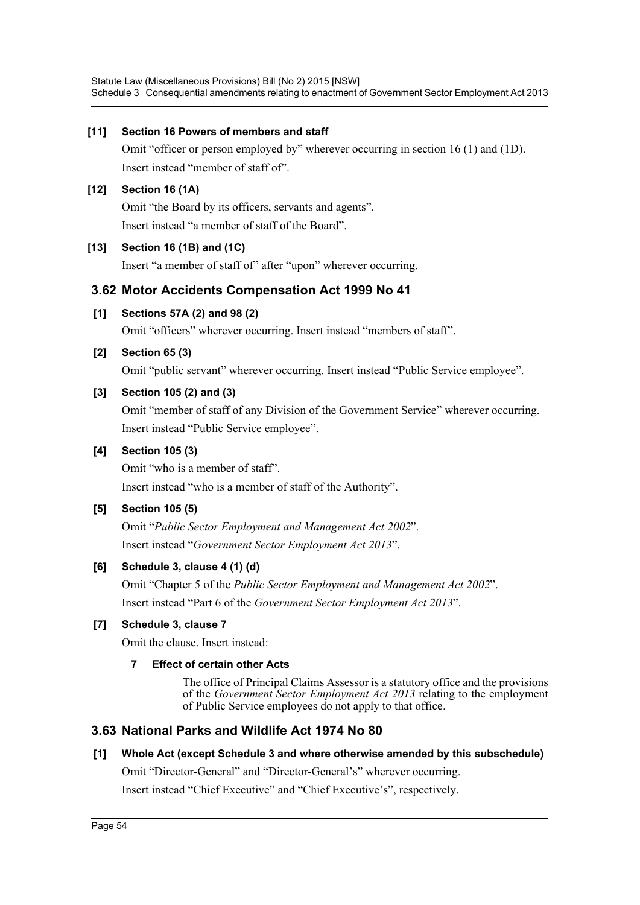**[11] Section 16 Powers of members and staff**

Omit "officer or person employed by" wherever occurring in section 16 (1) and (1D). Insert instead "member of staff of".

**[12] Section 16 (1A)**

Omit "the Board by its officers, servants and agents".

Insert instead "a member of staff of the Board".

**[13] Section 16 (1B) and (1C)**

Insert "a member of staff of" after "upon" wherever occurring.

## 3.62 Motor Accidents Compensation Act 1999 No 41

**[1] Sections 57A (2) and 98 (2)**

Omit "officers" wherever occurring. Insert instead "members of staff".

**[2] Section 65 (3)**

Omit "public servant" wherever occurring. Insert instead "Public Service employee".

**[3] Section 105 (2) and (3)**

Omit "member of staff of any Division of the Government Service" wherever occurring. Insert instead "Public Service employee".

**[4] Section 105 (3)**

Omit "who is a member of staff".

Insert instead "who is a member of staff of the Authority".

**[5] Section 105 (5)**

Omit "*Public Sector Employment and Management Act 2002*".

Insert instead "*Government Sector Employment Act 2013*".

**[6] Schedule 3, clause 4 (1) (d)**

Omit "Chapter 5 of the *Public Sector Employment and Management Act 2002*".

Insert instead "Part 6 of the *Government Sector Employment Act 2013*".

**[7] Schedule 3, clause 7**

Omit the clause. Insert instead:

**7 Effect of certain other Acts**

The office of Principal Claims Assessor is a statutory office and the provisions of the *Government Sector Employment Act 2013* relating to the employment of Public Service employees do not apply to that office.

## 3.63 National Parks and Wildlife Act 1974 No 80

**[1] Whole Act (except Schedule 3 and where otherwise amended by this subschedule)**

Omit "Director-General" and "Director-General's" wherever occurring.

Insert instead "Chief Executive" and "Chief Executive's", respectively.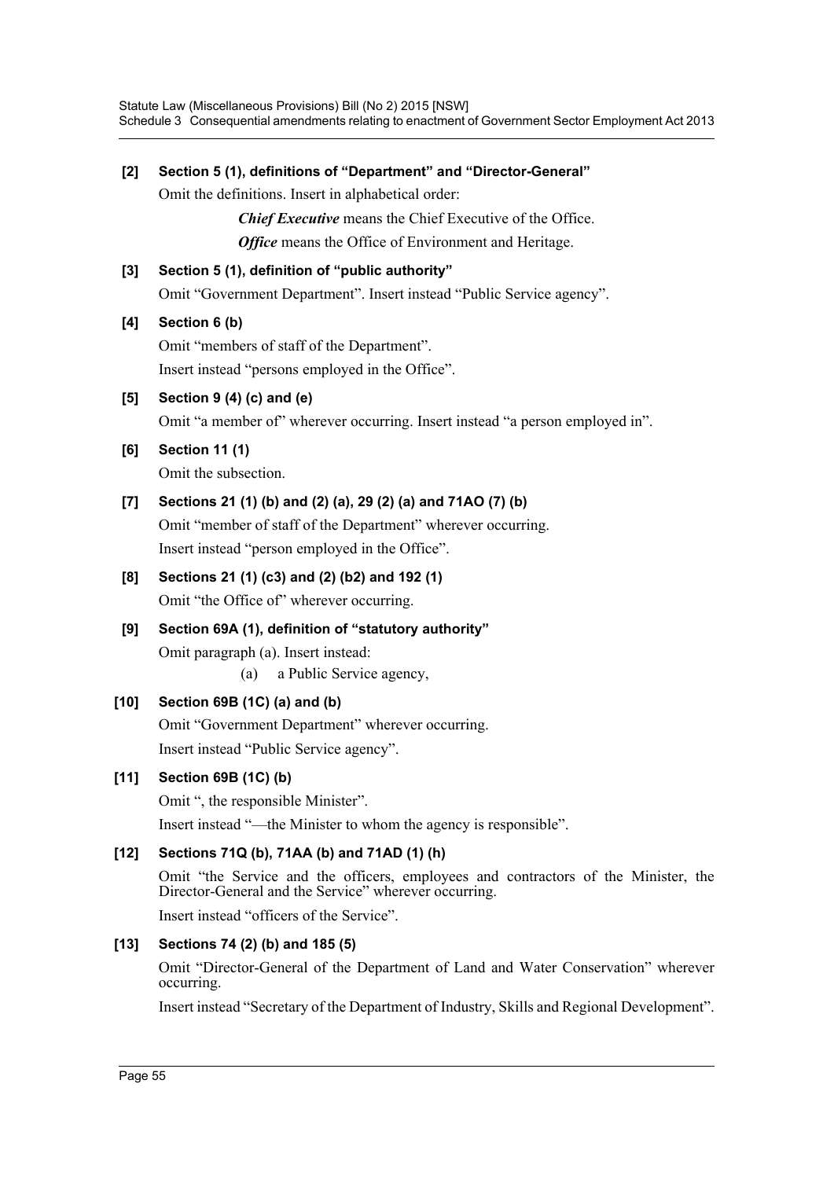**[2] Section 5 (1), definitions of "Department" and "Director-General"**

Omit the definitions. Insert in alphabetical order:

> ***Chief Executive*** means the Chief Executive of the Office.
>
> ***Office*** means the Office of Environment and Heritage.

**[3] Section 5 (1), definition of "public authority"**

Omit "Government Department". Insert instead "Public Service agency".

**[4] Section 6 (b)**

Omit "members of staff of the Department".

Insert instead "persons employed in the Office".

**[5] Section 9 (4) (c) and (e)**

Omit "a member of" wherever occurring. Insert instead "a person employed in".

**[6] Section 11 (1)**

Omit the subsection.

**[7] Sections 21 (1) (b) and (2) (a), 29 (2) (a) and 71AO (7) (b)**

Omit "member of staff of the Department" wherever occurring.

Insert instead "person employed in the Office".

**[8] Sections 21 (1) (c3) and (2) (b2) and 192 (1)**

Omit "the Office of" wherever occurring.

**[9] Section 69A (1), definition of "statutory authority"**

Omit paragraph (a). Insert instead:

> (a) a Public Service agency,

**[10] Section 69B (1C) (a) and (b)**

Omit "Government Department" wherever occurring.

Insert instead "Public Service agency".

**[11] Section 69B (1C) (b)**

Omit ", the responsible Minister".

Insert instead "—the Minister to whom the agency is responsible".

**[12] Sections 71Q (b), 71AA (b) and 71AD (1) (h)**

Omit "the Service and the officers, employees and contractors of the Minister, the Director-General and the Service" wherever occurring.

Insert instead "officers of the Service".

**[13] Sections 74 (2) (b) and 185 (5)**

Omit "Director-General of the Department of Land and Water Conservation" wherever occurring.

Insert instead "Secretary of the Department of Industry, Skills and Regional Development".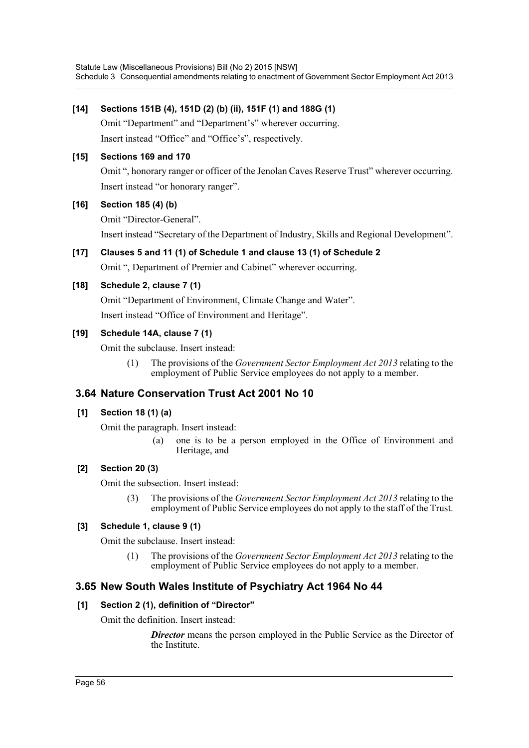**[14] Sections 151B (4), 151D (2) (b) (ii), 151F (1) and 188G (1)**

Omit "Department" and "Department's" wherever occurring.

Insert instead "Office" and "Office's", respectively.

**[15] Sections 169 and 170**

Omit ", honorary ranger or officer of the Jenolan Caves Reserve Trust" wherever occurring.

Insert instead "or honorary ranger".

**[16] Section 185 (4) (b)**

Omit "Director-General".

Insert instead "Secretary of the Department of Industry, Skills and Regional Development".

**[17] Clauses 5 and 11 (1) of Schedule 1 and clause 13 (1) of Schedule 2**

Omit ", Department of Premier and Cabinet" wherever occurring.

**[18] Schedule 2, clause 7 (1)**

Omit "Department of Environment, Climate Change and Water".

Insert instead "Office of Environment and Heritage".

**[19] Schedule 14A, clause 7 (1)**

Omit the subclause. Insert instead:

> (1) The provisions of the *Government Sector Employment Act 2013* relating to the employment of Public Service employees do not apply to a member.

## 3.64 Nature Conservation Trust Act 2001 No 10

**[1] Section 18 (1) (a)**

Omit the paragraph. Insert instead:

> (a) one is to be a person employed in the Office of Environment and Heritage, and

**[2] Section 20 (3)**

Omit the subsection. Insert instead:

> (3) The provisions of the *Government Sector Employment Act 2013* relating to the employment of Public Service employees do not apply to the staff of the Trust.

**[3] Schedule 1, clause 9 (1)**

Omit the subclause. Insert instead:

> (1) The provisions of the *Government Sector Employment Act 2013* relating to the employment of Public Service employees do not apply to a member.

## 3.65 New South Wales Institute of Psychiatry Act 1964 No 44

**[1] Section 2 (1), definition of "Director"**

Omit the definition. Insert instead:

> ***Director*** means the person employed in the Public Service as the Director of the Institute.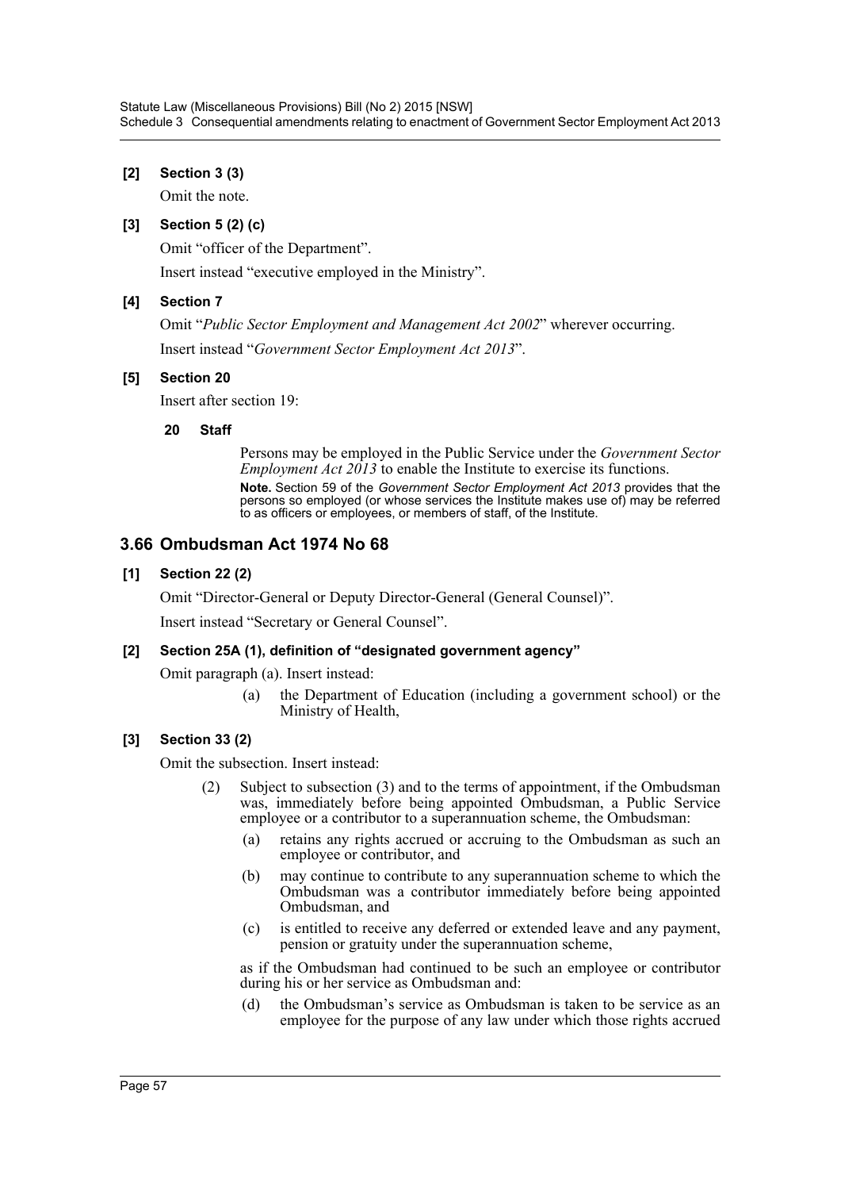**[2] Section 3 (3)**

Omit the note.

**[3] Section 5 (2) (c)**

Omit "officer of the Department".

Insert instead "executive employed in the Ministry".

**[4] Section 7**

Omit "*Public Sector Employment and Management Act 2002*" wherever occurring.

Insert instead "*Government Sector Employment Act 2013*".

**[5] Section 20**

Insert after section 19:

**20 Staff**

Persons may be employed in the Public Service under the *Government Sector Employment Act 2013* to enable the Institute to exercise its functions.

**Note.** Section 59 of the *Government Sector Employment Act 2013* provides that the persons so employed (or whose services the Institute makes use of) may be referred to as officers or employees, or members of staff, of the Institute.

## 3.66 Ombudsman Act 1974 No 68

**[1] Section 22 (2)**

Omit "Director-General or Deputy Director-General (General Counsel)".

Insert instead "Secretary or General Counsel".

**[2] Section 25A (1), definition of "designated government agency"**

Omit paragraph (a). Insert instead:

(a) the Department of Education (including a government school) or the Ministry of Health,

**[3] Section 33 (2)**

Omit the subsection. Insert instead:

(2) Subject to subsection (3) and to the terms of appointment, if the Ombudsman was, immediately before being appointed Ombudsman, a Public Service employee or a contributor to a superannuation scheme, the Ombudsman:

(a) retains any rights accrued or accruing to the Ombudsman as such an employee or contributor, and

(b) may continue to contribute to any superannuation scheme to which the Ombudsman was a contributor immediately before being appointed Ombudsman, and

(c) is entitled to receive any deferred or extended leave and any payment, pension or gratuity under the superannuation scheme,

as if the Ombudsman had continued to be such an employee or contributor during his or her service as Ombudsman and:

(d) the Ombudsman's service as Ombudsman is taken to be service as an employee for the purpose of any law under which those rights accrued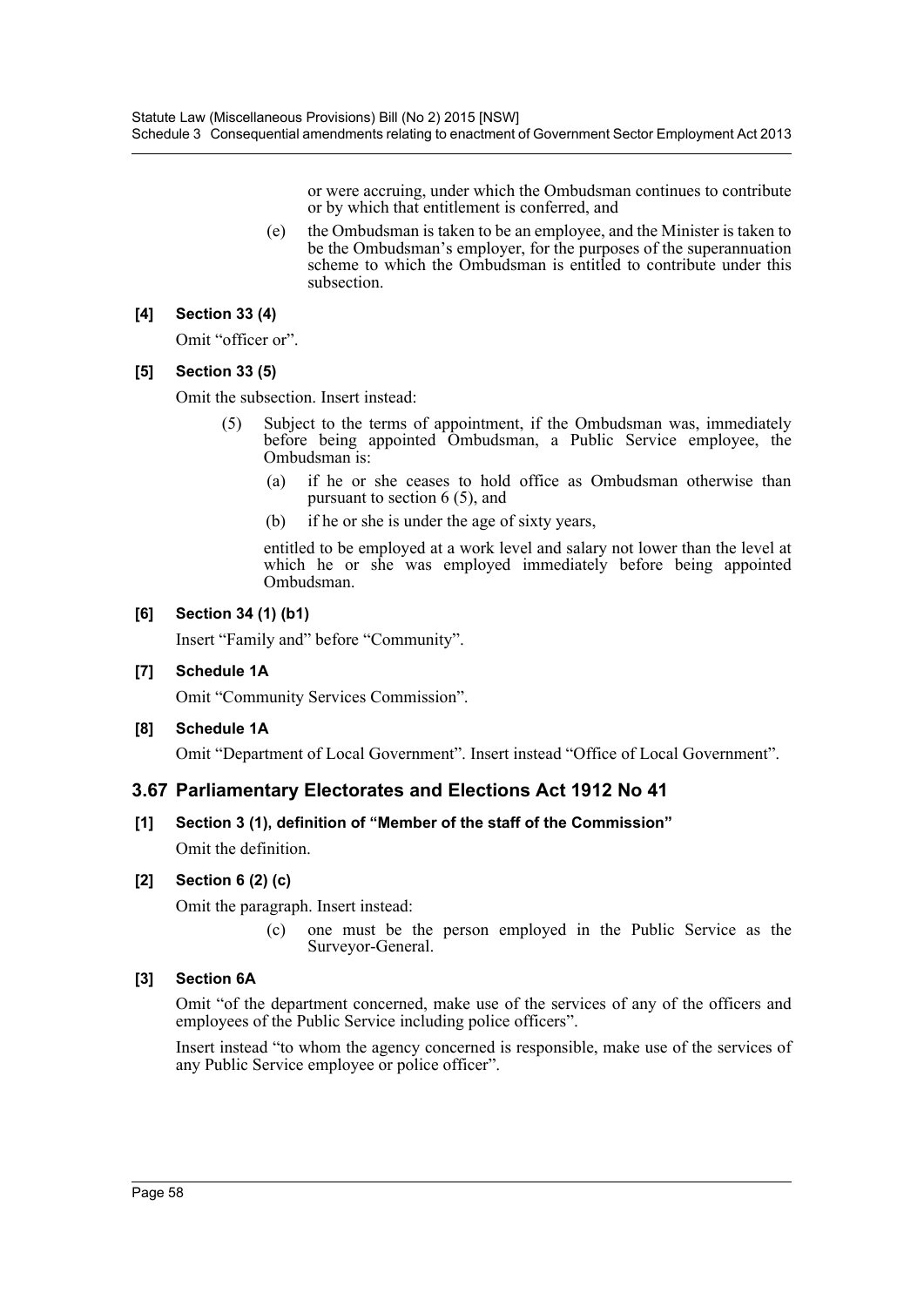or were accruing, under which the Ombudsman continues to contribute or by which that entitlement is conferred, and

(e) the Ombudsman is taken to be an employee, and the Minister is taken to be the Ombudsman's employer, for the purposes of the superannuation scheme to which the Ombudsman is entitled to contribute under this subsection.

**[4] Section 33 (4)**

Omit "officer or".

**[5] Section 33 (5)**

Omit the subsection. Insert instead:

> (5) Subject to the terms of appointment, if the Ombudsman was, immediately before being appointed Ombudsman, a Public Service employee, the Ombudsman is:
>
> (a) if he or she ceases to hold office as Ombudsman otherwise than pursuant to section 6 (5), and
>
> (b) if he or she is under the age of sixty years,
>
> entitled to be employed at a work level and salary not lower than the level at which he or she was employed immediately before being appointed Ombudsman.

**[6] Section 34 (1) (b1)**

Insert "Family and" before "Community".

**[7] Schedule 1A**

Omit "Community Services Commission".

**[8] Schedule 1A**

Omit "Department of Local Government". Insert instead "Office of Local Government".

## 3.67 Parliamentary Electorates and Elections Act 1912 No 41

**[1] Section 3 (1), definition of "Member of the staff of the Commission"**

Omit the definition.

**[2] Section 6 (2) (c)**

Omit the paragraph. Insert instead:

> (c) one must be the person employed in the Public Service as the Surveyor-General.

**[3] Section 6A**

Omit "of the department concerned, make use of the services of any of the officers and employees of the Public Service including police officers".

Insert instead "to whom the agency concerned is responsible, make use of the services of any Public Service employee or police officer".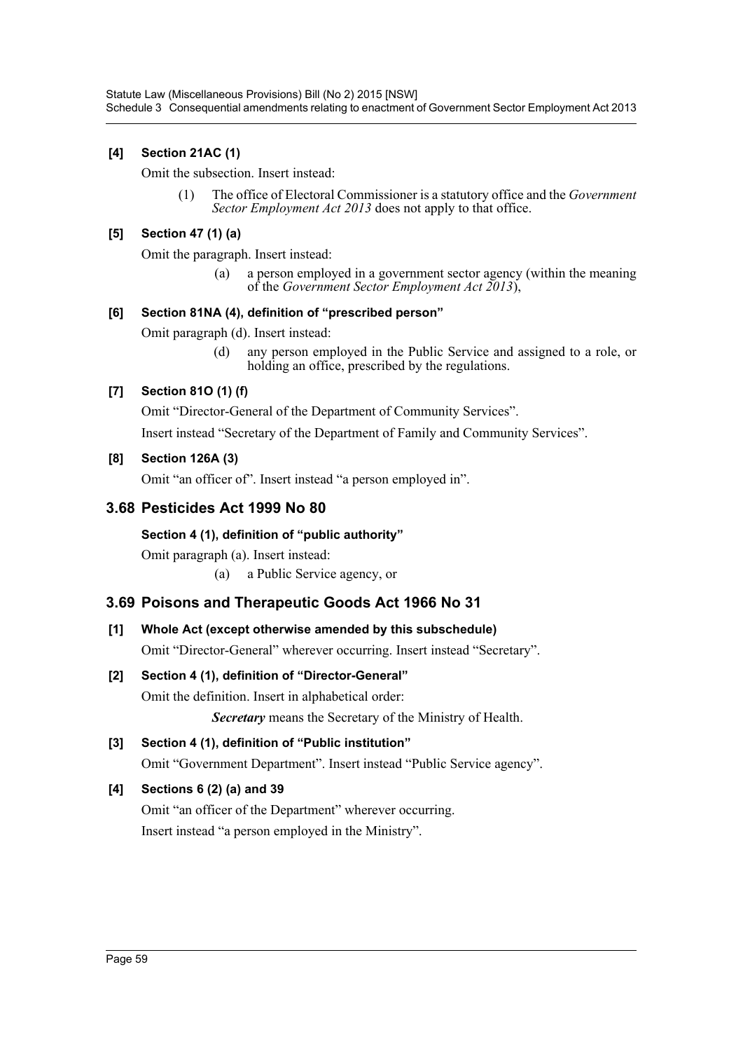**[4] Section 21AC (1)**

Omit the subsection. Insert instead:

> (1) The office of Electoral Commissioner is a statutory office and the *Government Sector Employment Act 2013* does not apply to that office.

**[5] Section 47 (1) (a)**

Omit the paragraph. Insert instead:

> (a) a person employed in a government sector agency (within the meaning of the *Government Sector Employment Act 2013*),

**[6] Section 81NA (4), definition of "prescribed person"**

Omit paragraph (d). Insert instead:

> (d) any person employed in the Public Service and assigned to a role, or holding an office, prescribed by the regulations.

**[7] Section 81O (1) (f)**

Omit "Director-General of the Department of Community Services".

Insert instead "Secretary of the Department of Family and Community Services".

**[8] Section 126A (3)**

Omit "an officer of". Insert instead "a person employed in".

## 3.68 Pesticides Act 1999 No 80

**Section 4 (1), definition of "public authority"**

Omit paragraph (a). Insert instead:

> (a) a Public Service agency, or

## 3.69 Poisons and Therapeutic Goods Act 1966 No 31

**[1] Whole Act (except otherwise amended by this subschedule)**

Omit "Director-General" wherever occurring. Insert instead "Secretary".

**[2] Section 4 (1), definition of "Director-General"**

Omit the definition. Insert in alphabetical order:

> ***Secretary*** means the Secretary of the Ministry of Health.

**[3] Section 4 (1), definition of "Public institution"**

Omit "Government Department". Insert instead "Public Service agency".

**[4] Sections 6 (2) (a) and 39**

Omit "an officer of the Department" wherever occurring.

Insert instead "a person employed in the Ministry".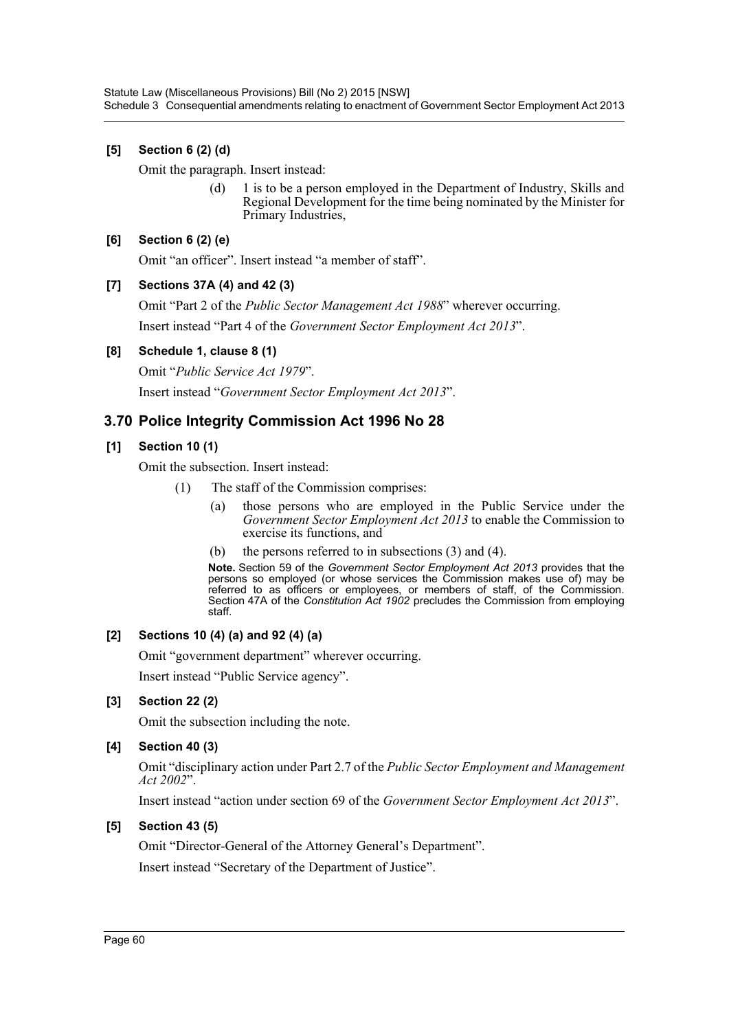**[5] Section 6 (2) (d)**

Omit the paragraph. Insert instead:

> (d) 1 is to be a person employed in the Department of Industry, Skills and Regional Development for the time being nominated by the Minister for Primary Industries,

**[6] Section 6 (2) (e)**

Omit "an officer". Insert instead "a member of staff".

**[7] Sections 37A (4) and 42 (3)**

Omit "Part 2 of the *Public Sector Management Act 1988*" wherever occurring.

Insert instead "Part 4 of the *Government Sector Employment Act 2013*".

**[8] Schedule 1, clause 8 (1)**

Omit "*Public Service Act 1979*".

Insert instead "*Government Sector Employment Act 2013*".

## 3.70 Police Integrity Commission Act 1996 No 28

**[1] Section 10 (1)**

Omit the subsection. Insert instead:

> (1) The staff of the Commission comprises:
>
> (a) those persons who are employed in the Public Service under the *Government Sector Employment Act 2013* to enable the Commission to exercise its functions, and
>
> (b) the persons referred to in subsections (3) and (4).
>
> **Note.** Section 59 of the *Government Sector Employment Act 2013* provides that the persons so employed (or whose services the Commission makes use of) may be referred to as officers or employees, or members of staff, of the Commission. Section 47A of the *Constitution Act 1902* precludes the Commission from employing staff.

**[2] Sections 10 (4) (a) and 92 (4) (a)**

Omit "government department" wherever occurring.

Insert instead "Public Service agency".

**[3] Section 22 (2)**

Omit the subsection including the note.

**[4] Section 40 (3)**

Omit "disciplinary action under Part 2.7 of the *Public Sector Employment and Management Act 2002*".

Insert instead "action under section 69 of the *Government Sector Employment Act 2013*".

**[5] Section 43 (5)**

Omit "Director-General of the Attorney General's Department".

Insert instead "Secretary of the Department of Justice".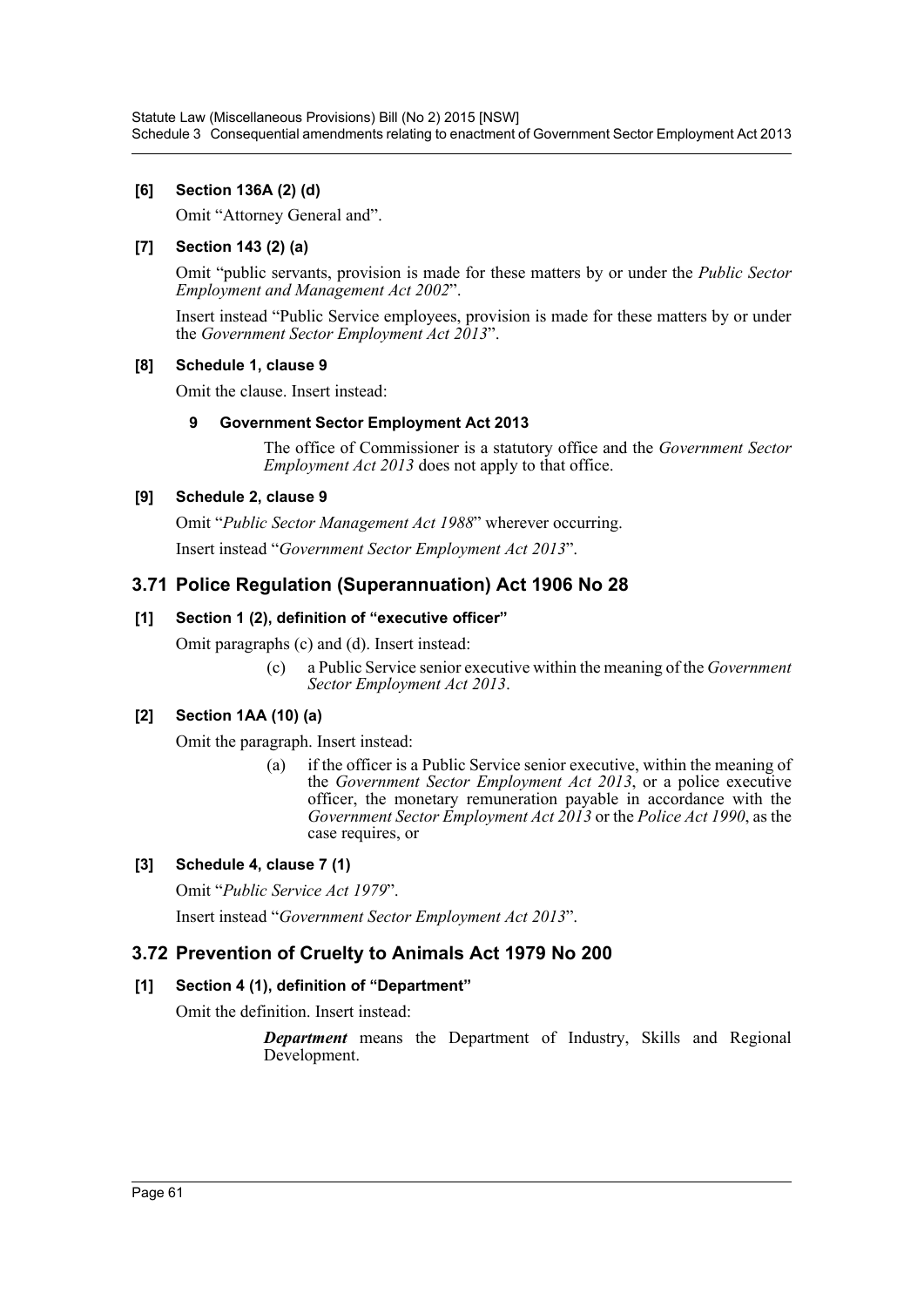**[6] Section 136A (2) (d)**

Omit "Attorney General and".

**[7] Section 143 (2) (a)**

Omit "public servants, provision is made for these matters by or under the *Public Sector Employment and Management Act 2002*".

Insert instead "Public Service employees, provision is made for these matters by or under the *Government Sector Employment Act 2013*".

**[8] Schedule 1, clause 9**

Omit the clause. Insert instead:

**9 Government Sector Employment Act 2013**

The office of Commissioner is a statutory office and the *Government Sector Employment Act 2013* does not apply to that office.

**[9] Schedule 2, clause 9**

Omit "*Public Sector Management Act 1988*" wherever occurring.

Insert instead "*Government Sector Employment Act 2013*".

## 3.71 Police Regulation (Superannuation) Act 1906 No 28

**[1] Section 1 (2), definition of "executive officer"**

Omit paragraphs (c) and (d). Insert instead:

(c) a Public Service senior executive within the meaning of the *Government Sector Employment Act 2013*.

**[2] Section 1AA (10) (a)**

Omit the paragraph. Insert instead:

(a) if the officer is a Public Service senior executive, within the meaning of the *Government Sector Employment Act 2013*, or a police executive officer, the monetary remuneration payable in accordance with the *Government Sector Employment Act 2013* or the *Police Act 1990*, as the case requires, or

**[3] Schedule 4, clause 7 (1)**

Omit "*Public Service Act 1979*".

Insert instead "*Government Sector Employment Act 2013*".

## 3.72 Prevention of Cruelty to Animals Act 1979 No 200

**[1] Section 4 (1), definition of "Department"**

Omit the definition. Insert instead:

***Department*** means the Department of Industry, Skills and Regional Development.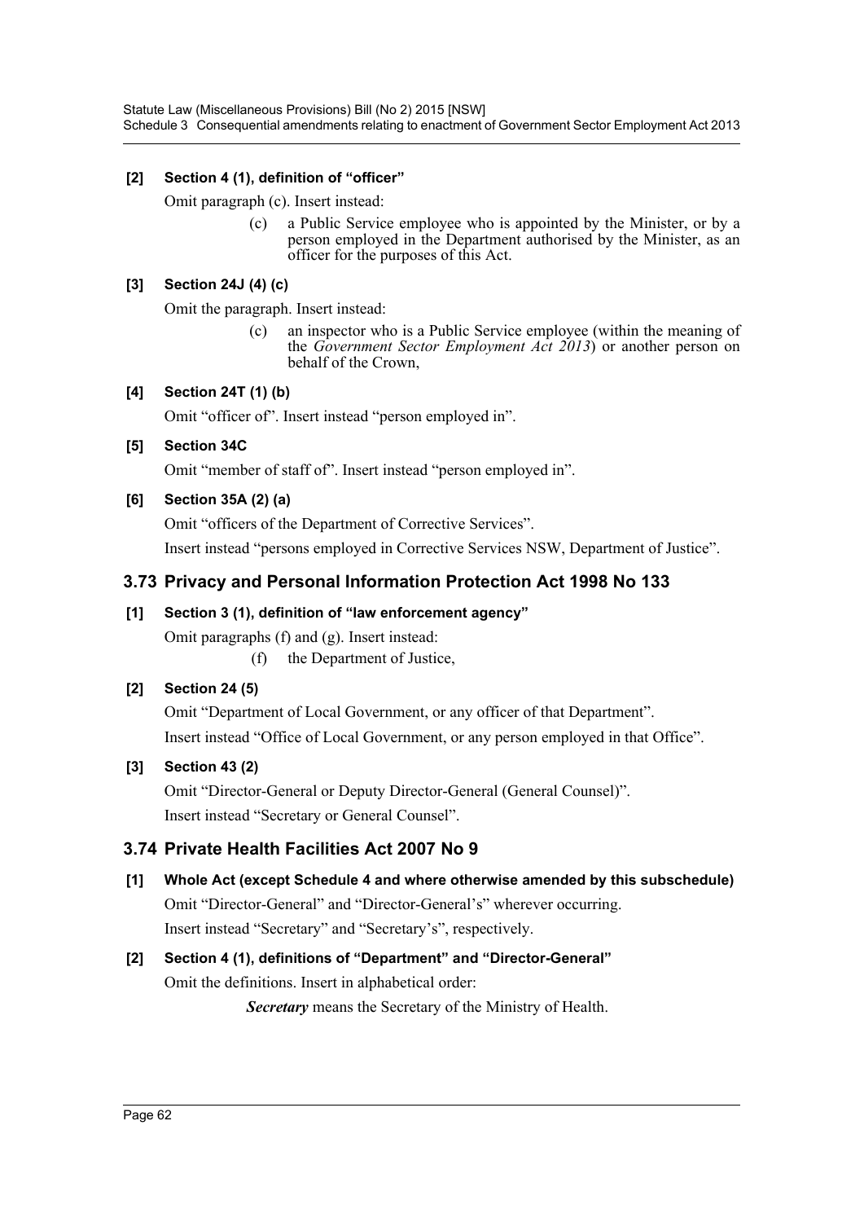**[2] Section 4 (1), definition of "officer"**

Omit paragraph (c). Insert instead:

> (c) a Public Service employee who is appointed by the Minister, or by a person employed in the Department authorised by the Minister, as an officer for the purposes of this Act.

**[3] Section 24J (4) (c)**

Omit the paragraph. Insert instead:

> (c) an inspector who is a Public Service employee (within the meaning of the *Government Sector Employment Act 2013*) or another person on behalf of the Crown,

**[4] Section 24T (1) (b)**

Omit "officer of". Insert instead "person employed in".

**[5] Section 34C**

Omit "member of staff of". Insert instead "person employed in".

**[6] Section 35A (2) (a)**

Omit "officers of the Department of Corrective Services".

Insert instead "persons employed in Corrective Services NSW, Department of Justice".

## 3.73 Privacy and Personal Information Protection Act 1998 No 133

**[1] Section 3 (1), definition of "law enforcement agency"**

Omit paragraphs (f) and (g). Insert instead:

> (f) the Department of Justice,

**[2] Section 24 (5)**

Omit "Department of Local Government, or any officer of that Department".

Insert instead "Office of Local Government, or any person employed in that Office".

**[3] Section 43 (2)**

Omit "Director-General or Deputy Director-General (General Counsel)".

Insert instead "Secretary or General Counsel".

## 3.74 Private Health Facilities Act 2007 No 9

**[1] Whole Act (except Schedule 4 and where otherwise amended by this subschedule)**

Omit "Director-General" and "Director-General's" wherever occurring.

Insert instead "Secretary" and "Secretary's", respectively.

**[2] Section 4 (1), definitions of "Department" and "Director-General"**

Omit the definitions. Insert in alphabetical order:

> ***Secretary*** means the Secretary of the Ministry of Health.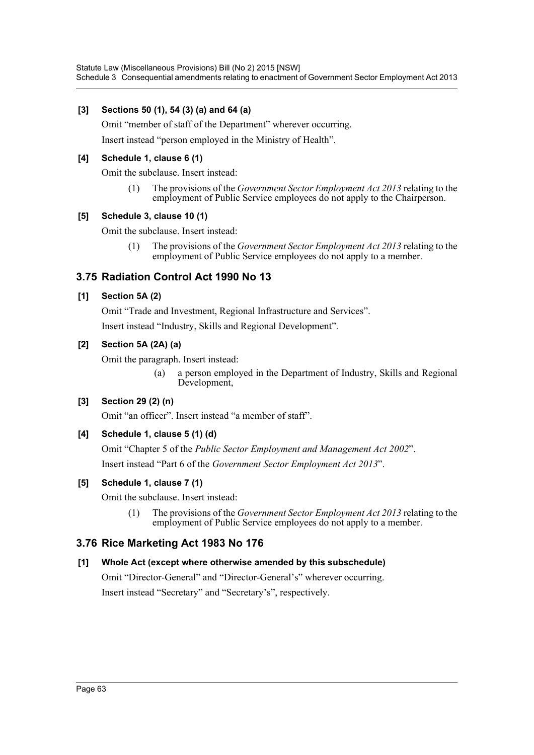**[3] Sections 50 (1), 54 (3) (a) and 64 (a)**

Omit "member of staff of the Department" wherever occurring.

Insert instead "person employed in the Ministry of Health".

**[4] Schedule 1, clause 6 (1)**

Omit the subclause. Insert instead:

> (1) The provisions of the *Government Sector Employment Act 2013* relating to the employment of Public Service employees do not apply to the Chairperson.

**[5] Schedule 3, clause 10 (1)**

Omit the subclause. Insert instead:

> (1) The provisions of the *Government Sector Employment Act 2013* relating to the employment of Public Service employees do not apply to a member.

## 3.75 Radiation Control Act 1990 No 13

**[1] Section 5A (2)**

Omit "Trade and Investment, Regional Infrastructure and Services".

Insert instead "Industry, Skills and Regional Development".

**[2] Section 5A (2A) (a)**

Omit the paragraph. Insert instead:

> (a) a person employed in the Department of Industry, Skills and Regional Development,

**[3] Section 29 (2) (n)**

Omit "an officer". Insert instead "a member of staff".

**[4] Schedule 1, clause 5 (1) (d)**

Omit "Chapter 5 of the *Public Sector Employment and Management Act 2002*".

Insert instead "Part 6 of the *Government Sector Employment Act 2013*".

**[5] Schedule 1, clause 7 (1)**

Omit the subclause. Insert instead:

> (1) The provisions of the *Government Sector Employment Act 2013* relating to the employment of Public Service employees do not apply to a member.

## 3.76 Rice Marketing Act 1983 No 176

**[1] Whole Act (except where otherwise amended by this subschedule)**

Omit "Director-General" and "Director-General's" wherever occurring.

Insert instead "Secretary" and "Secretary's", respectively.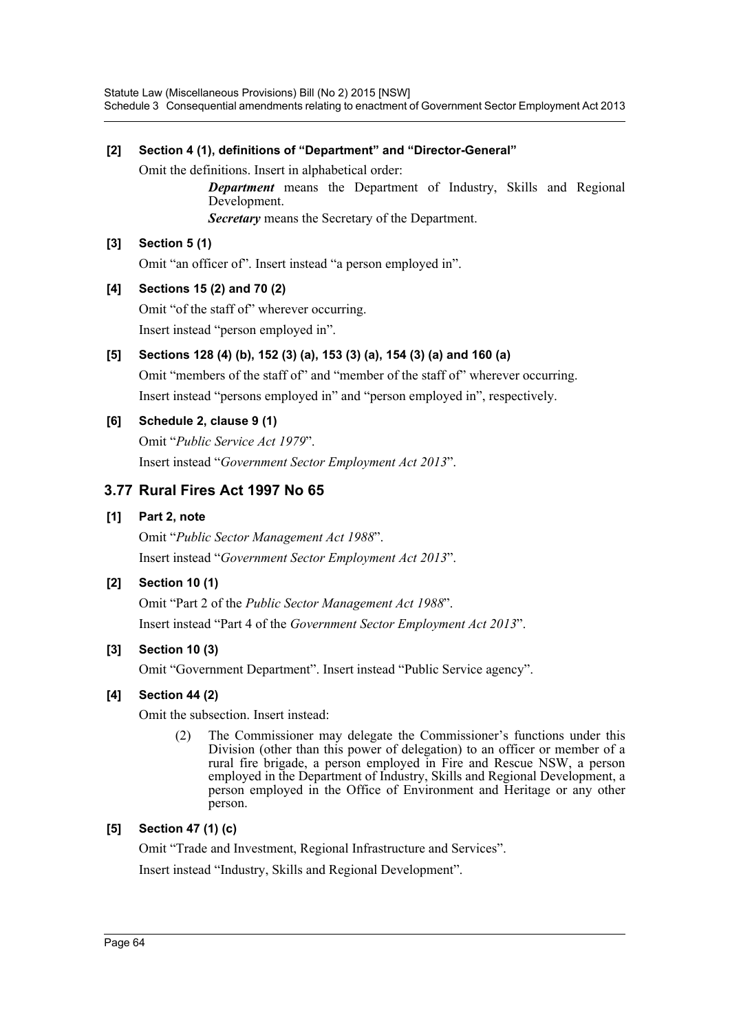**[2] Section 4 (1), definitions of "Department" and "Director-General"**

Omit the definitions. Insert in alphabetical order:

> ***Department*** means the Department of Industry, Skills and Regional Development.
>
> ***Secretary*** means the Secretary of the Department.

**[3] Section 5 (1)**

Omit "an officer of". Insert instead "a person employed in".

**[4] Sections 15 (2) and 70 (2)**

Omit "of the staff of" wherever occurring.

Insert instead "person employed in".

**[5] Sections 128 (4) (b), 152 (3) (a), 153 (3) (a), 154 (3) (a) and 160 (a)**

Omit "members of the staff of" and "member of the staff of" wherever occurring.

Insert instead "persons employed in" and "person employed in", respectively.

**[6] Schedule 2, clause 9 (1)**

Omit "*Public Service Act 1979*".

Insert instead "*Government Sector Employment Act 2013*".

## 3.77 Rural Fires Act 1997 No 65

**[1] Part 2, note**

Omit "*Public Sector Management Act 1988*".

Insert instead "*Government Sector Employment Act 2013*".

**[2] Section 10 (1)**

Omit "Part 2 of the *Public Sector Management Act 1988*".

Insert instead "Part 4 of the *Government Sector Employment Act 2013*".

**[3] Section 10 (3)**

Omit "Government Department". Insert instead "Public Service agency".

**[4] Section 44 (2)**

Omit the subsection. Insert instead:

> (2) The Commissioner may delegate the Commissioner's functions under this Division (other than this power of delegation) to an officer or member of a rural fire brigade, a person employed in Fire and Rescue NSW, a person employed in the Department of Industry, Skills and Regional Development, a person employed in the Office of Environment and Heritage or any other person.

**[5] Section 47 (1) (c)**

Omit "Trade and Investment, Regional Infrastructure and Services".

Insert instead "Industry, Skills and Regional Development".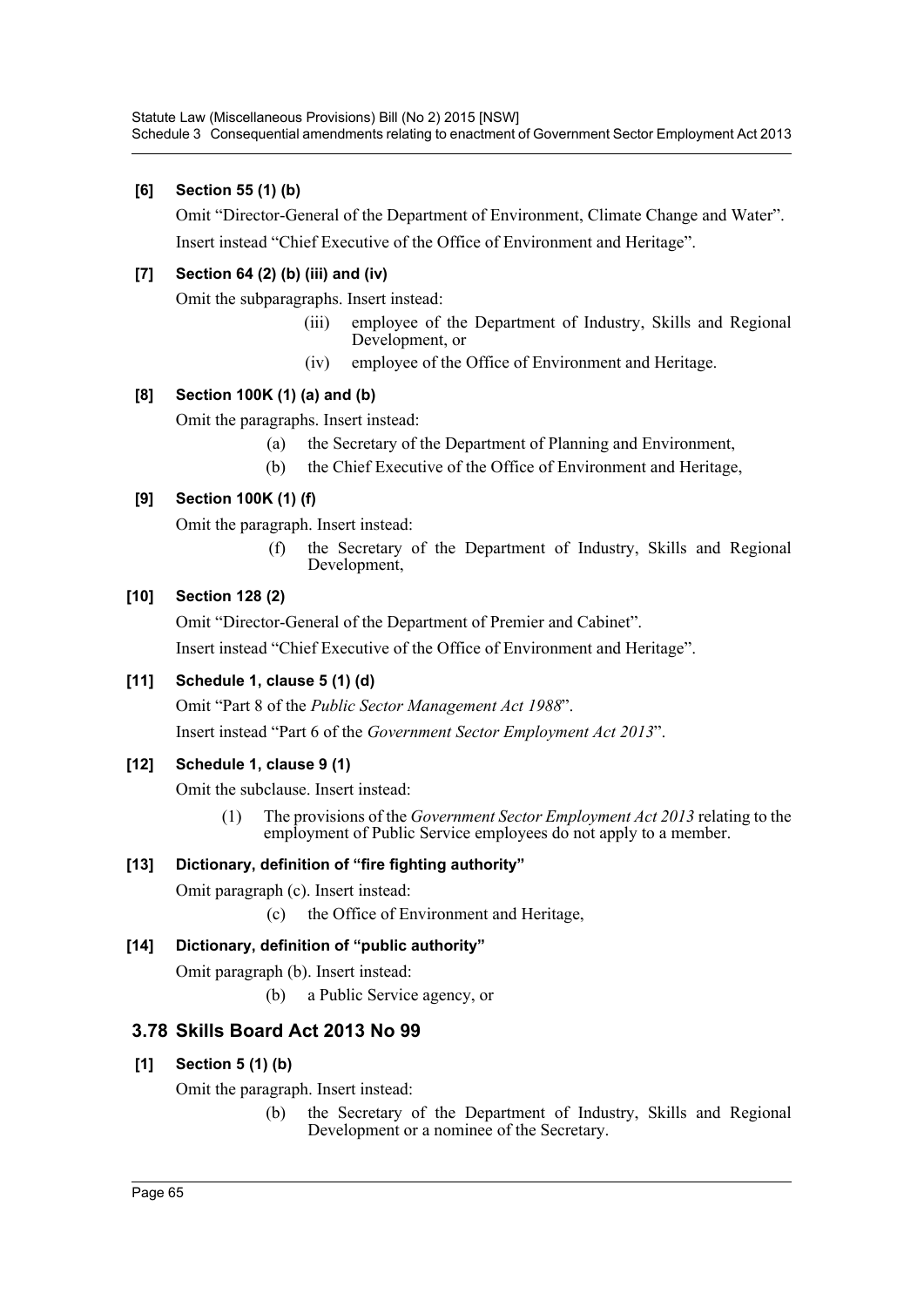**[6] Section 55 (1) (b)**

Omit "Director-General of the Department of Environment, Climate Change and Water".

Insert instead "Chief Executive of the Office of Environment and Heritage".

**[7] Section 64 (2) (b) (iii) and (iv)**

Omit the subparagraphs. Insert instead:

> (iii) employee of the Department of Industry, Skills and Regional Development, or
>
> (iv) employee of the Office of Environment and Heritage.

**[8] Section 100K (1) (a) and (b)**

Omit the paragraphs. Insert instead:

> (a) the Secretary of the Department of Planning and Environment,
>
> (b) the Chief Executive of the Office of Environment and Heritage,

**[9] Section 100K (1) (f)**

Omit the paragraph. Insert instead:

> (f) the Secretary of the Department of Industry, Skills and Regional Development,

**[10] Section 128 (2)**

Omit "Director-General of the Department of Premier and Cabinet".

Insert instead "Chief Executive of the Office of Environment and Heritage".

**[11] Schedule 1, clause 5 (1) (d)**

Omit "Part 8 of the *Public Sector Management Act 1988*".

Insert instead "Part 6 of the *Government Sector Employment Act 2013*".

**[12] Schedule 1, clause 9 (1)**

Omit the subclause. Insert instead:

> (1) The provisions of the *Government Sector Employment Act 2013* relating to the employment of Public Service employees do not apply to a member.

**[13] Dictionary, definition of "fire fighting authority"**

Omit paragraph (c). Insert instead:

> (c) the Office of Environment and Heritage,

**[14] Dictionary, definition of "public authority"**

Omit paragraph (b). Insert instead:

> (b) a Public Service agency, or

## 3.78 Skills Board Act 2013 No 99

**[1] Section 5 (1) (b)**

Omit the paragraph. Insert instead:

> (b) the Secretary of the Department of Industry, Skills and Regional Development or a nominee of the Secretary.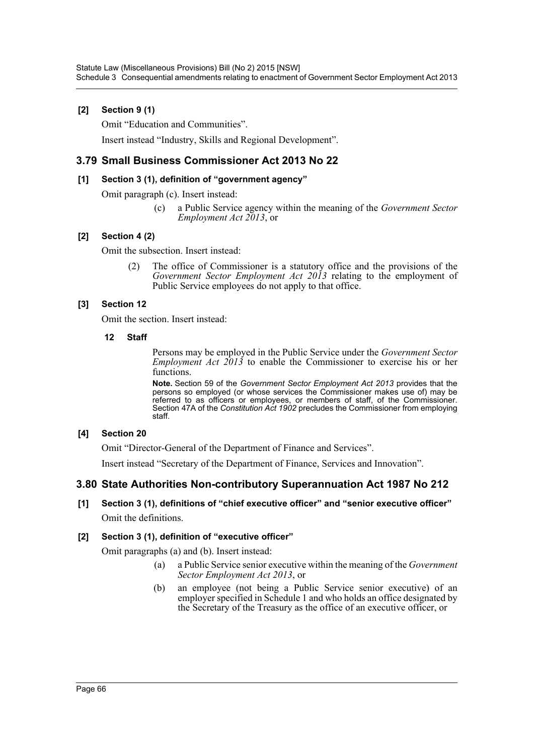**[2] Section 9 (1)**

Omit "Education and Communities".

Insert instead "Industry, Skills and Regional Development".

## 3.79 Small Business Commissioner Act 2013 No 22

**[1] Section 3 (1), definition of "government agency"**

Omit paragraph (c). Insert instead:

> (c) a Public Service agency within the meaning of the *Government Sector Employment Act 2013*, or

**[2] Section 4 (2)**

Omit the subsection. Insert instead:

> (2) The office of Commissioner is a statutory office and the provisions of the *Government Sector Employment Act 2013* relating to the employment of Public Service employees do not apply to that office.

**[3] Section 12**

Omit the section. Insert instead:

> **12 Staff**
>
> Persons may be employed in the Public Service under the *Government Sector Employment Act 2013* to enable the Commissioner to exercise his or her functions.
>
> **Note.** Section 59 of the *Government Sector Employment Act 2013* provides that the persons so employed (or whose services the Commissioner makes use of) may be referred to as officers or employees, or members of staff, of the Commissioner. Section 47A of the *Constitution Act 1902* precludes the Commissioner from employing staff.

**[4] Section 20**

Omit "Director-General of the Department of Finance and Services".

Insert instead "Secretary of the Department of Finance, Services and Innovation".

## 3.80 State Authorities Non-contributory Superannuation Act 1987 No 212

**[1] Section 3 (1), definitions of "chief executive officer" and "senior executive officer"**

Omit the definitions.

**[2] Section 3 (1), definition of "executive officer"**

Omit paragraphs (a) and (b). Insert instead:

> (a) a Public Service senior executive within the meaning of the *Government Sector Employment Act 2013*, or
>
> (b) an employee (not being a Public Service senior executive) of an employer specified in Schedule 1 and who holds an office designated by the Secretary of the Treasury as the office of an executive officer, or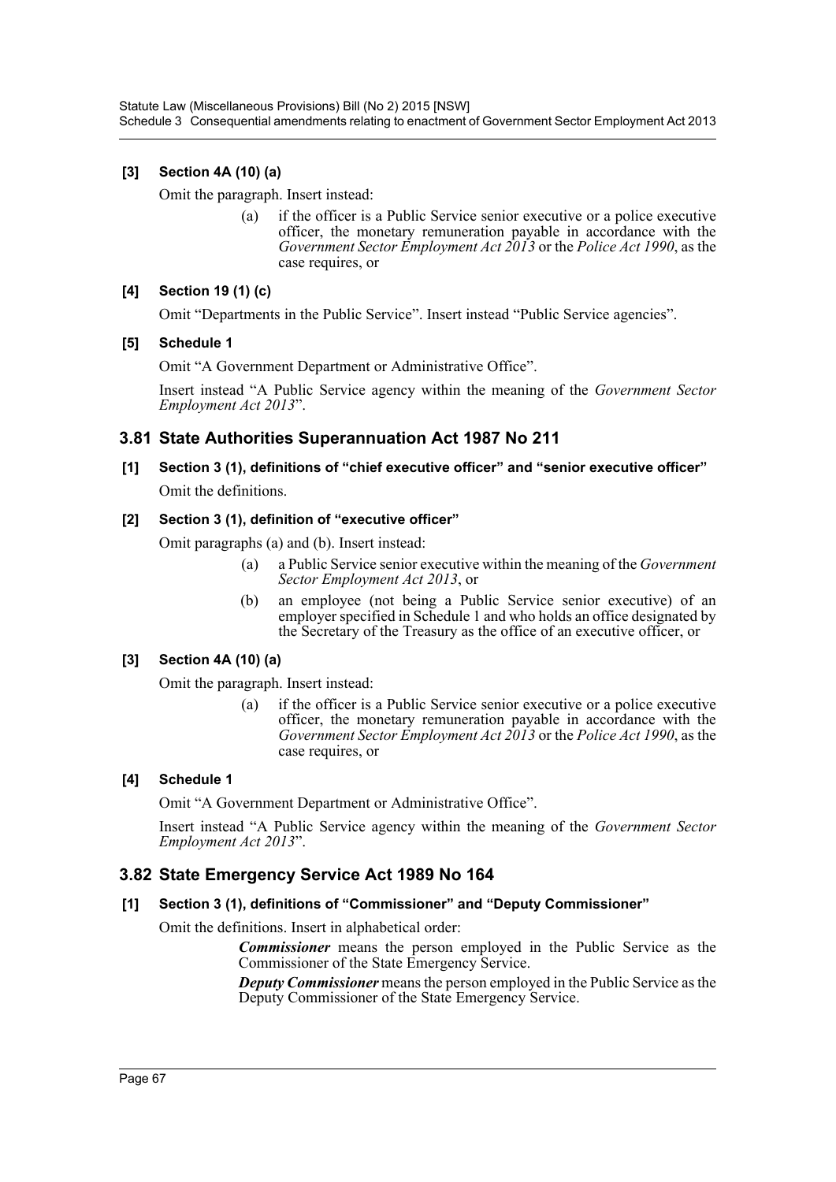**[3] Section 4A (10) (a)**

Omit the paragraph. Insert instead:

> (a) if the officer is a Public Service senior executive or a police executive officer, the monetary remuneration payable in accordance with the *Government Sector Employment Act 2013* or the *Police Act 1990*, as the case requires, or

**[4] Section 19 (1) (c)**

Omit "Departments in the Public Service". Insert instead "Public Service agencies".

**[5] Schedule 1**

Omit "A Government Department or Administrative Office".

Insert instead "A Public Service agency within the meaning of the *Government Sector Employment Act 2013*".

## 3.81 State Authorities Superannuation Act 1987 No 211

**[1] Section 3 (1), definitions of "chief executive officer" and "senior executive officer"**

Omit the definitions.

**[2] Section 3 (1), definition of "executive officer"**

Omit paragraphs (a) and (b). Insert instead:

> (a) a Public Service senior executive within the meaning of the *Government Sector Employment Act 2013*, or
>
> (b) an employee (not being a Public Service senior executive) of an employer specified in Schedule 1 and who holds an office designated by the Secretary of the Treasury as the office of an executive officer, or

**[3] Section 4A (10) (a)**

Omit the paragraph. Insert instead:

> (a) if the officer is a Public Service senior executive or a police executive officer, the monetary remuneration payable in accordance with the *Government Sector Employment Act 2013* or the *Police Act 1990*, as the case requires, or

**[4] Schedule 1**

Omit "A Government Department or Administrative Office".

Insert instead "A Public Service agency within the meaning of the *Government Sector Employment Act 2013*".

## 3.82 State Emergency Service Act 1989 No 164

**[1] Section 3 (1), definitions of "Commissioner" and "Deputy Commissioner"**

Omit the definitions. Insert in alphabetical order:

> ***Commissioner*** means the person employed in the Public Service as the Commissioner of the State Emergency Service.
>
> ***Deputy Commissioner*** means the person employed in the Public Service as the Deputy Commissioner of the State Emergency Service.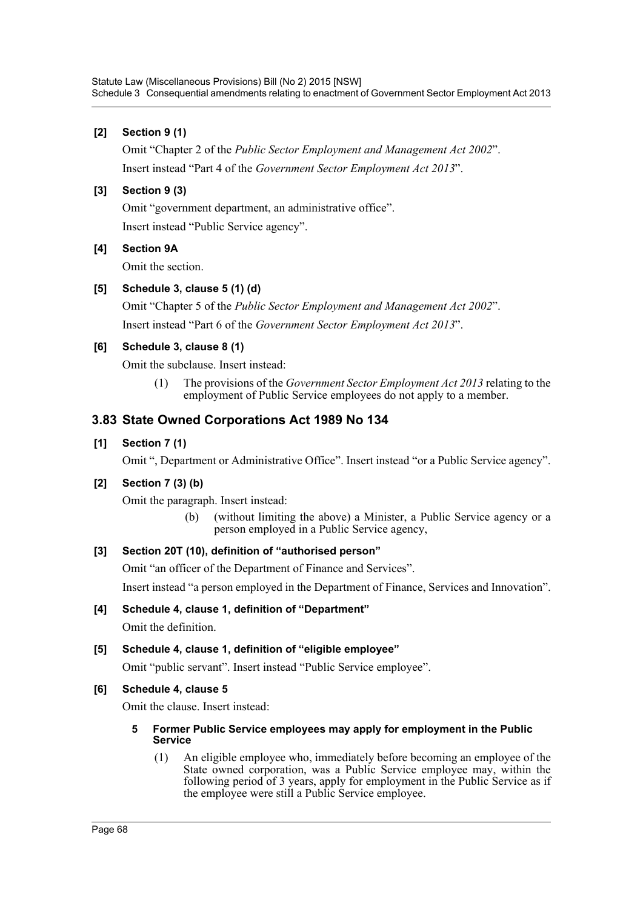**[2] Section 9 (1)**

Omit "Chapter 2 of the *Public Sector Employment and Management Act 2002*".

Insert instead "Part 4 of the *Government Sector Employment Act 2013*".

**[3] Section 9 (3)**

Omit "government department, an administrative office".

Insert instead "Public Service agency".

**[4] Section 9A**

Omit the section.

**[5] Schedule 3, clause 5 (1) (d)**

Omit "Chapter 5 of the *Public Sector Employment and Management Act 2002*".

Insert instead "Part 6 of the *Government Sector Employment Act 2013*".

**[6] Schedule 3, clause 8 (1)**

Omit the subclause. Insert instead:

> (1) The provisions of the *Government Sector Employment Act 2013* relating to the employment of Public Service employees do not apply to a member.

## 3.83 State Owned Corporations Act 1989 No 134

**[1] Section 7 (1)**

Omit ", Department or Administrative Office". Insert instead "or a Public Service agency".

**[2] Section 7 (3) (b)**

Omit the paragraph. Insert instead:

> (b) (without limiting the above) a Minister, a Public Service agency or a person employed in a Public Service agency,

**[3] Section 20T (10), definition of "authorised person"**

Omit "an officer of the Department of Finance and Services".

Insert instead "a person employed in the Department of Finance, Services and Innovation".

**[4] Schedule 4, clause 1, definition of "Department"**

Omit the definition.

**[5] Schedule 4, clause 1, definition of "eligible employee"**

Omit "public servant". Insert instead "Public Service employee".

**[6] Schedule 4, clause 5**

Omit the clause. Insert instead:

> **5 Former Public Service employees may apply for employment in the Public Service**
>
> (1) An eligible employee who, immediately before becoming an employee of the State owned corporation, was a Public Service employee may, within the following period of 3 years, apply for employment in the Public Service as if the employee were still a Public Service employee.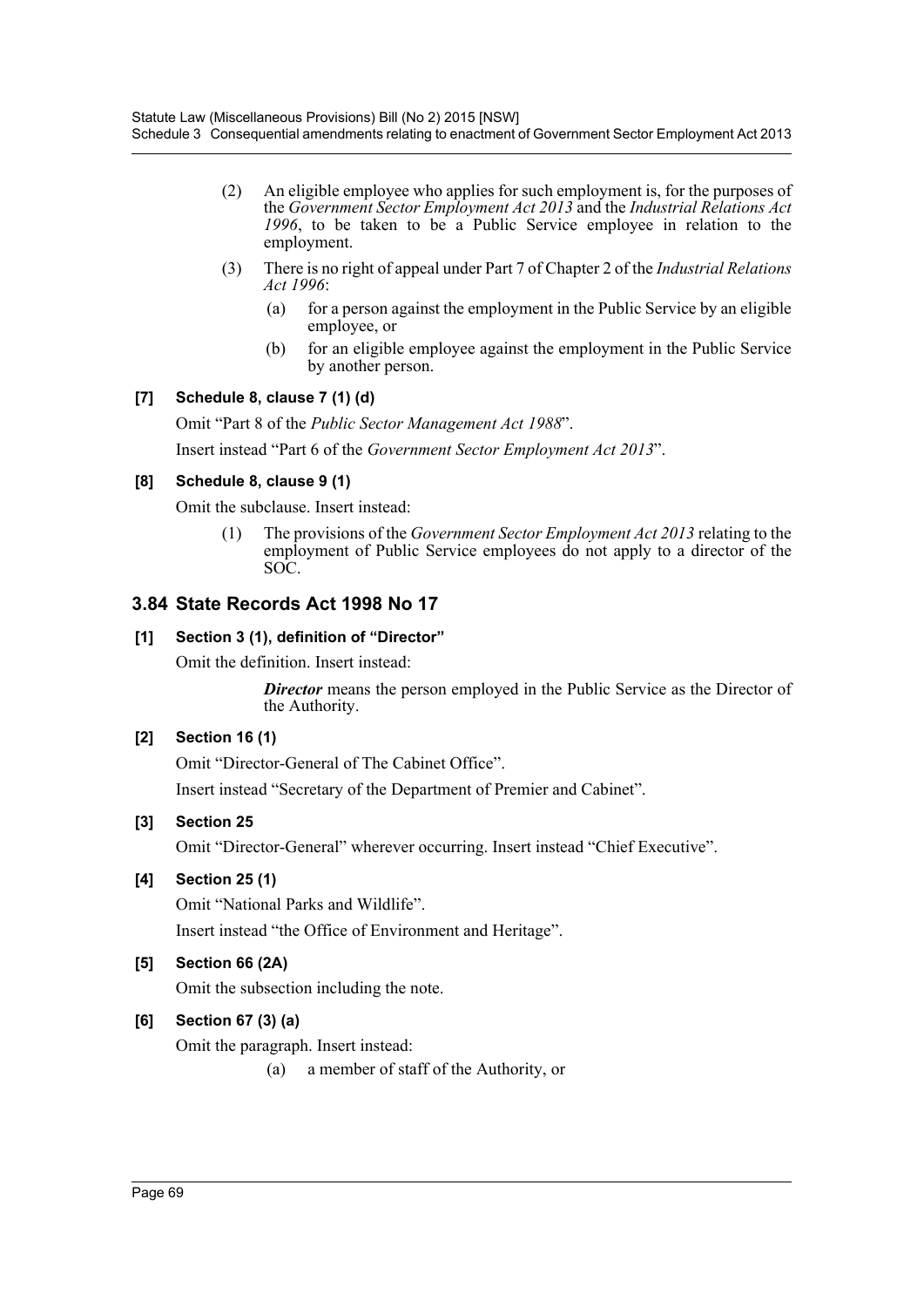(2) An eligible employee who applies for such employment is, for the purposes of the *Government Sector Employment Act 2013* and the *Industrial Relations Act 1996*, to be taken to be a Public Service employee in relation to the employment.

(3) There is no right of appeal under Part 7 of Chapter 2 of the *Industrial Relations Act 1996*:

(a) for a person against the employment in the Public Service by an eligible employee, or

(b) for an eligible employee against the employment in the Public Service by another person.

**[7] Schedule 8, clause 7 (1) (d)**

Omit "Part 8 of the *Public Sector Management Act 1988*".

Insert instead "Part 6 of the *Government Sector Employment Act 2013*".

**[8] Schedule 8, clause 9 (1)**

Omit the subclause. Insert instead:

(1) The provisions of the *Government Sector Employment Act 2013* relating to the employment of Public Service employees do not apply to a director of the SOC.

## 3.84 State Records Act 1998 No 17

**[1] Section 3 (1), definition of "Director"**

Omit the definition. Insert instead:

***Director*** means the person employed in the Public Service as the Director of the Authority.

**[2] Section 16 (1)**

Omit "Director-General of The Cabinet Office".

Insert instead "Secretary of the Department of Premier and Cabinet".

**[3] Section 25**

Omit "Director-General" wherever occurring. Insert instead "Chief Executive".

**[4] Section 25 (1)**

Omit "National Parks and Wildlife".

Insert instead "the Office of Environment and Heritage".

**[5] Section 66 (2A)**

Omit the subsection including the note.

**[6] Section 67 (3) (a)**

Omit the paragraph. Insert instead:

(a) a member of staff of the Authority, or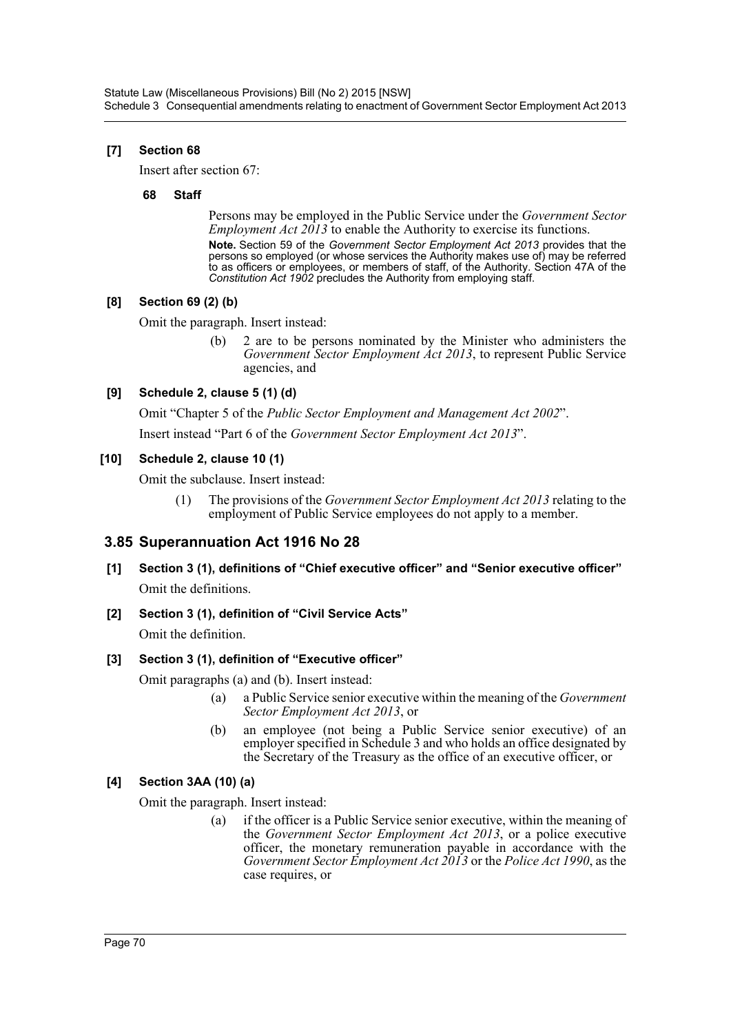**[7] Section 68**

Insert after section 67:

**68 Staff**

Persons may be employed in the Public Service under the *Government Sector Employment Act 2013* to enable the Authority to exercise its functions.

**Note.** Section 59 of the *Government Sector Employment Act 2013* provides that the persons so employed (or whose services the Authority makes use of) may be referred to as officers or employees, or members of staff, of the Authority. Section 47A of the *Constitution Act 1902* precludes the Authority from employing staff.

**[8] Section 69 (2) (b)**

Omit the paragraph. Insert instead:

(b) 2 are to be persons nominated by the Minister who administers the *Government Sector Employment Act 2013*, to represent Public Service agencies, and

**[9] Schedule 2, clause 5 (1) (d)**

Omit "Chapter 5 of the *Public Sector Employment and Management Act 2002*".

Insert instead "Part 6 of the *Government Sector Employment Act 2013*".

**[10] Schedule 2, clause 10 (1)**

Omit the subclause. Insert instead:

(1) The provisions of the *Government Sector Employment Act 2013* relating to the employment of Public Service employees do not apply to a member.

## 3.85 Superannuation Act 1916 No 28

**[1] Section 3 (1), definitions of "Chief executive officer" and "Senior executive officer"**

Omit the definitions.

**[2] Section 3 (1), definition of "Civil Service Acts"**

Omit the definition.

**[3] Section 3 (1), definition of "Executive officer"**

Omit paragraphs (a) and (b). Insert instead:

(a) a Public Service senior executive within the meaning of the *Government Sector Employment Act 2013*, or

(b) an employee (not being a Public Service senior executive) of an employer specified in Schedule 3 and who holds an office designated by the Secretary of the Treasury as the office of an executive officer, or

**[4] Section 3AA (10) (a)**

Omit the paragraph. Insert instead:

(a) if the officer is a Public Service senior executive, within the meaning of the *Government Sector Employment Act 2013*, or a police executive officer, the monetary remuneration payable in accordance with the *Government Sector Employment Act 2013* or the *Police Act 1990*, as the case requires, or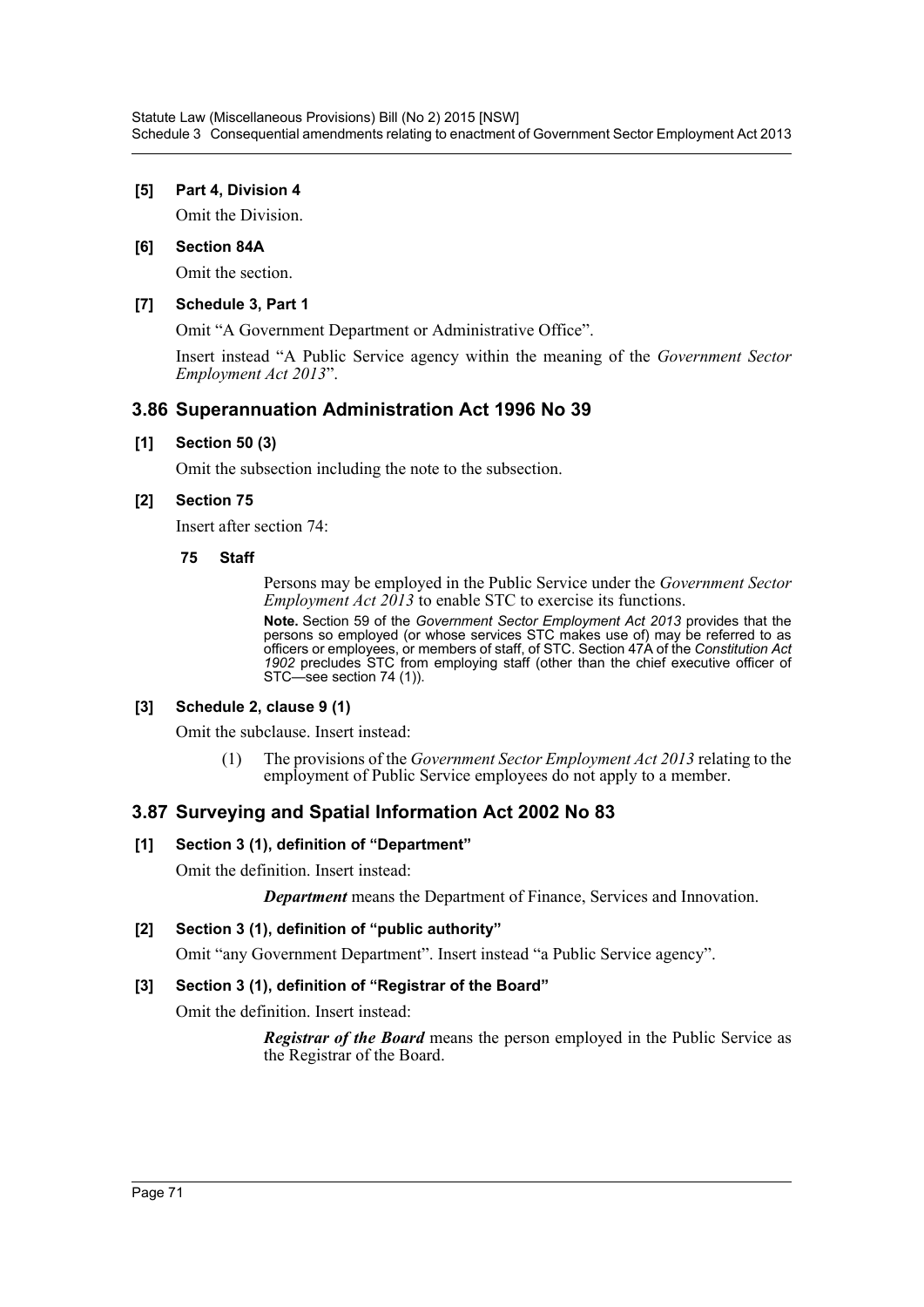**[5] Part 4, Division 4**

Omit the Division.

**[6] Section 84A**

Omit the section.

**[7] Schedule 3, Part 1**

Omit "A Government Department or Administrative Office".

Insert instead "A Public Service agency within the meaning of the *Government Sector Employment Act 2013*".

## 3.86 Superannuation Administration Act 1996 No 39

**[1] Section 50 (3)**

Omit the subsection including the note to the subsection.

**[2] Section 75**

Insert after section 74:

**75 Staff**

Persons may be employed in the Public Service under the *Government Sector Employment Act 2013* to enable STC to exercise its functions.

**Note.** Section 59 of the *Government Sector Employment Act 2013* provides that the persons so employed (or whose services STC makes use of) may be referred to as officers or employees, or members of staff, of STC. Section 47A of the *Constitution Act 1902* precludes STC from employing staff (other than the chief executive officer of STC—see section 74 (1)).

**[3] Schedule 2, clause 9 (1)**

Omit the subclause. Insert instead:

(1) The provisions of the *Government Sector Employment Act 2013* relating to the employment of Public Service employees do not apply to a member.

## 3.87 Surveying and Spatial Information Act 2002 No 83

**[1] Section 3 (1), definition of "Department"**

Omit the definition. Insert instead:

***Department*** means the Department of Finance, Services and Innovation.

**[2] Section 3 (1), definition of "public authority"**

Omit "any Government Department". Insert instead "a Public Service agency".

**[3] Section 3 (1), definition of "Registrar of the Board"**

Omit the definition. Insert instead:

***Registrar of the Board*** means the person employed in the Public Service as the Registrar of the Board.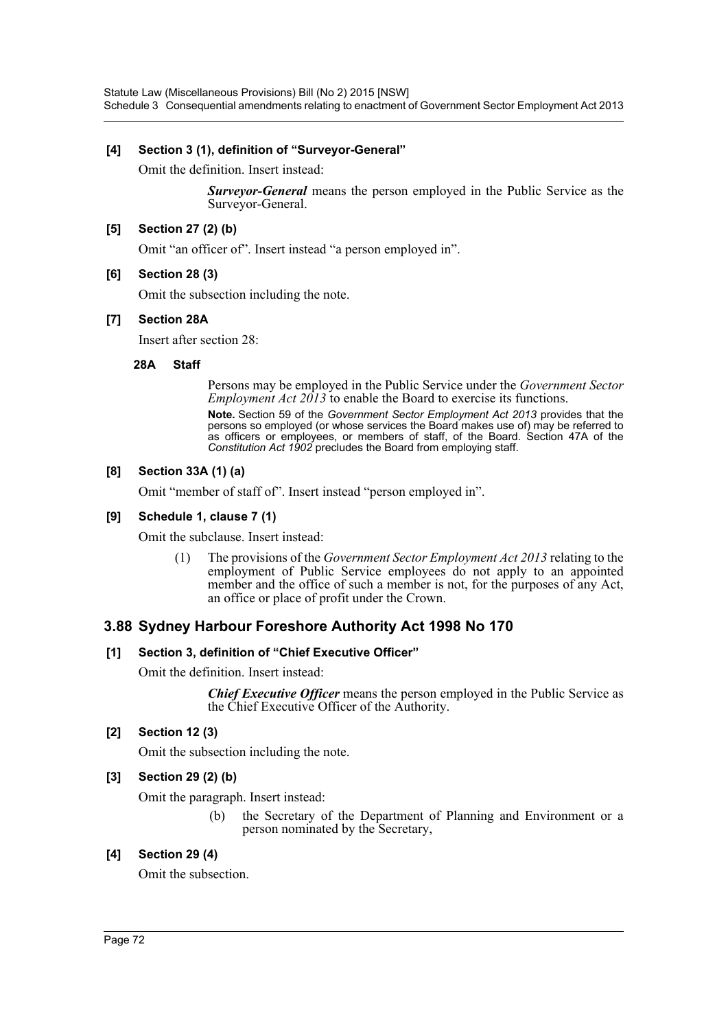**[4] Section 3 (1), definition of "Surveyor-General"**

Omit the definition. Insert instead:

> ***Surveyor-General*** means the person employed in the Public Service as the Surveyor-General.

**[5] Section 27 (2) (b)**

Omit "an officer of". Insert instead "a person employed in".

**[6] Section 28 (3)**

Omit the subsection including the note.

**[7] Section 28A**

Insert after section 28:

> **28A Staff**
>
> Persons may be employed in the Public Service under the *Government Sector Employment Act 2013* to enable the Board to exercise its functions.
>
> **Note.** Section 59 of the *Government Sector Employment Act 2013* provides that the persons so employed (or whose services the Board makes use of) may be referred to as officers or employees, or members of staff, of the Board. Section 47A of the *Constitution Act 1902* precludes the Board from employing staff.

**[8] Section 33A (1) (a)**

Omit "member of staff of". Insert instead "person employed in".

**[9] Schedule 1, clause 7 (1)**

Omit the subclause. Insert instead:

> (1) The provisions of the *Government Sector Employment Act 2013* relating to the employment of Public Service employees do not apply to an appointed member and the office of such a member is not, for the purposes of any Act, an office or place of profit under the Crown.

## 3.88 Sydney Harbour Foreshore Authority Act 1998 No 170

**[1] Section 3, definition of "Chief Executive Officer"**

Omit the definition. Insert instead:

> ***Chief Executive Officer*** means the person employed in the Public Service as the Chief Executive Officer of the Authority.

**[2] Section 12 (3)**

Omit the subsection including the note.

**[3] Section 29 (2) (b)**

Omit the paragraph. Insert instead:

> (b) the Secretary of the Department of Planning and Environment or a person nominated by the Secretary,

**[4] Section 29 (4)**

Omit the subsection.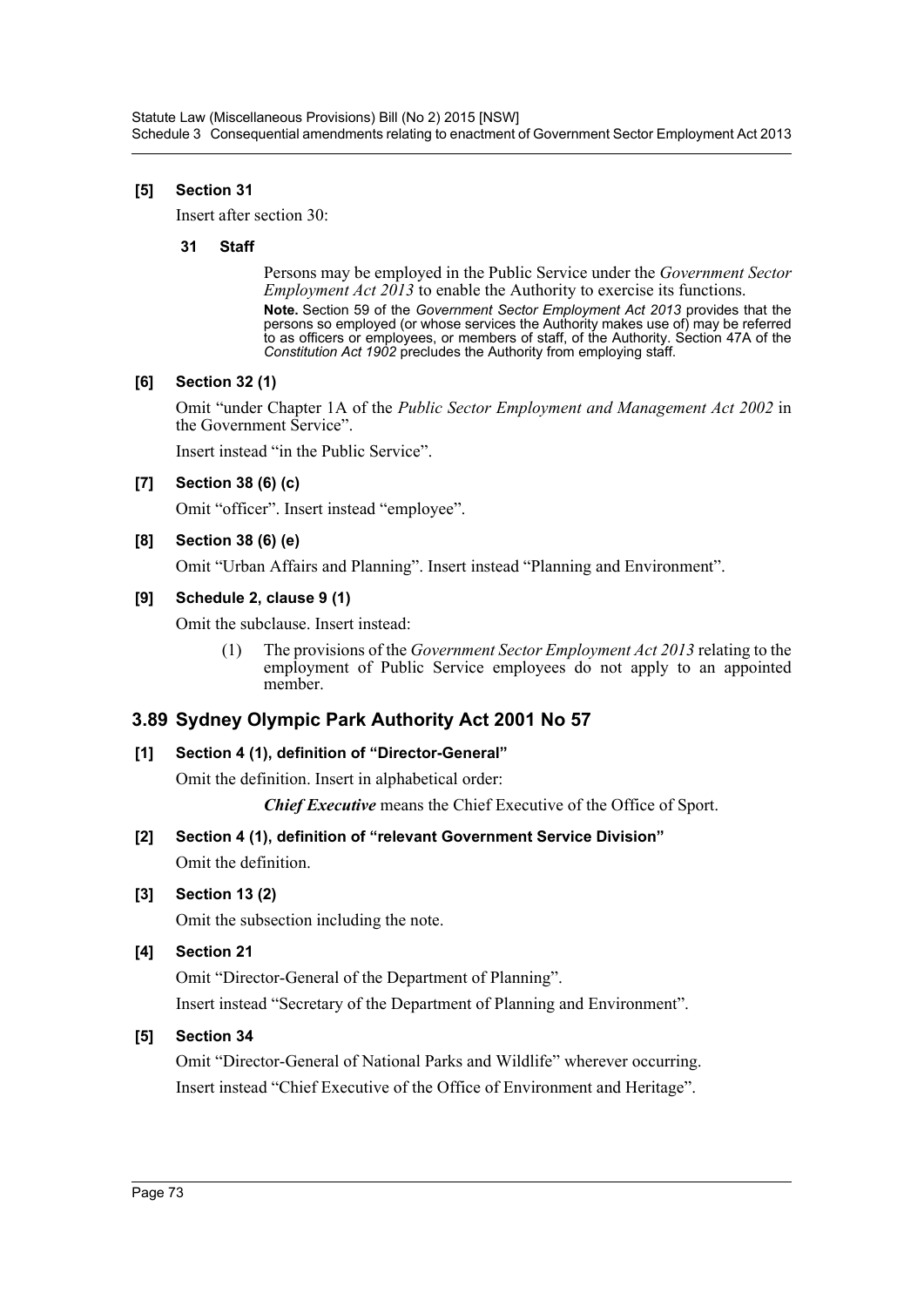**[5] Section 31**

Insert after section 30:

**31 Staff**

Persons may be employed in the Public Service under the *Government Sector Employment Act 2013* to enable the Authority to exercise its functions.

**Note.** Section 59 of the *Government Sector Employment Act 2013* provides that the persons so employed (or whose services the Authority makes use of) may be referred to as officers or employees, or members of staff, of the Authority. Section 47A of the *Constitution Act 1902* precludes the Authority from employing staff.

**[6] Section 32 (1)**

Omit "under Chapter 1A of the *Public Sector Employment and Management Act 2002* in the Government Service".

Insert instead "in the Public Service".

**[7] Section 38 (6) (c)**

Omit "officer". Insert instead "employee".

**[8] Section 38 (6) (e)**

Omit "Urban Affairs and Planning". Insert instead "Planning and Environment".

**[9] Schedule 2, clause 9 (1)**

Omit the subclause. Insert instead:

(1) The provisions of the *Government Sector Employment Act 2013* relating to the employment of Public Service employees do not apply to an appointed member.

## 3.89 Sydney Olympic Park Authority Act 2001 No 57

**[1] Section 4 (1), definition of "Director-General"**

Omit the definition. Insert in alphabetical order:

***Chief Executive*** means the Chief Executive of the Office of Sport.

**[2] Section 4 (1), definition of "relevant Government Service Division"**

Omit the definition.

**[3] Section 13 (2)**

Omit the subsection including the note.

**[4] Section 21**

Omit "Director-General of the Department of Planning".

Insert instead "Secretary of the Department of Planning and Environment".

**[5] Section 34**

Omit "Director-General of National Parks and Wildlife" wherever occurring.

Insert instead "Chief Executive of the Office of Environment and Heritage".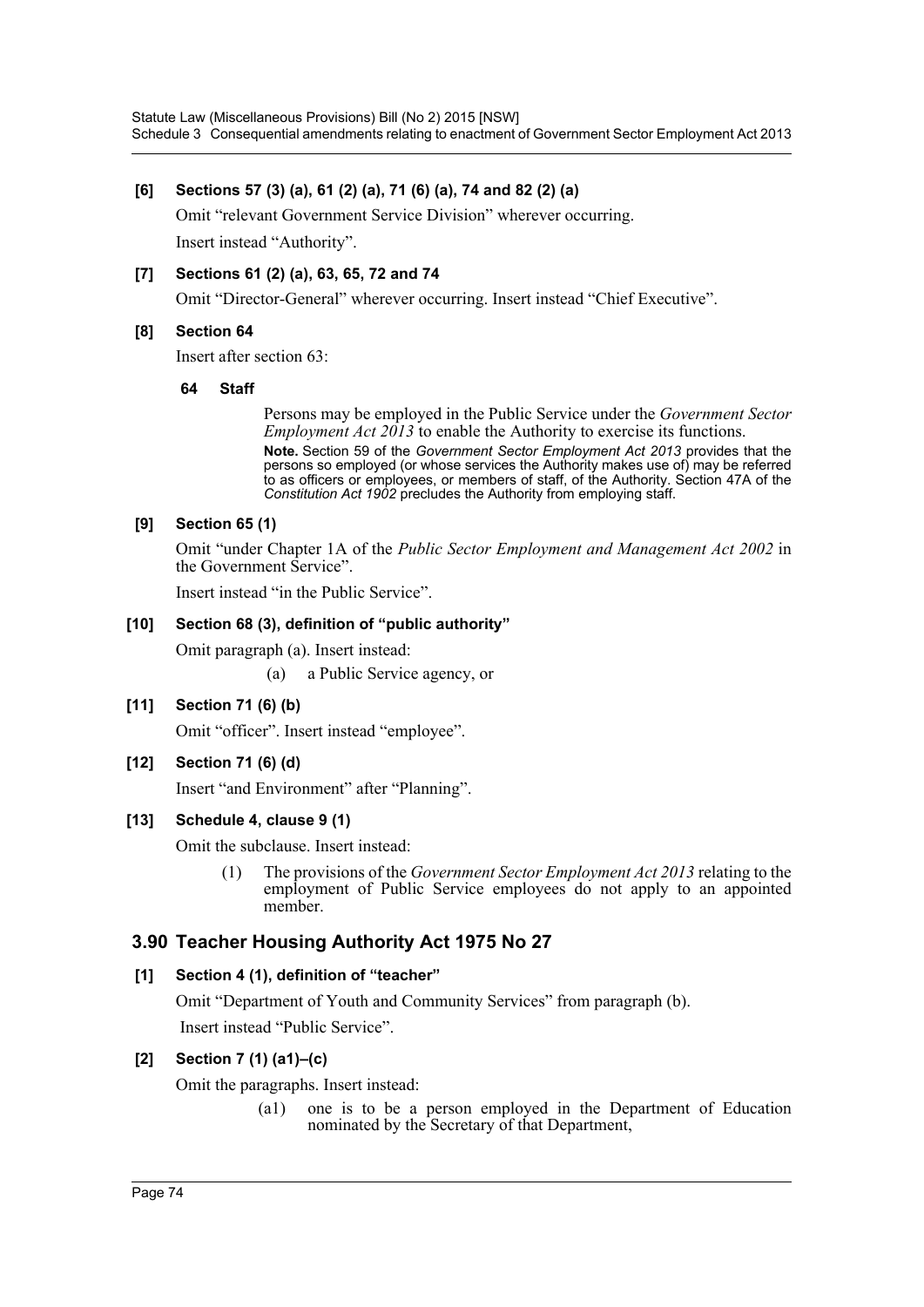**[6] Sections 57 (3) (a), 61 (2) (a), 71 (6) (a), 74 and 82 (2) (a)**

Omit "relevant Government Service Division" wherever occurring.

Insert instead "Authority".

**[7] Sections 61 (2) (a), 63, 65, 72 and 74**

Omit "Director-General" wherever occurring. Insert instead "Chief Executive".

**[8] Section 64**

Insert after section 63:

**64 Staff**

Persons may be employed in the Public Service under the *Government Sector Employment Act 2013* to enable the Authority to exercise its functions.

**Note.** Section 59 of the *Government Sector Employment Act 2013* provides that the persons so employed (or whose services the Authority makes use of) may be referred to as officers or employees, or members of staff, of the Authority. Section 47A of the *Constitution Act 1902* precludes the Authority from employing staff.

**[9] Section 65 (1)**

Omit "under Chapter 1A of the *Public Sector Employment and Management Act 2002* in the Government Service".

Insert instead "in the Public Service".

**[10] Section 68 (3), definition of "public authority"**

Omit paragraph (a). Insert instead:

(a) a Public Service agency, or

**[11] Section 71 (6) (b)**

Omit "officer". Insert instead "employee".

**[12] Section 71 (6) (d)**

Insert "and Environment" after "Planning".

**[13] Schedule 4, clause 9 (1)**

Omit the subclause. Insert instead:

(1) The provisions of the *Government Sector Employment Act 2013* relating to the employment of Public Service employees do not apply to an appointed member.

## 3.90 Teacher Housing Authority Act 1975 No 27

**[1] Section 4 (1), definition of "teacher"**

Omit "Department of Youth and Community Services" from paragraph (b).

Insert instead "Public Service".

**[2] Section 7 (1) (a1)–(c)**

Omit the paragraphs. Insert instead:

(a1) one is to be a person employed in the Department of Education nominated by the Secretary of that Department,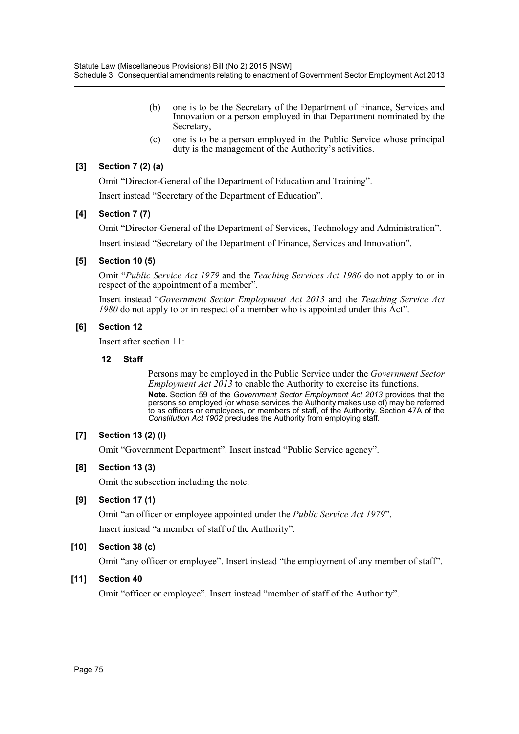(b) one is to be the Secretary of the Department of Finance, Services and Innovation or a person employed in that Department nominated by the Secretary,

(c) one is to be a person employed in the Public Service whose principal duty is the management of the Authority's activities.

### [3] Section 7 (2) (a)

Omit "Director-General of the Department of Education and Training".

Insert instead "Secretary of the Department of Education".

### [4] Section 7 (7)

Omit "Director-General of the Department of Services, Technology and Administration".

Insert instead "Secretary of the Department of Finance, Services and Innovation".

### [5] Section 10 (5)

Omit "*Public Service Act 1979* and the *Teaching Services Act 1980* do not apply to or in respect of the appointment of a member".

Insert instead "*Government Sector Employment Act 2013* and the *Teaching Service Act 1980* do not apply to or in respect of a member who is appointed under this Act".

### [6] Section 12

Insert after section 11:

#### 12 Staff

Persons may be employed in the Public Service under the *Government Sector Employment Act 2013* to enable the Authority to exercise its functions.

**Note.** Section 59 of the *Government Sector Employment Act 2013* provides that the persons so employed (or whose services the Authority makes use of) may be referred to as officers or employees, or members of staff, of the Authority. Section 47A of the *Constitution Act 1902* precludes the Authority from employing staff.

### [7] Section 13 (2) (l)

Omit "Government Department". Insert instead "Public Service agency".

### [8] Section 13 (3)

Omit the subsection including the note.

### [9] Section 17 (1)

Omit "an officer or employee appointed under the *Public Service Act 1979*".

Insert instead "a member of staff of the Authority".

### [10] Section 38 (c)

Omit "any officer or employee". Insert instead "the employment of any member of staff".

### [11] Section 40

Omit "officer or employee". Insert instead "member of staff of the Authority".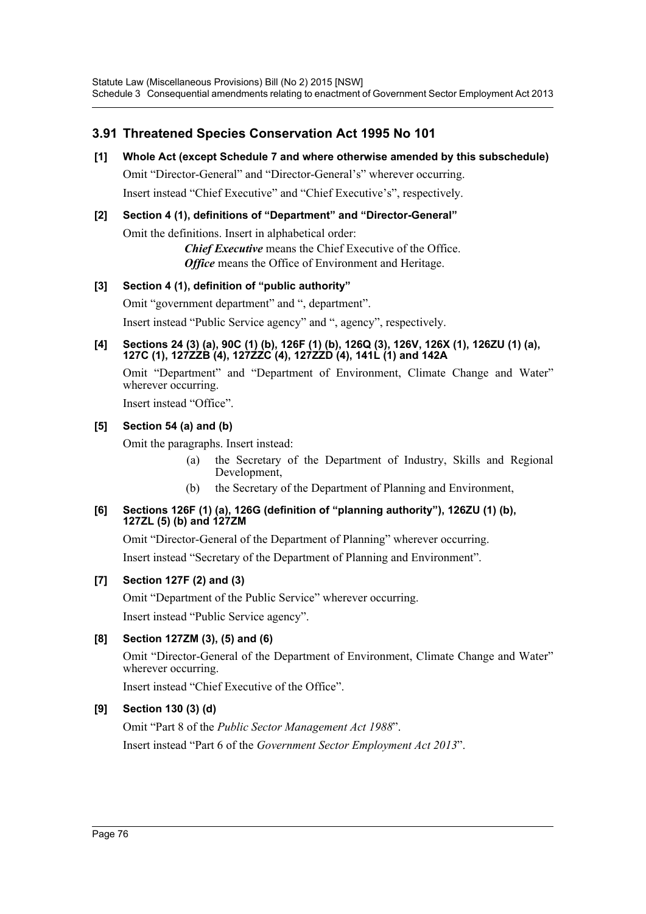## 3.91 Threatened Species Conservation Act 1995 No 101

**[1] Whole Act (except Schedule 7 and where otherwise amended by this subschedule)**

Omit "Director-General" and "Director-General's" wherever occurring.

Insert instead "Chief Executive" and "Chief Executive's", respectively.

**[2] Section 4 (1), definitions of "Department" and "Director-General"**

Omit the definitions. Insert in alphabetical order:

> ***Chief Executive*** means the Chief Executive of the Office.
>
> ***Office*** means the Office of Environment and Heritage.

**[3] Section 4 (1), definition of "public authority"**

Omit "government department" and ", department".

Insert instead "Public Service agency" and ", agency", respectively.

**[4] Sections 24 (3) (a), 90C (1) (b), 126F (1) (b), 126Q (3), 126V, 126X (1), 126ZU (1) (a), 127C (1), 127ZZB (4), 127ZZC (4), 127ZZD (4), 141L (1) and 142A**

Omit "Department" and "Department of Environment, Climate Change and Water" wherever occurring.

Insert instead "Office".

**[5] Section 54 (a) and (b)**

Omit the paragraphs. Insert instead:

> (a) the Secretary of the Department of Industry, Skills and Regional Development,
>
> (b) the Secretary of the Department of Planning and Environment,

**[6] Sections 126F (1) (a), 126G (definition of "planning authority"), 126ZU (1) (b), 127ZL (5) (b) and 127ZM**

Omit "Director-General of the Department of Planning" wherever occurring.

Insert instead "Secretary of the Department of Planning and Environment".

**[7] Section 127F (2) and (3)**

Omit "Department of the Public Service" wherever occurring.

Insert instead "Public Service agency".

**[8] Section 127ZM (3), (5) and (6)**

Omit "Director-General of the Department of Environment, Climate Change and Water" wherever occurring.

Insert instead "Chief Executive of the Office".

**[9] Section 130 (3) (d)**

Omit "Part 8 of the *Public Sector Management Act 1988*".

Insert instead "Part 6 of the *Government Sector Employment Act 2013*".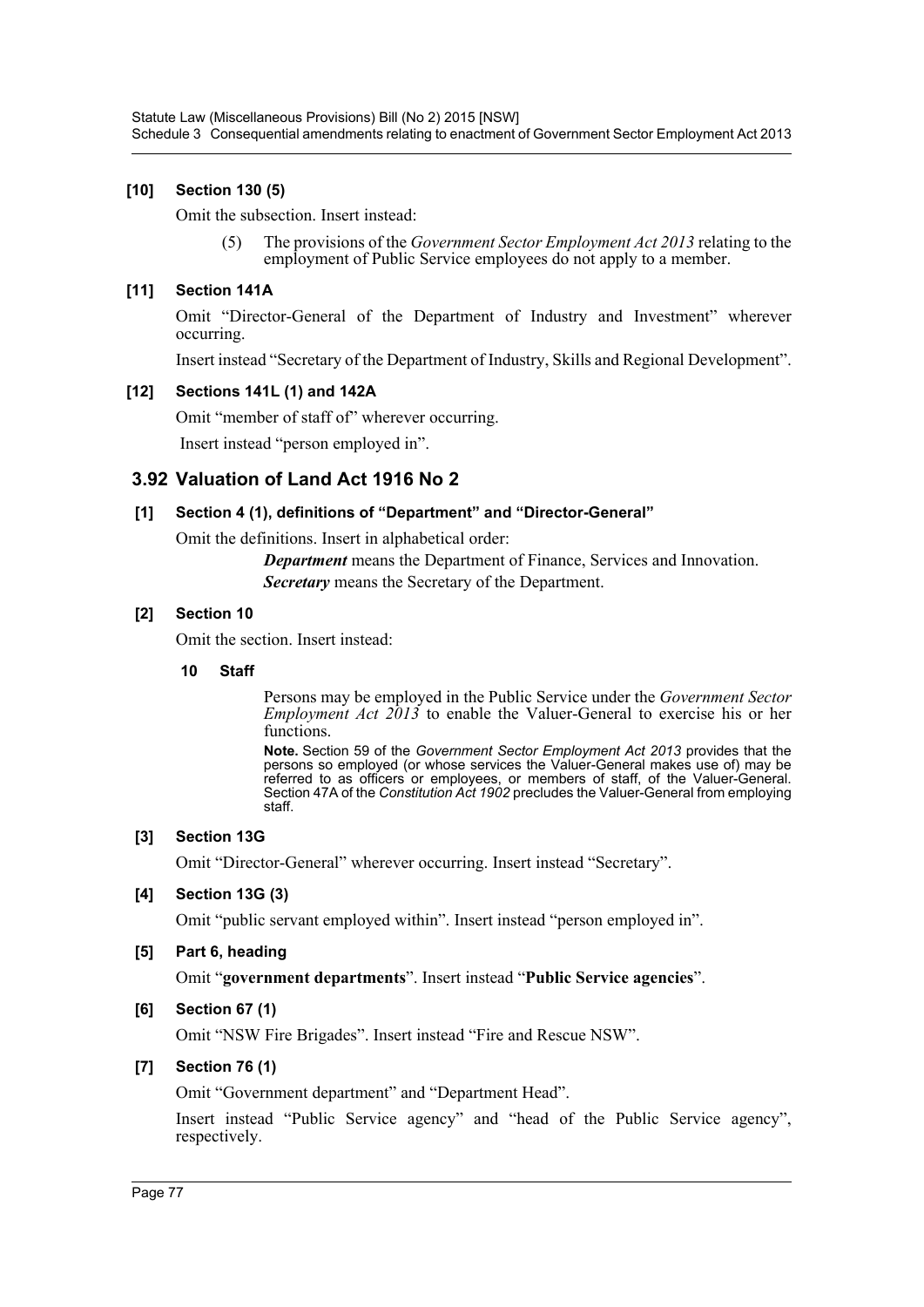**[10] Section 130 (5)**

Omit the subsection. Insert instead:

> (5) The provisions of the *Government Sector Employment Act 2013* relating to the employment of Public Service employees do not apply to a member.

**[11] Section 141A**

Omit "Director-General of the Department of Industry and Investment" wherever occurring.

Insert instead "Secretary of the Department of Industry, Skills and Regional Development".

**[12] Sections 141L (1) and 142A**

Omit "member of staff of" wherever occurring.

Insert instead "person employed in".

## 3.92 Valuation of Land Act 1916 No 2

**[1] Section 4 (1), definitions of "Department" and "Director-General"**

Omit the definitions. Insert in alphabetical order:

> ***Department*** means the Department of Finance, Services and Innovation.
>
> ***Secretary*** means the Secretary of the Department.

**[2] Section 10**

Omit the section. Insert instead:

> **10 Staff**
>
> Persons may be employed in the Public Service under the *Government Sector Employment Act 2013* to enable the Valuer-General to exercise his or her functions.
>
> **Note.** Section 59 of the *Government Sector Employment Act 2013* provides that the persons so employed (or whose services the Valuer-General makes use of) may be referred to as officers or employees, or members of staff, of the Valuer-General. Section 47A of the *Constitution Act 1902* precludes the Valuer-General from employing staff.

**[3] Section 13G**

Omit "Director-General" wherever occurring. Insert instead "Secretary".

**[4] Section 13G (3)**

Omit "public servant employed within". Insert instead "person employed in".

**[5] Part 6, heading**

Omit "**government departments**". Insert instead "**Public Service agencies**".

**[6] Section 67 (1)**

Omit "NSW Fire Brigades". Insert instead "Fire and Rescue NSW".

**[7] Section 76 (1)**

Omit "Government department" and "Department Head".

Insert instead "Public Service agency" and "head of the Public Service agency", respectively.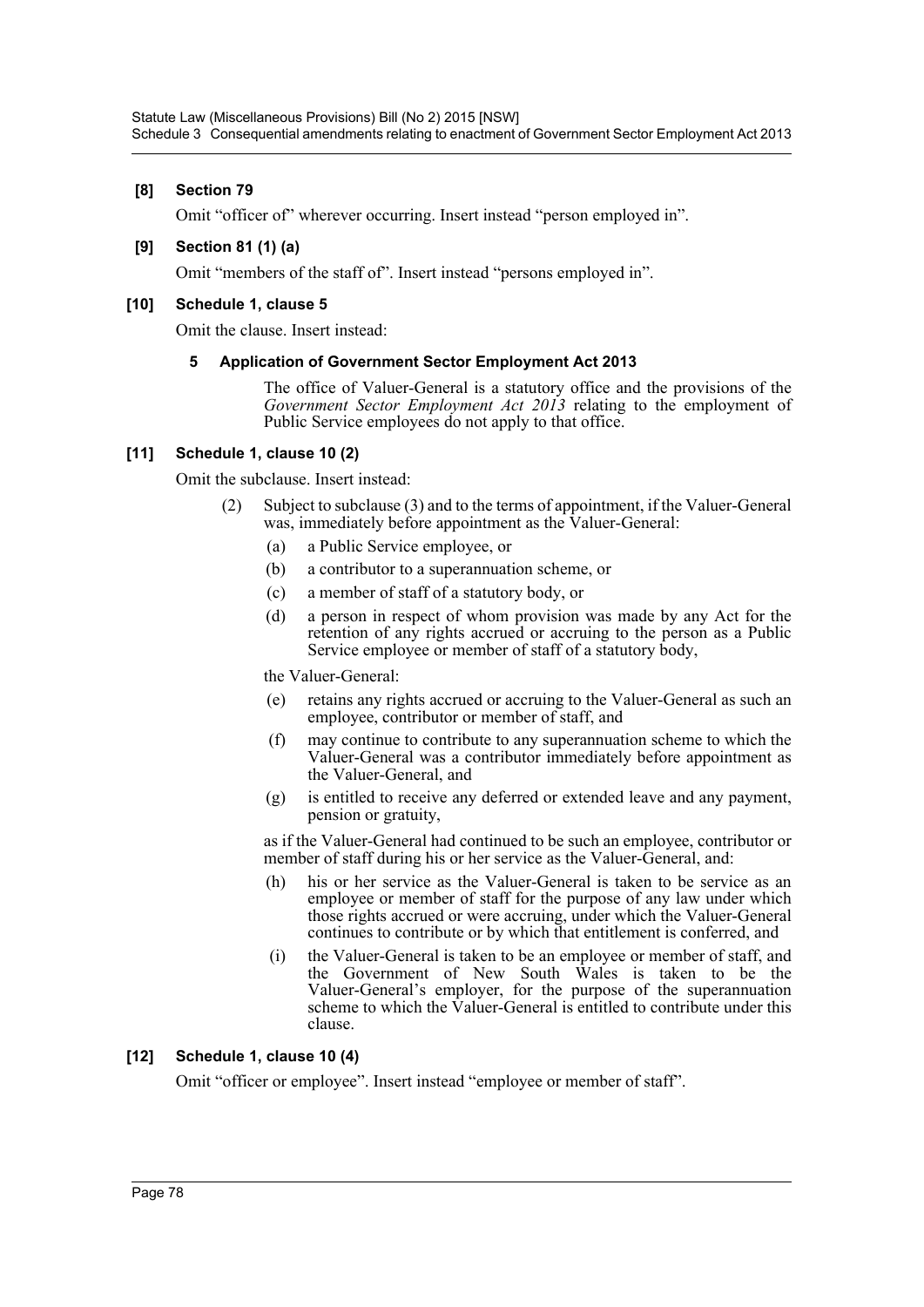**[8] Section 79**

Omit "officer of" wherever occurring. Insert instead "person employed in".

**[9] Section 81 (1) (a)**

Omit "members of the staff of". Insert instead "persons employed in".

**[10] Schedule 1, clause 5**

Omit the clause. Insert instead:

**5 Application of Government Sector Employment Act 2013**

The office of Valuer-General is a statutory office and the provisions of the *Government Sector Employment Act 2013* relating to the employment of Public Service employees do not apply to that office.

**[11] Schedule 1, clause 10 (2)**

Omit the subclause. Insert instead:

(2) Subject to subclause (3) and to the terms of appointment, if the Valuer-General was, immediately before appointment as the Valuer-General:

- (a) a Public Service employee, or
- (b) a contributor to a superannuation scheme, or
- (c) a member of staff of a statutory body, or
- (d) a person in respect of whom provision was made by any Act for the retention of any rights accrued or accruing to the person as a Public Service employee or member of staff of a statutory body,

the Valuer-General:

- (e) retains any rights accrued or accruing to the Valuer-General as such an employee, contributor or member of staff, and
- (f) may continue to contribute to any superannuation scheme to which the Valuer-General was a contributor immediately before appointment as the Valuer-General, and
- (g) is entitled to receive any deferred or extended leave and any payment, pension or gratuity,

as if the Valuer-General had continued to be such an employee, contributor or member of staff during his or her service as the Valuer-General, and:

- (h) his or her service as the Valuer-General is taken to be service as an employee or member of staff for the purpose of any law under which those rights accrued or were accruing, under which the Valuer-General continues to contribute or by which that entitlement is conferred, and
- (i) the Valuer-General is taken to be an employee or member of staff, and the Government of New South Wales is taken to be the Valuer-General's employer, for the purpose of the superannuation scheme to which the Valuer-General is entitled to contribute under this clause.

**[12] Schedule 1, clause 10 (4)**

Omit "officer or employee". Insert instead "employee or member of staff".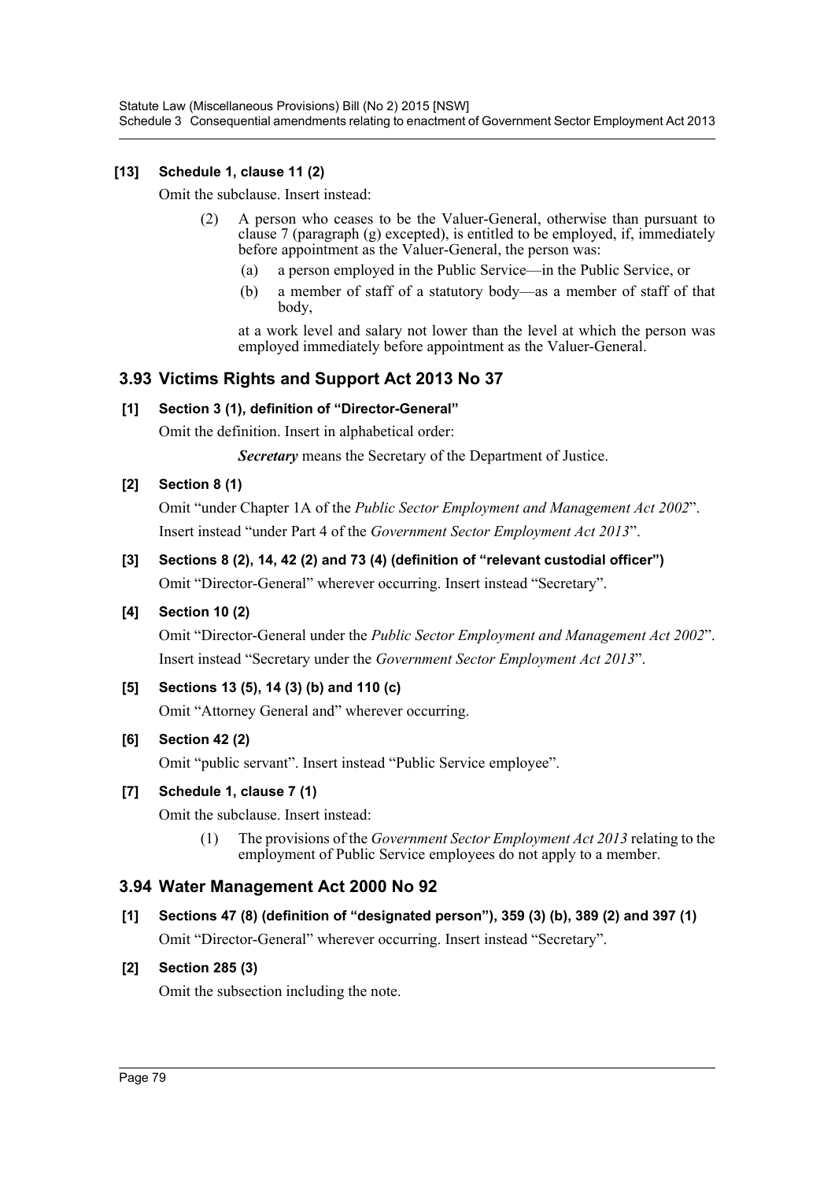**[13] Schedule 1, clause 11 (2)**

Omit the subclause. Insert instead:

> (2) A person who ceases to be the Valuer-General, otherwise than pursuant to clause 7 (paragraph (g) excepted), is entitled to be employed, if, immediately before appointment as the Valuer-General, the person was:
>
> (a) a person employed in the Public Service—in the Public Service, or
>
> (b) a member of staff of a statutory body—as a member of staff of that body,
>
> at a work level and salary not lower than the level at which the person was employed immediately before appointment as the Valuer-General.

## 3.93 Victims Rights and Support Act 2013 No 37

**[1] Section 3 (1), definition of "Director-General"**

Omit the definition. Insert in alphabetical order:

> ***Secretary*** means the Secretary of the Department of Justice.

**[2] Section 8 (1)**

Omit "under Chapter 1A of the *Public Sector Employment and Management Act 2002*".

Insert instead "under Part 4 of the *Government Sector Employment Act 2013*".

**[3] Sections 8 (2), 14, 42 (2) and 73 (4) (definition of "relevant custodial officer")**

Omit "Director-General" wherever occurring. Insert instead "Secretary".

**[4] Section 10 (2)**

Omit "Director-General under the *Public Sector Employment and Management Act 2002*".

Insert instead "Secretary under the *Government Sector Employment Act 2013*".

**[5] Sections 13 (5), 14 (3) (b) and 110 (c)**

Omit "Attorney General and" wherever occurring.

**[6] Section 42 (2)**

Omit "public servant". Insert instead "Public Service employee".

**[7] Schedule 1, clause 7 (1)**

Omit the subclause. Insert instead:

> (1) The provisions of the *Government Sector Employment Act 2013* relating to the employment of Public Service employees do not apply to a member.

## 3.94 Water Management Act 2000 No 92

**[1] Sections 47 (8) (definition of "designated person"), 359 (3) (b), 389 (2) and 397 (1)**

Omit "Director-General" wherever occurring. Insert instead "Secretary".

**[2] Section 285 (3)**

Omit the subsection including the note.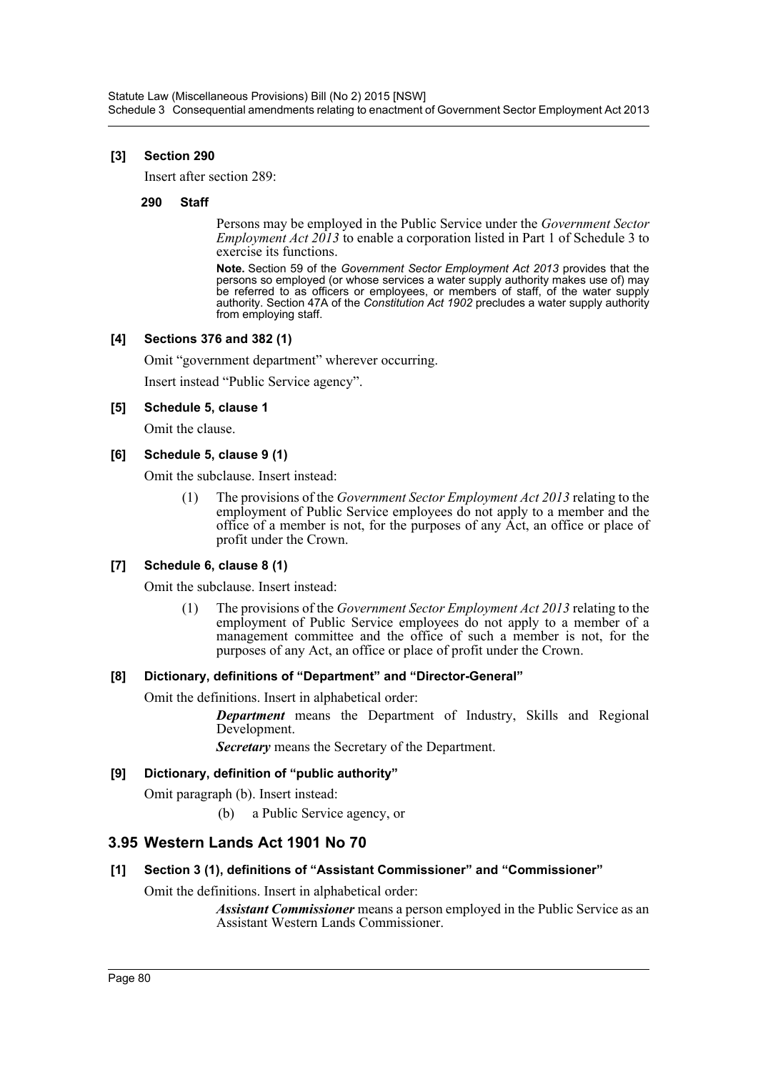**[3] Section 290**

Insert after section 289:

**290 Staff**

Persons may be employed in the Public Service under the *Government Sector Employment Act 2013* to enable a corporation listed in Part 1 of Schedule 3 to exercise its functions.

**Note.** Section 59 of the *Government Sector Employment Act 2013* provides that the persons so employed (or whose services a water supply authority makes use of) may be referred to as officers or employees, or members of staff, of the water supply authority. Section 47A of the *Constitution Act 1902* precludes a water supply authority from employing staff.

**[4] Sections 376 and 382 (1)**

Omit "government department" wherever occurring.

Insert instead "Public Service agency".

**[5] Schedule 5, clause 1**

Omit the clause.

**[6] Schedule 5, clause 9 (1)**

Omit the subclause. Insert instead:

(1) The provisions of the *Government Sector Employment Act 2013* relating to the employment of Public Service employees do not apply to a member and the office of a member is not, for the purposes of any Act, an office or place of profit under the Crown.

**[7] Schedule 6, clause 8 (1)**

Omit the subclause. Insert instead:

(1) The provisions of the *Government Sector Employment Act 2013* relating to the employment of Public Service employees do not apply to a member of a management committee and the office of such a member is not, for the purposes of any Act, an office or place of profit under the Crown.

**[8] Dictionary, definitions of "Department" and "Director-General"**

Omit the definitions. Insert in alphabetical order:

***Department*** means the Department of Industry, Skills and Regional Development.

***Secretary*** means the Secretary of the Department.

**[9] Dictionary, definition of "public authority"**

Omit paragraph (b). Insert instead:

(b) a Public Service agency, or

## 3.95 Western Lands Act 1901 No 70

**[1] Section 3 (1), definitions of "Assistant Commissioner" and "Commissioner"**

Omit the definitions. Insert in alphabetical order:

***Assistant Commissioner*** means a person employed in the Public Service as an Assistant Western Lands Commissioner.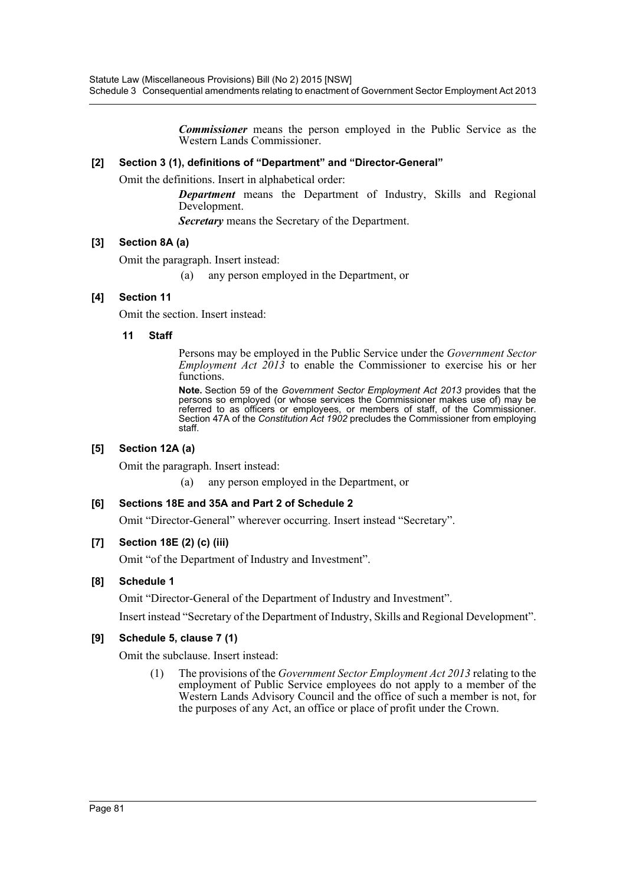***Commissioner*** means the person employed in the Public Service as the Western Lands Commissioner.

**[2] Section 3 (1), definitions of "Department" and "Director-General"**

Omit the definitions. Insert in alphabetical order:

> ***Department*** means the Department of Industry, Skills and Regional Development.
>
> ***Secretary*** means the Secretary of the Department.

**[3] Section 8A (a)**

Omit the paragraph. Insert instead:

> (a) any person employed in the Department, or

**[4] Section 11**

Omit the section. Insert instead:

> **11 Staff**
>
> Persons may be employed in the Public Service under the *Government Sector Employment Act 2013* to enable the Commissioner to exercise his or her functions.
>
> **Note.** Section 59 of the *Government Sector Employment Act 2013* provides that the persons so employed (or whose services the Commissioner makes use of) may be referred to as officers or employees, or members of staff, of the Commissioner. Section 47A of the *Constitution Act 1902* precludes the Commissioner from employing staff.

**[5] Section 12A (a)**

Omit the paragraph. Insert instead:

> (a) any person employed in the Department, or

**[6] Sections 18E and 35A and Part 2 of Schedule 2**

Omit "Director-General" wherever occurring. Insert instead "Secretary".

**[7] Section 18E (2) (c) (iii)**

Omit "of the Department of Industry and Investment".

**[8] Schedule 1**

Omit "Director-General of the Department of Industry and Investment".

Insert instead "Secretary of the Department of Industry, Skills and Regional Development".

**[9] Schedule 5, clause 7 (1)**

Omit the subclause. Insert instead:

> (1) The provisions of the *Government Sector Employment Act 2013* relating to the employment of Public Service employees do not apply to a member of the Western Lands Advisory Council and the office of such a member is not, for the purposes of any Act, an office or place of profit under the Crown.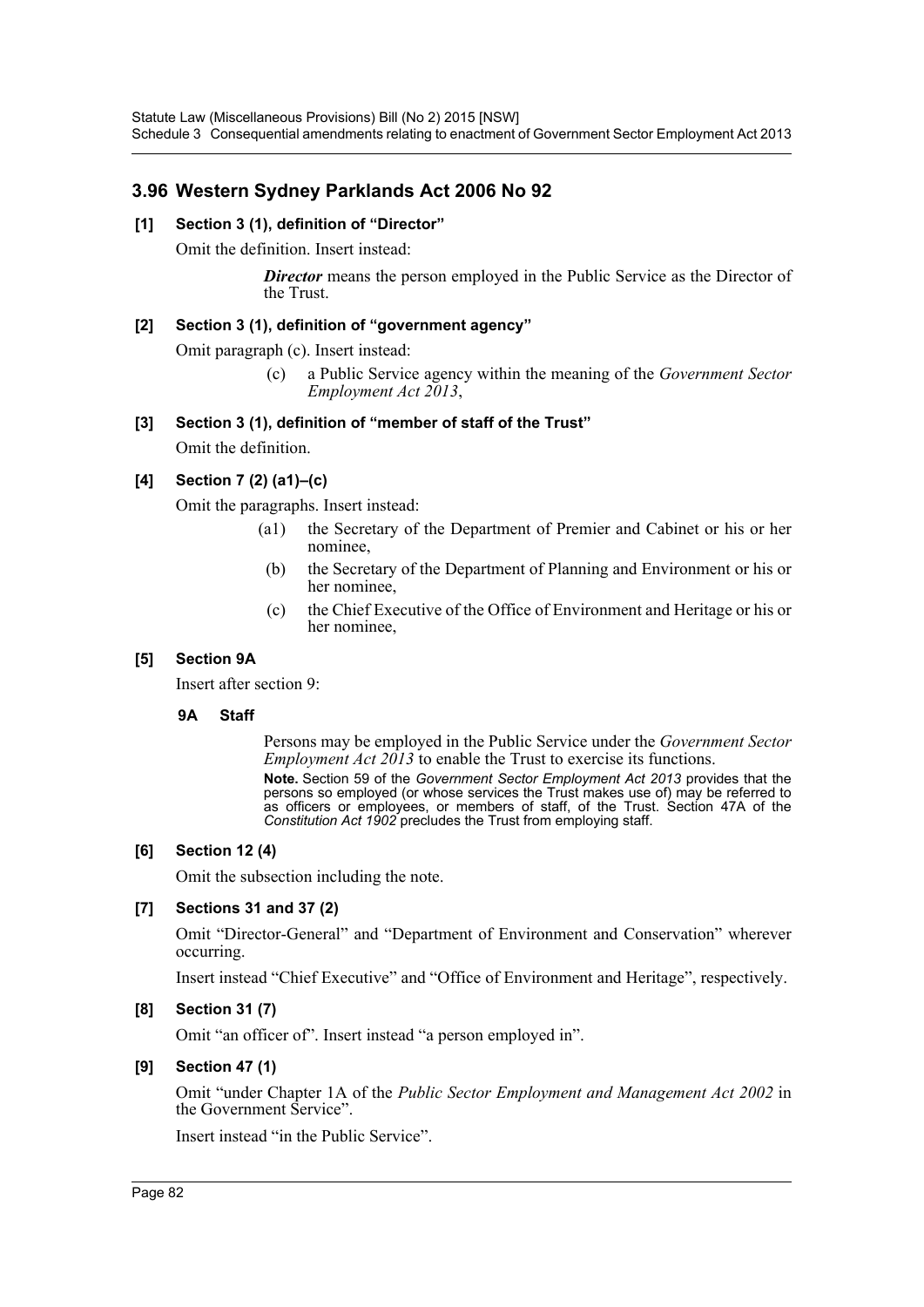## 3.96 Western Sydney Parklands Act 2006 No 92

### [1] Section 3 (1), definition of "Director"

Omit the definition. Insert instead:

> ***Director*** means the person employed in the Public Service as the Director of the Trust.

### [2] Section 3 (1), definition of "government agency"

Omit paragraph (c). Insert instead:

> (c) a Public Service agency within the meaning of the *Government Sector Employment Act 2013*,

### [3] Section 3 (1), definition of "member of staff of the Trust"

Omit the definition.

### [4] Section 7 (2) (a1)–(c)

Omit the paragraphs. Insert instead:

> (a1) the Secretary of the Department of Premier and Cabinet or his or her nominee,
>
> (b) the Secretary of the Department of Planning and Environment or his or her nominee,
>
> (c) the Chief Executive of the Office of Environment and Heritage or his or her nominee,

### [5] Section 9A

Insert after section 9:

> **9A Staff**
>
> Persons may be employed in the Public Service under the *Government Sector Employment Act 2013* to enable the Trust to exercise its functions.
>
> **Note.** Section 59 of the *Government Sector Employment Act 2013* provides that the persons so employed (or whose services the Trust makes use of) may be referred to as officers or employees, or members of staff, of the Trust. Section 47A of the *Constitution Act 1902* precludes the Trust from employing staff.

### [6] Section 12 (4)

Omit the subsection including the note.

### [7] Sections 31 and 37 (2)

Omit "Director-General" and "Department of Environment and Conservation" wherever occurring.

Insert instead "Chief Executive" and "Office of Environment and Heritage", respectively.

### [8] Section 31 (7)

Omit "an officer of". Insert instead "a person employed in".

### [9] Section 47 (1)

Omit "under Chapter 1A of the *Public Sector Employment and Management Act 2002* in the Government Service".

Insert instead "in the Public Service".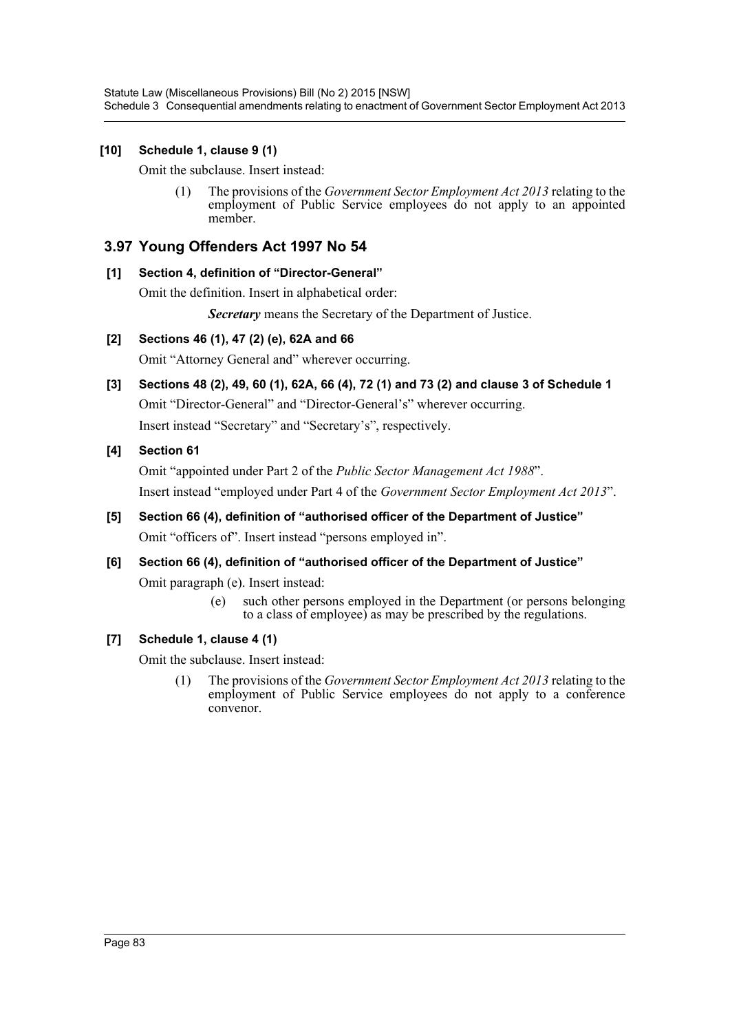**[10] Schedule 1, clause 9 (1)**

Omit the subclause. Insert instead:

> (1) The provisions of the *Government Sector Employment Act 2013* relating to the employment of Public Service employees do not apply to an appointed member.

## 3.97 Young Offenders Act 1997 No 54

**[1] Section 4, definition of "Director-General"**

Omit the definition. Insert in alphabetical order:

> ***Secretary*** means the Secretary of the Department of Justice.

**[2] Sections 46 (1), 47 (2) (e), 62A and 66**

Omit "Attorney General and" wherever occurring.

**[3] Sections 48 (2), 49, 60 (1), 62A, 66 (4), 72 (1) and 73 (2) and clause 3 of Schedule 1**

Omit "Director-General" and "Director-General's" wherever occurring.

Insert instead "Secretary" and "Secretary's", respectively.

**[4] Section 61**

Omit "appointed under Part 2 of the *Public Sector Management Act 1988*".

Insert instead "employed under Part 4 of the *Government Sector Employment Act 2013*".

**[5] Section 66 (4), definition of "authorised officer of the Department of Justice"**

Omit "officers of". Insert instead "persons employed in".

**[6] Section 66 (4), definition of "authorised officer of the Department of Justice"**

Omit paragraph (e). Insert instead:

> (e) such other persons employed in the Department (or persons belonging to a class of employee) as may be prescribed by the regulations.

**[7] Schedule 1, clause 4 (1)**

Omit the subclause. Insert instead:

> (1) The provisions of the *Government Sector Employment Act 2013* relating to the employment of Public Service employees do not apply to a conference convenor.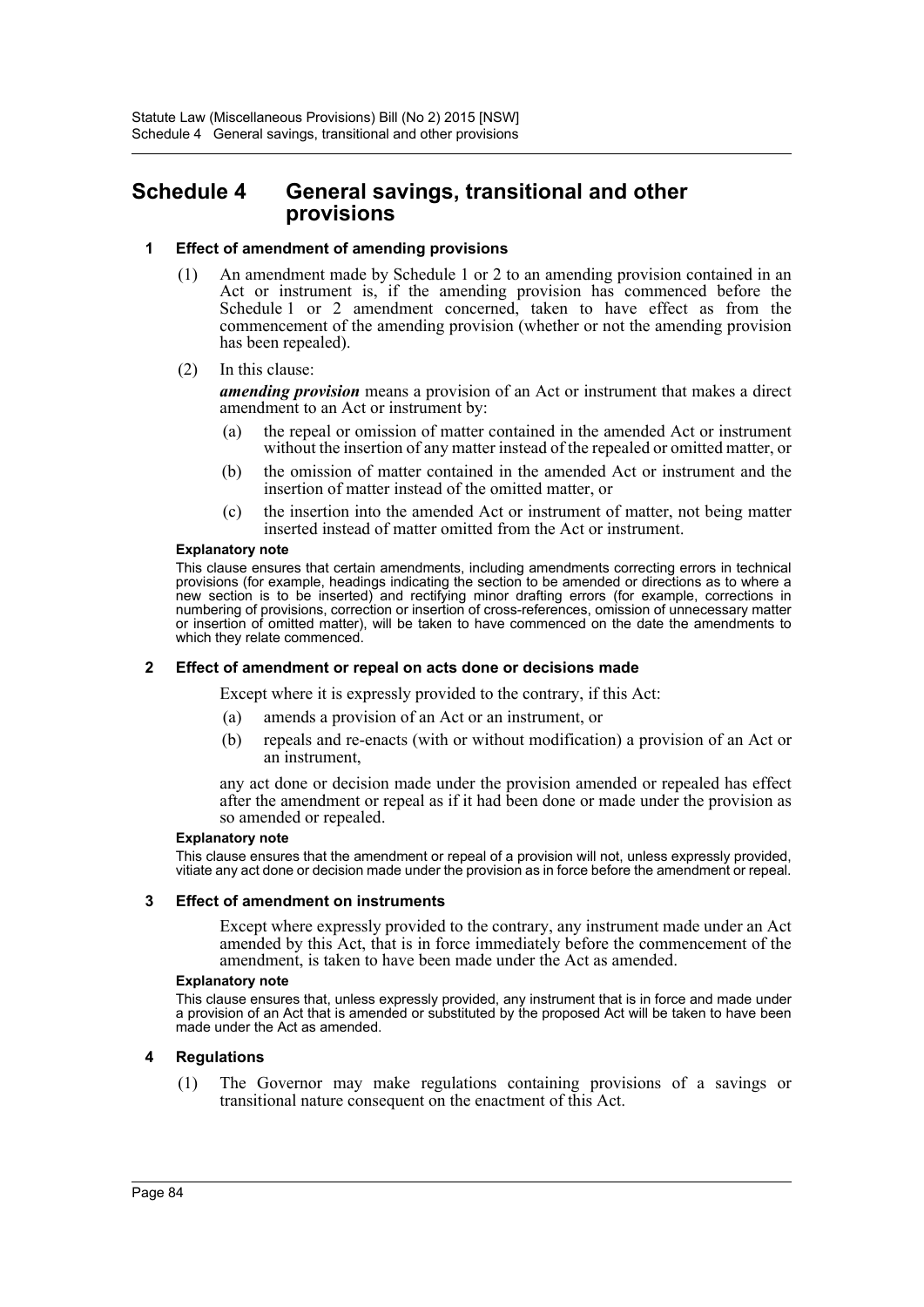# Schedule 4 General savings, transitional and other provisions

## 1 Effect of amendment of amending provisions

(1) An amendment made by Schedule 1 or 2 to an amending provision contained in an Act or instrument is, if the amending provision has commenced before the Schedule 1 or 2 amendment concerned, taken to have effect as from the commencement of the amending provision (whether or not the amending provision has been repealed).

(2) In this clause:

***amending provision*** means a provision of an Act or instrument that makes a direct amendment to an Act or instrument by:

(a) the repeal or omission of matter contained in the amended Act or instrument without the insertion of any matter instead of the repealed or omitted matter, or

(b) the omission of matter contained in the amended Act or instrument and the insertion of matter instead of the omitted matter, or

(c) the insertion into the amended Act or instrument of matter, not being matter inserted instead of matter omitted from the Act or instrument.

**Explanatory note**

This clause ensures that certain amendments, including amendments correcting errors in technical provisions (for example, headings indicating the section to be amended or directions as to where a new section is to be inserted) and rectifying minor drafting errors (for example, corrections in numbering of provisions, correction or insertion of cross-references, omission of unnecessary matter or insertion of omitted matter), will be taken to have commenced on the date the amendments to which they relate commenced.

## 2 Effect of amendment or repeal on acts done or decisions made

Except where it is expressly provided to the contrary, if this Act:

(a) amends a provision of an Act or an instrument, or

(b) repeals and re-enacts (with or without modification) a provision of an Act or an instrument,

any act done or decision made under the provision amended or repealed has effect after the amendment or repeal as if it had been done or made under the provision as so amended or repealed.

**Explanatory note**

This clause ensures that the amendment or repeal of a provision will not, unless expressly provided, vitiate any act done or decision made under the provision as in force before the amendment or repeal.

## 3 Effect of amendment on instruments

Except where expressly provided to the contrary, any instrument made under an Act amended by this Act, that is in force immediately before the commencement of the amendment, is taken to have been made under the Act as amended.

**Explanatory note**

This clause ensures that, unless expressly provided, any instrument that is in force and made under a provision of an Act that is amended or substituted by the proposed Act will be taken to have been made under the Act as amended.

## 4 Regulations

(1) The Governor may make regulations containing provisions of a savings or transitional nature consequent on the enactment of this Act.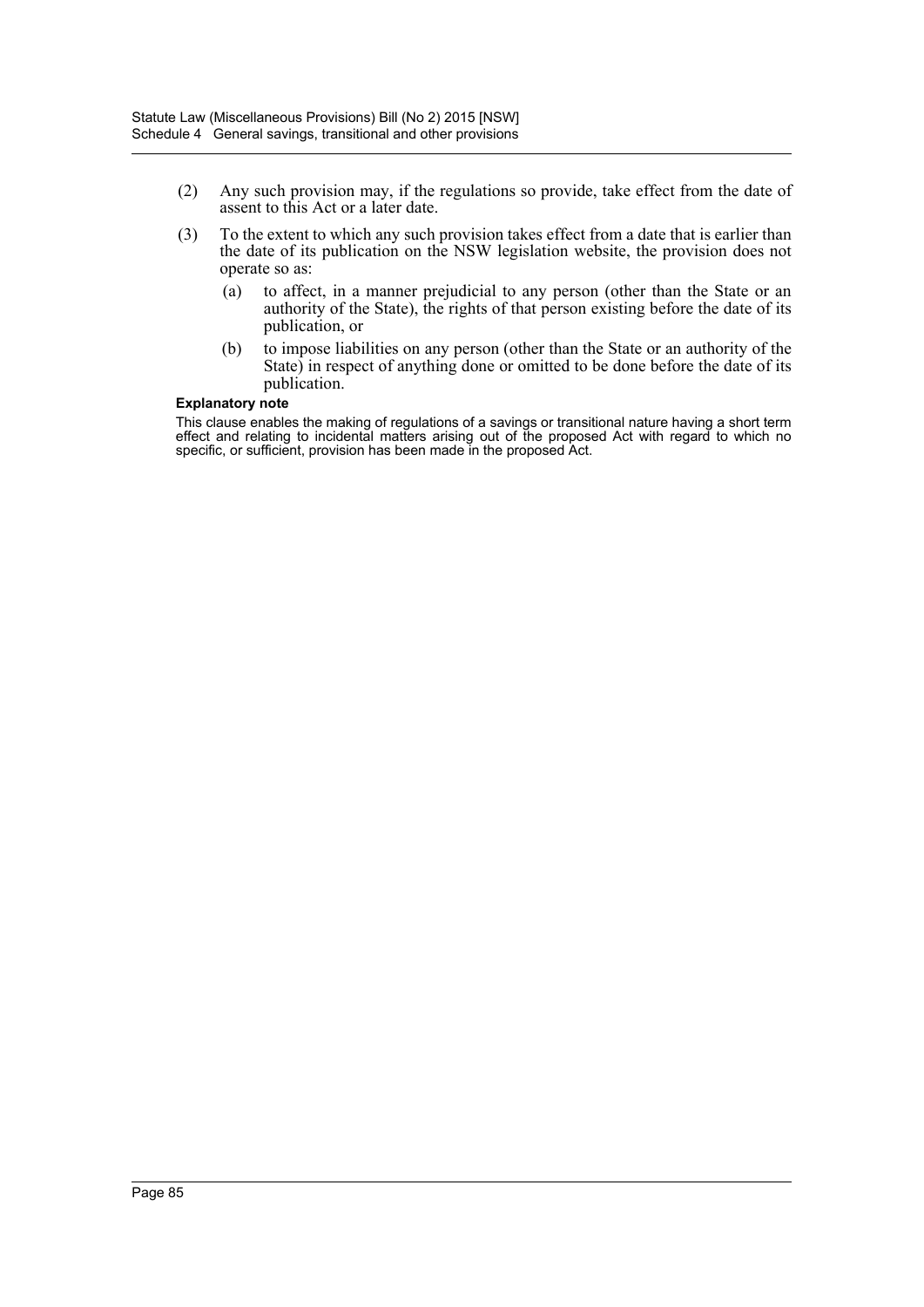(2) Any such provision may, if the regulations so provide, take effect from the date of assent to this Act or a later date.

(3) To the extent to which any such provision takes effect from a date that is earlier than the date of its publication on the NSW legislation website, the provision does not operate so as:

(a) to affect, in a manner prejudicial to any person (other than the State or an authority of the State), the rights of that person existing before the date of its publication, or

(b) to impose liabilities on any person (other than the State or an authority of the State) in respect of anything done or omitted to be done before the date of its publication.

**Explanatory note**

This clause enables the making of regulations of a savings or transitional nature having a short term effect and relating to incidental matters arising out of the proposed Act with regard to which no specific, or sufficient, provision has been made in the proposed Act.